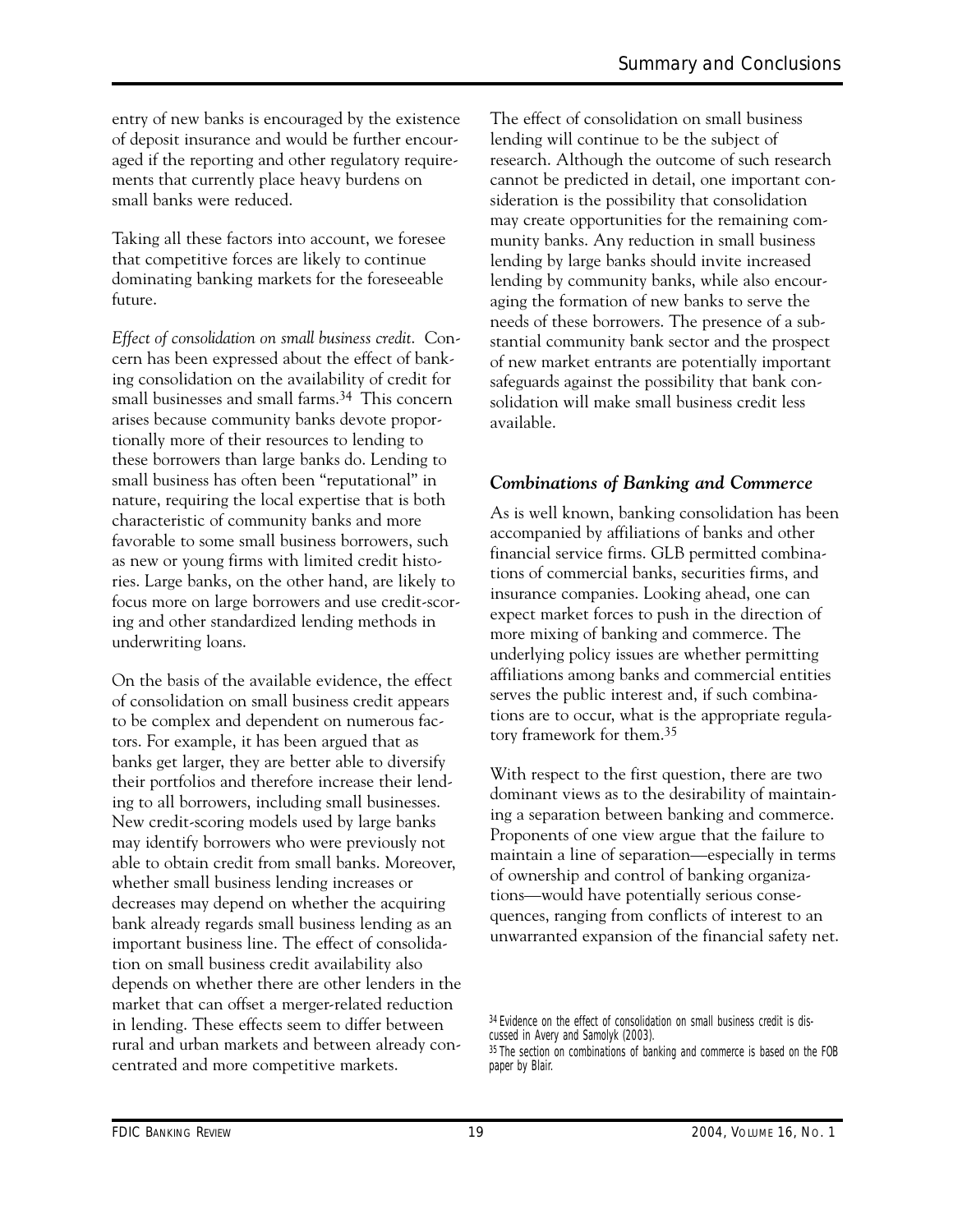entry of new banks is encouraged by the existence of deposit insurance and would be further encouraged if the reporting and other regulatory requirements that currently place heavy burdens on small banks were reduced.

Taking all these factors into account, we foresee that competitive forces are likely to continue dominating banking markets for the foreseeable future.

*Effect of consolidation on small business credit.* Concern has been expressed about the effect of banking consolidation on the availability of credit for small businesses and small farms.[34] This concern arises because community banks devote proportionally more of their resources to lending to these borrowers than large banks do. Lending to small business has often been "reputational" in nature, requiring the local expertise that is both characteristic of community banks and more favorable to some small business borrowers, such as new or young firms with limited credit histories. Large banks, on the other hand, are likely to focus more on large borrowers and use credit-scoring and other standardized lending methods in underwriting loans.

On the basis of the available evidence, the effect of consolidation on small business credit appears to be complex and dependent on numerous factors. For example, it has been argued that as banks get larger, they are better able to diversify their portfolios and therefore increase their lending to all borrowers, including small businesses. New credit-scoring models used by large banks may identify borrowers who were previously not able to obtain credit from small banks. Moreover, whether small business lending increases or decreases may depend on whether the acquiring bank already regards small business lending as an important business line. The effect of consolidation on small business credit availability also depends on whether there are other lenders in the market that can offset a merger-related reduction in lending. These effects seem to differ between rural and urban markets and between already concentrated and more competitive markets.

The effect of consolidation on small business lending will continue to be the subject of research. Although the outcome of such research cannot be predicted in detail, one important consideration is the possibility that consolidation may create opportunities for the remaining community banks. Any reduction in small business lending by large banks should invite increased lending by community banks, while also encouraging the formation of new banks to serve the needs of these borrowers. The presence of a substantial community bank sector and the prospect of new market entrants are potentially important safeguards against the possibility that bank consolidation will make small business credit less available.

### *Combinations of Banking and Commerce*

As is well known, banking consolidation has been accompanied by affiliations of banks and other financial service firms. GLB permitted combinations of commercial banks, securities firms, and insurance companies. Looking ahead, one can expect market forces to push in the direction of more mixing of banking and commerce. The underlying policy issues are whether permitting affiliations among banks and commercial entities serves the public interest and, if such combinations are to occur, what is the appropriate regulatory framework for them.[35]

With respect to the first question, there are two dominant views as to the desirability of maintaining a separation between banking and commerce. Proponents of one view argue that the failure to maintain a line of separation—especially in terms of ownership and control of banking organizations—would have potentially serious consequences, ranging from conflicts of interest to an unwarranted expansion of the financial safety net.

[34] Evidence on the effect of consolidation on small business credit is discussed in Avery and Samolyk (2003).

[35] The section on combinations of banking and commerce is based on the FOB paper by Blair.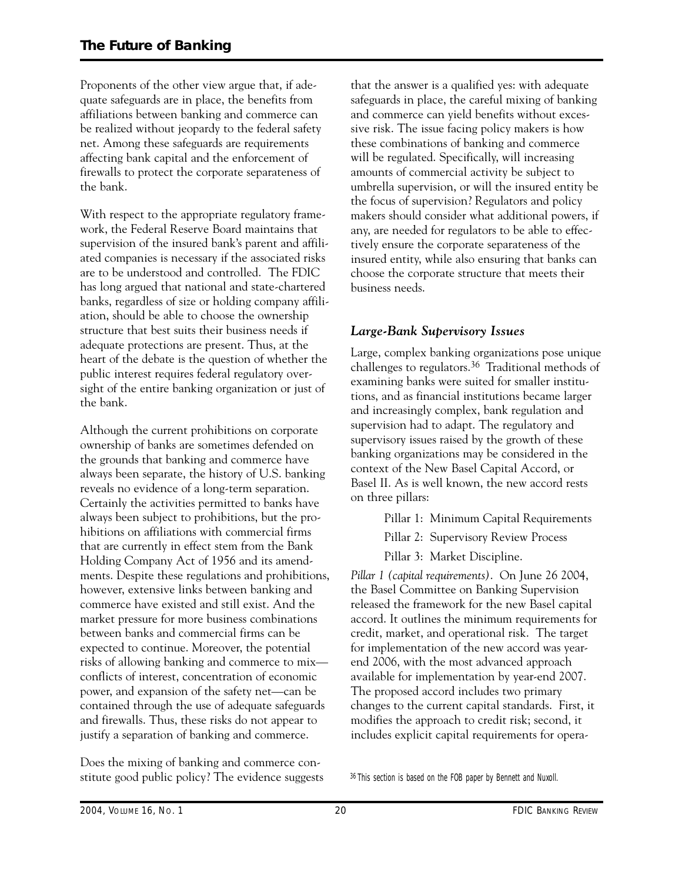Proponents of the other view argue that, if adequate safeguards are in place, the benefits from affiliations between banking and commerce can be realized without jeopardy to the federal safety net. Among these safeguards are requirements affecting bank capital and the enforcement of firewalls to protect the corporate separateness of the bank.

With respect to the appropriate regulatory framework, the Federal Reserve Board maintains that supervision of the insured bank's parent and affiliated companies is necessary if the associated risks are to be understood and controlled. The FDIC has long argued that national and state-chartered banks, regardless of size or holding company affiliation, should be able to choose the ownership structure that best suits their business needs if adequate protections are present. Thus, at the heart of the debate is the question of whether the public interest requires federal regulatory oversight of the entire banking organization or just of the bank.

Although the current prohibitions on corporate ownership of banks are sometimes defended on the grounds that banking and commerce have always been separate, the history of U.S. banking reveals no evidence of a long-term separation. Certainly the activities permitted to banks have always been subject to prohibitions, but the prohibitions on affiliations with commercial firms that are currently in effect stem from the Bank Holding Company Act of 1956 and its amendments. Despite these regulations and prohibitions, however, extensive links between banking and commerce have existed and still exist. And the market pressure for more business combinations between banks and commercial firms can be expected to continue. Moreover, the potential risks of allowing banking and commerce to mix—conflicts of interest, concentration of economic power, and expansion of the safety net—can be contained through the use of adequate safeguards and firewalls. Thus, these risks do not appear to justify a separation of banking and commerce.

Does the mixing of banking and commerce constitute good public policy? The evidence suggests that the answer is a qualified yes: with adequate safeguards in place, the careful mixing of banking and commerce can yield benefits without excessive risk. The issue facing policy makers is how these combinations of banking and commerce will be regulated. Specifically, will increasing amounts of commercial activity be subject to umbrella supervision, or will the insured entity be the focus of supervision? Regulators and policy makers should consider what additional powers, if any, are needed for regulators to be able to effectively ensure the corporate separateness of the insured entity, while also ensuring that banks can choose the corporate structure that meets their business needs.

### *Large-Bank Supervisory Issues*

Large, complex banking organizations pose unique challenges to regulators.[36] Traditional methods of examining banks were suited for smaller institutions, and as financial institutions became larger and increasingly complex, bank regulation and supervision had to adapt. The regulatory and supervisory issues raised by the growth of these banking organizations may be considered in the context of the New Basel Capital Accord, or Basel II. As is well known, the new accord rests on three pillars:

- Pillar 1: Minimum Capital Requirements
- Pillar 2: Supervisory Review Process
- Pillar 3: Market Discipline.

*Pillar 1 (capital requirements).* On June 26 2004, the Basel Committee on Banking Supervision released the framework for the new Basel capital accord. It outlines the minimum requirements for credit, market, and operational risk. The target for implementation of the new accord was year-end 2006, with the most advanced approach available for implementation by year-end 2007. The proposed accord includes two primary changes to the current capital standards. First, it modifies the approach to credit risk; second, it includes explicit capital requirements for opera-

[36] This section is based on the FOB paper by Bennett and Nuxoll.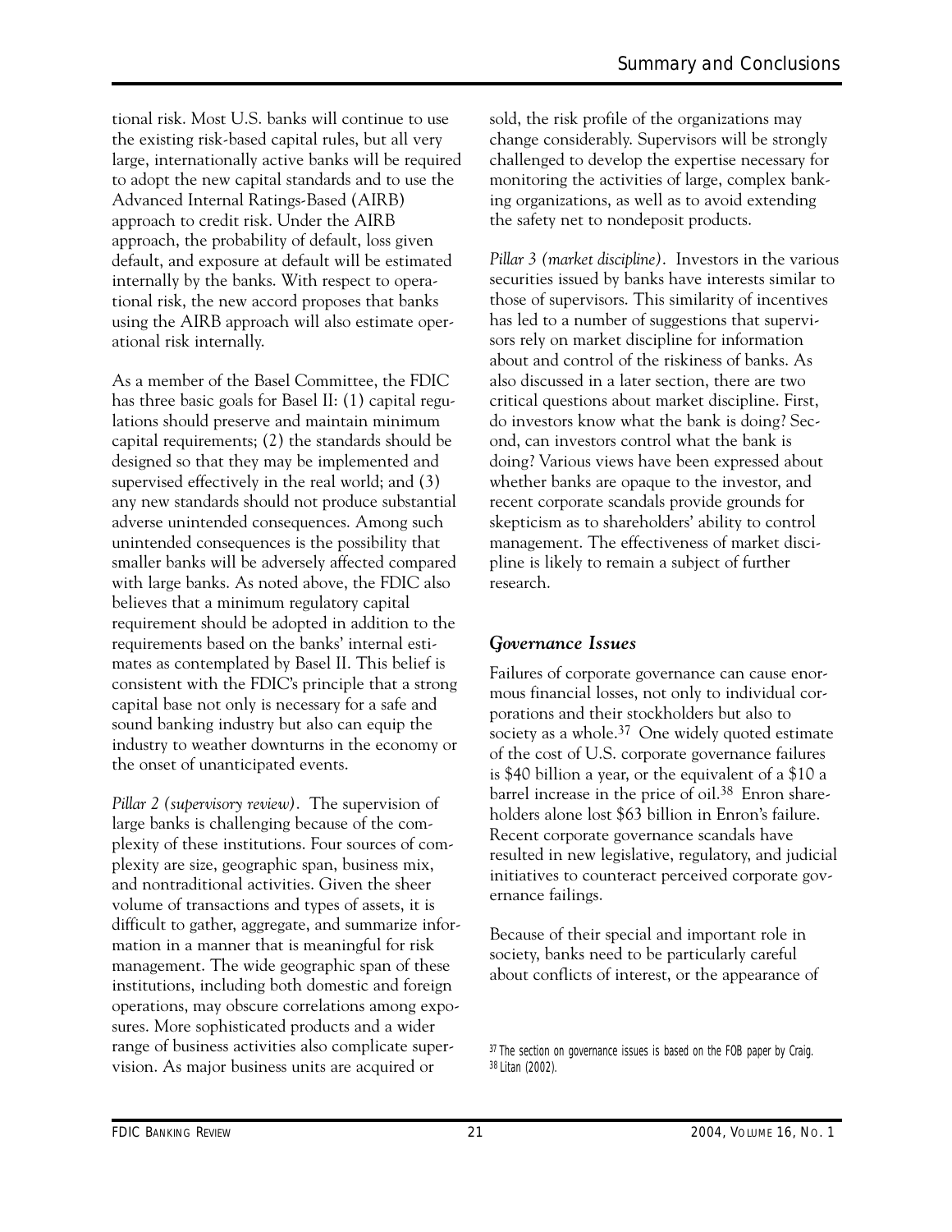tional risk. Most U.S. banks will continue to use the existing risk-based capital rules, but all very large, internationally active banks will be required to adopt the new capital standards and to use the Advanced Internal Ratings-Based (AIRB) approach to credit risk. Under the AIRB approach, the probability of default, loss given default, and exposure at default will be estimated internally by the banks. With respect to operational risk, the new accord proposes that banks using the AIRB approach will also estimate operational risk internally.

As a member of the Basel Committee, the FDIC has three basic goals for Basel II: (1) capital regulations should preserve and maintain minimum capital requirements; (2) the standards should be designed so that they may be implemented and supervised effectively in the real world; and (3) any new standards should not produce substantial adverse unintended consequences. Among such unintended consequences is the possibility that smaller banks will be adversely affected compared with large banks. As noted above, the FDIC also believes that a minimum regulatory capital requirement should be adopted in addition to the requirements based on the banks' internal estimates as contemplated by Basel II. This belief is consistent with the FDIC's principle that a strong capital base not only is necessary for a safe and sound banking industry but also can equip the industry to weather downturns in the economy or the onset of unanticipated events.

*Pillar 2 (supervisory review).* The supervision of large banks is challenging because of the complexity of these institutions. Four sources of complexity are size, geographic span, business mix, and nontraditional activities. Given the sheer volume of transactions and types of assets, it is difficult to gather, aggregate, and summarize information in a manner that is meaningful for risk management. The wide geographic span of these institutions, including both domestic and foreign operations, may obscure correlations among exposures. More sophisticated products and a wider range of business activities also complicate supervision. As major business units are acquired or sold, the risk profile of the organizations may change considerably. Supervisors will be strongly challenged to develop the expertise necessary for monitoring the activities of large, complex banking organizations, as well as to avoid extending the safety net to nondeposit products.

*Pillar 3 (market discipline).* Investors in the various securities issued by banks have interests similar to those of supervisors. This similarity of incentives has led to a number of suggestions that supervisors rely on market discipline for information about and control of the riskiness of banks. As also discussed in a later section, there are two critical questions about market discipline. First, do investors know what the bank is doing? Second, can investors control what the bank is doing? Various views have been expressed about whether banks are opaque to the investor, and recent corporate scandals provide grounds for skepticism as to shareholders' ability to control management. The effectiveness of market discipline is likely to remain a subject of further research.

### *Governance Issues*

Failures of corporate governance can cause enormous financial losses, not only to individual corporations and their stockholders but also to society as a whole.[37] One widely quoted estimate of the cost of U.S. corporate governance failures is $40 billion a year, or the equivalent of a $10 a barrel increase in the price of oil.[38] Enron shareholders alone lost $63 billion in Enron's failure. Recent corporate governance scandals have resulted in new legislative, regulatory, and judicial initiatives to counteract perceived corporate governance failings.

Because of their special and important role in society, banks need to be particularly careful about conflicts of interest, or the appearance of

[37] The section on governance issues is based on the FOB paper by Craig.
[38] Litan (2002).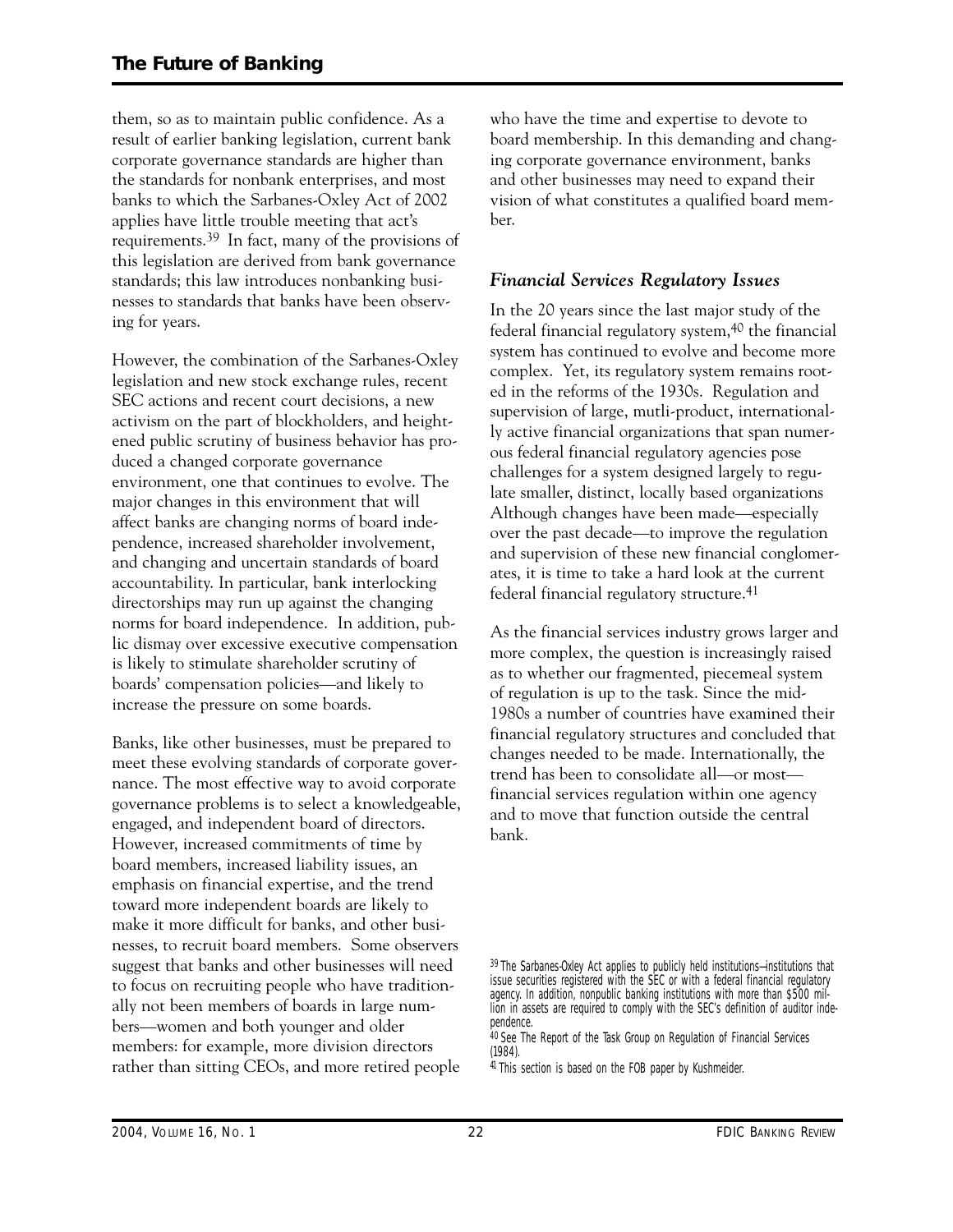them, so as to maintain public confidence. As a result of earlier banking legislation, current bank corporate governance standards are higher than the standards for nonbank enterprises, and most banks to which the Sarbanes-Oxley Act of 2002 applies have little trouble meeting that act's requirements.[39] In fact, many of the provisions of this legislation are derived from bank governance standards; this law introduces nonbanking businesses to standards that banks have been observing for years.

However, the combination of the Sarbanes-Oxley legislation and new stock exchange rules, recent SEC actions and recent court decisions, a new activism on the part of blockholders, and heightened public scrutiny of business behavior has produced a changed corporate governance environment, one that continues to evolve. The major changes in this environment that will affect banks are changing norms of board independence, increased shareholder involvement, and changing and uncertain standards of board accountability. In particular, bank interlocking directorships may run up against the changing norms for board independence. In addition, public dismay over excessive executive compensation is likely to stimulate shareholder scrutiny of boards' compensation policies—and likely to increase the pressure on some boards.

Banks, like other businesses, must be prepared to meet these evolving standards of corporate governance. The most effective way to avoid corporate governance problems is to select a knowledgeable, engaged, and independent board of directors. However, increased commitments of time by board members, increased liability issues, an emphasis on financial expertise, and the trend toward more independent boards are likely to make it more difficult for banks, and other businesses, to recruit board members. Some observers suggest that banks and other businesses will need to focus on recruiting people who have traditionally not been members of boards in large numbers—women and both younger and older members: for example, more division directors rather than sitting CEOs, and more retired people who have the time and expertise to devote to board membership. In this demanding and changing corporate governance environment, banks and other businesses may need to expand their vision of what constitutes a qualified board member.

### *Financial Services Regulatory Issues*

In the 20 years since the last major study of the federal financial regulatory system,[40] the financial system has continued to evolve and become more complex. Yet, its regulatory system remains rooted in the reforms of the 1930s. Regulation and supervision of large, mutli-product, internationally active financial organizations that span numerous federal financial regulatory agencies pose challenges for a system designed largely to regulate smaller, distinct, locally based organizations Although changes have been made—especially over the past decade—to improve the regulation and supervision of these new financial conglomerates, it is time to take a hard look at the current federal financial regulatory structure.[41]

As the financial services industry grows larger and more complex, the question is increasingly raised as to whether our fragmented, piecemeal system of regulation is up to the task. Since the mid-1980s a number of countries have examined their financial regulatory structures and concluded that changes needed to be made. Internationally, the trend has been to consolidate all—or most—financial services regulation within one agency and to move that function outside the central bank.

[39] The Sarbanes-Oxley Act applies to publicly held institutions—institutions that issue securities registered with the SEC or with a federal financial regulatory agency. In addition, nonpublic banking institutions with more than $500 million in assets are required to comply with the SEC's definition of auditor independence.

[40] See The Report of the Task Group on Regulation of Financial Services (1984).

[41] This section is based on the FOB paper by Kushmeider.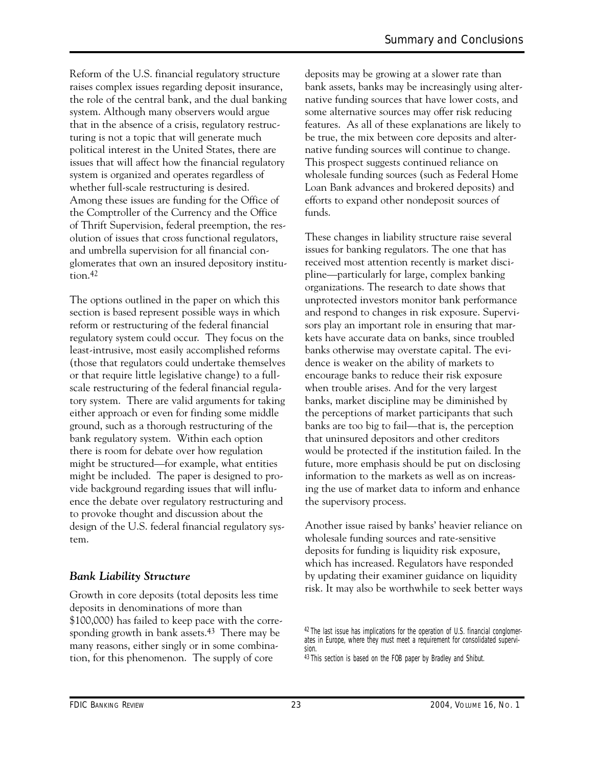Reform of the U.S. financial regulatory structure raises complex issues regarding deposit insurance, the role of the central bank, and the dual banking system. Although many observers would argue that in the absence of a crisis, regulatory restructuring is not a topic that will generate much political interest in the United States, there are issues that will affect how the financial regulatory system is organized and operates regardless of whether full-scale restructuring is desired. Among these issues are funding for the Office of the Comptroller of the Currency and the Office of Thrift Supervision, federal preemption, the resolution of issues that cross functional regulators, and umbrella supervision for all financial conglomerates that own an insured depository institution.[42]

The options outlined in the paper on which this section is based represent possible ways in which reform or restructuring of the federal financial regulatory system could occur. They focus on the least-intrusive, most easily accomplished reforms (those that regulators could undertake themselves or that require little legislative change) to a full-scale restructuring of the federal financial regulatory system. There are valid arguments for taking either approach or even for finding some middle ground, such as a thorough restructuring of the bank regulatory system. Within each option there is room for debate over how regulation might be structured—for example, what entities might be included. The paper is designed to provide background regarding issues that will influence the debate over regulatory restructuring and to provoke thought and discussion about the design of the U.S. federal financial regulatory system.

### *Bank Liability Structure*

Growth in core deposits (total deposits less time deposits in denominations of more than \$100,000) has failed to keep pace with the corresponding growth in bank assets.[43] There may be many reasons, either singly or in some combination, for this phenomenon. The supply of core deposits may be growing at a slower rate than bank assets, banks may be increasingly using alternative funding sources that have lower costs, and some alternative sources may offer risk reducing features. As all of these explanations are likely to be true, the mix between core deposits and alternative funding sources will continue to change. This prospect suggests continued reliance on wholesale funding sources (such as Federal Home Loan Bank advances and brokered deposits) and efforts to expand other nondeposit sources of funds.

These changes in liability structure raise several issues for banking regulators. The one that has received most attention recently is market discipline—particularly for large, complex banking organizations. The research to date shows that unprotected investors monitor bank performance and respond to changes in risk exposure. Supervisors play an important role in ensuring that markets have accurate data on banks, since troubled banks otherwise may overstate capital. The evidence is weaker on the ability of markets to encourage banks to reduce their risk exposure when trouble arises. And for the very largest banks, market discipline may be diminished by the perceptions of market participants that such banks are too big to fail—that is, the perception that uninsured depositors and other creditors would be protected if the institution failed. In the future, more emphasis should be put on disclosing information to the markets as well as on increasing the use of market data to inform and enhance the supervisory process.

Another issue raised by banks' heavier reliance on wholesale funding sources and rate-sensitive deposits for funding is liquidity risk exposure, which has increased. Regulators have responded by updating their examiner guidance on liquidity risk. It may also be worthwhile to seek better ways

---

[42] The last issue has implications for the operation of U.S. financial conglomerates in Europe, where they must meet a requirement for consolidated supervision.

[43] This section is based on the FOB paper by Bradley and Shibut.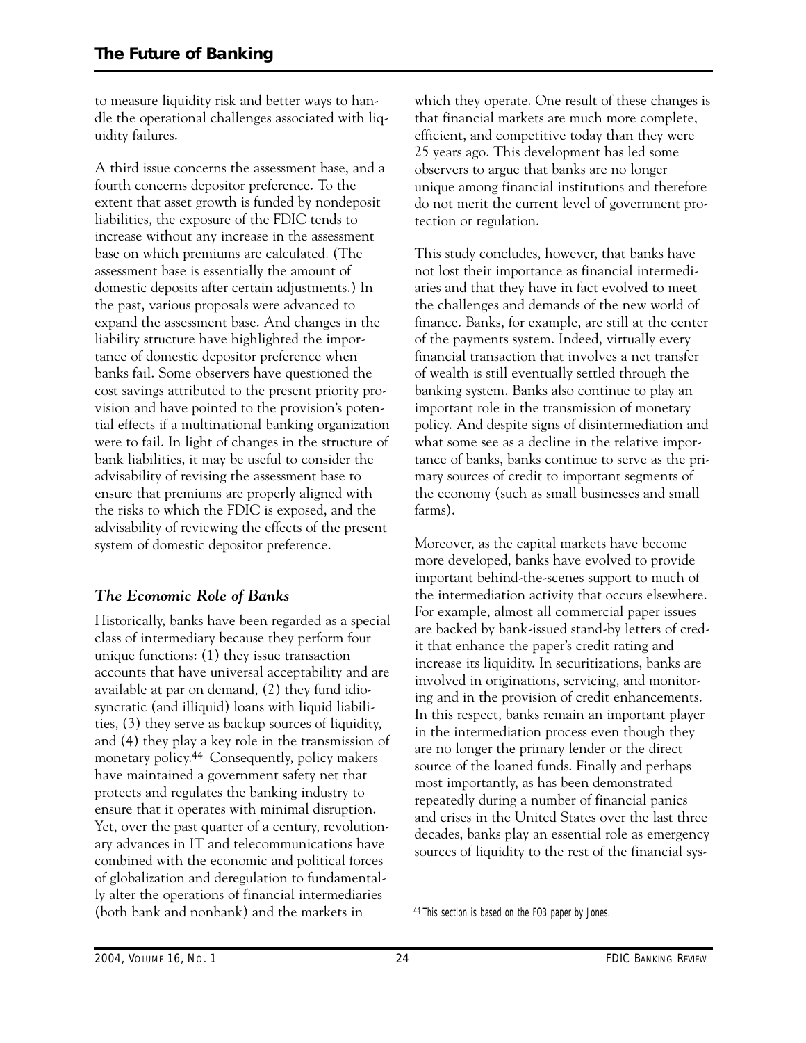to measure liquidity risk and better ways to handle the operational challenges associated with liquidity failures.

A third issue concerns the assessment base, and a fourth concerns depositor preference. To the extent that asset growth is funded by nondeposit liabilities, the exposure of the FDIC tends to increase without any increase in the assessment base on which premiums are calculated. (The assessment base is essentially the amount of domestic deposits after certain adjustments.) In the past, various proposals were advanced to expand the assessment base. And changes in the liability structure have highlighted the importance of domestic depositor preference when banks fail. Some observers have questioned the cost savings attributed to the present priority provision and have pointed to the provision's potential effects if a multinational banking organization were to fail. In light of changes in the structure of bank liabilities, it may be useful to consider the advisability of revising the assessment base to ensure that premiums are properly aligned with the risks to which the FDIC is exposed, and the advisability of reviewing the effects of the present system of domestic depositor preference.

## *The Economic Role of Banks*

Historically, banks have been regarded as a special class of intermediary because they perform four unique functions: (1) they issue transaction accounts that have universal acceptability and are available at par on demand, (2) they fund idiosyncratic (and illiquid) loans with liquid liabilities, (3) they serve as backup sources of liquidity, and (4) they play a key role in the transmission of monetary policy.[44] Consequently, policy makers have maintained a government safety net that protects and regulates the banking industry to ensure that it operates with minimal disruption. Yet, over the past quarter of a century, revolutionary advances in IT and telecommunications have combined with the economic and political forces of globalization and deregulation to fundamentally alter the operations of financial intermediaries (both bank and nonbank) and the markets in which they operate. One result of these changes is that financial markets are much more complete, efficient, and competitive today than they were 25 years ago. This development has led some observers to argue that banks are no longer unique among financial institutions and therefore do not merit the current level of government protection or regulation.

This study concludes, however, that banks have not lost their importance as financial intermediaries and that they have in fact evolved to meet the challenges and demands of the new world of finance. Banks, for example, are still at the center of the payments system. Indeed, virtually every financial transaction that involves a net transfer of wealth is still eventually settled through the banking system. Banks also continue to play an important role in the transmission of monetary policy. And despite signs of disintermediation and what some see as a decline in the relative importance of banks, banks continue to serve as the primary sources of credit to important segments of the economy (such as small businesses and small farms).

Moreover, as the capital markets have become more developed, banks have evolved to provide important behind-the-scenes support to much of the intermediation activity that occurs elsewhere. For example, almost all commercial paper issues are backed by bank-issued stand-by letters of credit that enhance the paper's credit rating and increase its liquidity. In securitizations, banks are involved in originations, servicing, and monitoring and in the provision of credit enhancements. In this respect, banks remain an important player in the intermediation process even though they are no longer the primary lender or the direct source of the loaned funds. Finally and perhaps most importantly, as has been demonstrated repeatedly during a number of financial panics and crises in the United States over the last three decades, banks play an essential role as emergency sources of liquidity to the rest of the financial sys-

[44] This section is based on the FOB paper by Jones.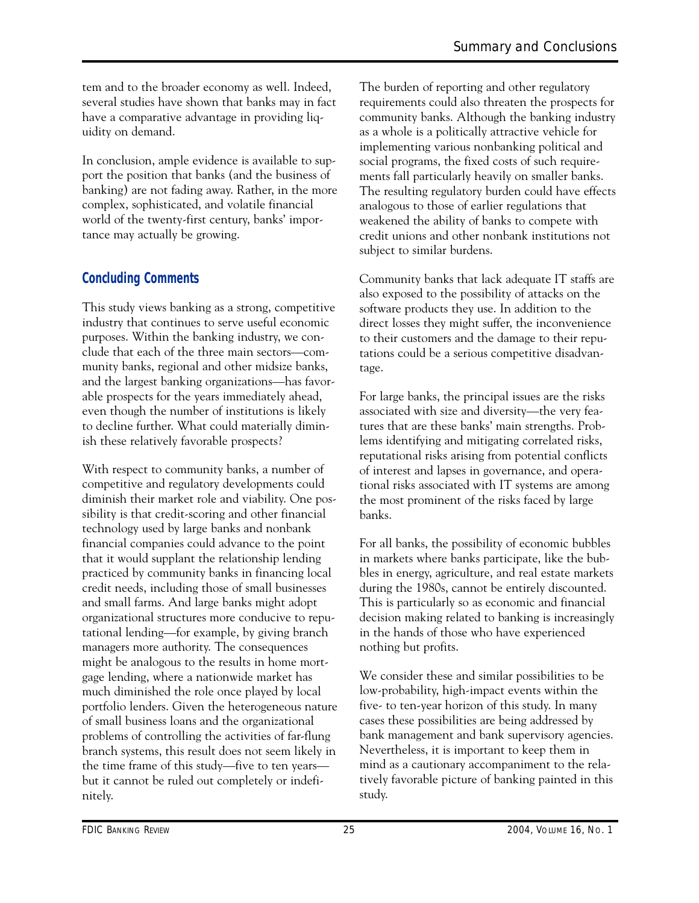tem and to the broader economy as well. Indeed, several studies have shown that banks may in fact have a comparative advantage in providing liquidity on demand.

In conclusion, ample evidence is available to support the position that banks (and the business of banking) are not fading away. Rather, in the more complex, sophisticated, and volatile financial world of the twenty-first century, banks' importance may actually be growing.

## Concluding Comments

This study views banking as a strong, competitive industry that continues to serve useful economic purposes. Within the banking industry, we conclude that each of the three main sectors—community banks, regional and other midsize banks, and the largest banking organizations—has favorable prospects for the years immediately ahead, even though the number of institutions is likely to decline further. What could materially diminish these relatively favorable prospects?

With respect to community banks, a number of competitive and regulatory developments could diminish their market role and viability. One possibility is that credit-scoring and other financial technology used by large banks and nonbank financial companies could advance to the point that it would supplant the relationship lending practiced by community banks in financing local credit needs, including those of small businesses and small farms. And large banks might adopt organizational structures more conducive to reputational lending—for example, by giving branch managers more authority. The consequences might be analogous to the results in home mortgage lending, where a nationwide market has much diminished the role once played by local portfolio lenders. Given the heterogeneous nature of small business loans and the organizational problems of controlling the activities of far-flung branch systems, this result does not seem likely in the time frame of this study—five to ten years—but it cannot be ruled out completely or indefinitely.

The burden of reporting and other regulatory requirements could also threaten the prospects for community banks. Although the banking industry as a whole is a politically attractive vehicle for implementing various nonbanking political and social programs, the fixed costs of such requirements fall particularly heavily on smaller banks. The resulting regulatory burden could have effects analogous to those of earlier regulations that weakened the ability of banks to compete with credit unions and other nonbank institutions not subject to similar burdens.

Community banks that lack adequate IT staffs are also exposed to the possibility of attacks on the software products they use. In addition to the direct losses they might suffer, the inconvenience to their customers and the damage to their reputations could be a serious competitive disadvantage.

For large banks, the principal issues are the risks associated with size and diversity—the very features that are these banks' main strengths. Problems identifying and mitigating correlated risks, reputational risks arising from potential conflicts of interest and lapses in governance, and operational risks associated with IT systems are among the most prominent of the risks faced by large banks.

For all banks, the possibility of economic bubbles in markets where banks participate, like the bubbles in energy, agriculture, and real estate markets during the 1980s, cannot be entirely discounted. This is particularly so as economic and financial decision making related to banking is increasingly in the hands of those who have experienced nothing but profits.

We consider these and similar possibilities to be low-probability, high-impact events within the five- to ten-year horizon of this study. In many cases these possibilities are being addressed by bank management and bank supervisory agencies. Nevertheless, it is important to keep them in mind as a cautionary accompaniment to the relatively favorable picture of banking painted in this study.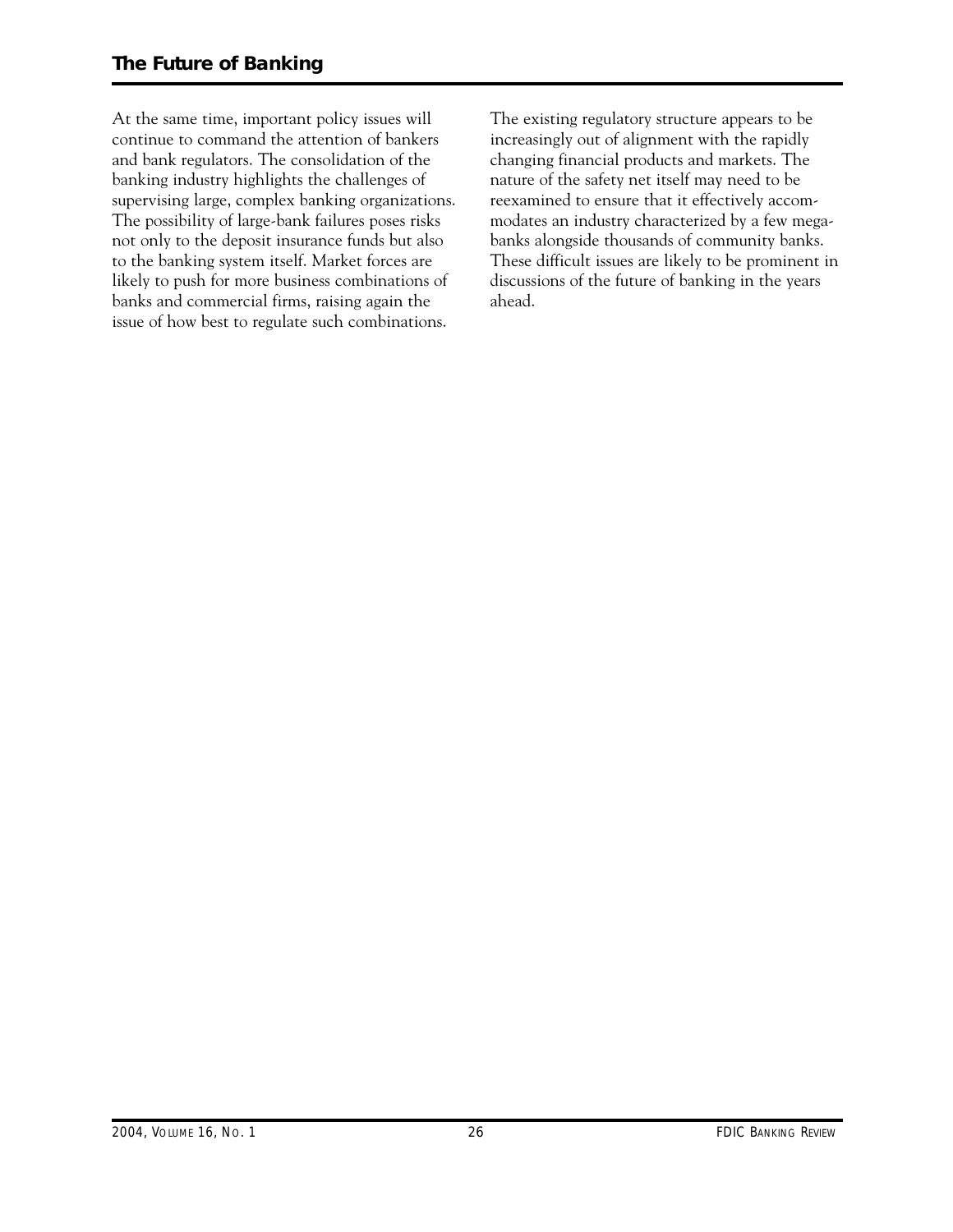At the same time, important policy issues will continue to command the attention of bankers and bank regulators. The consolidation of the banking industry highlights the challenges of supervising large, complex banking organizations. The possibility of large-bank failures poses risks not only to the deposit insurance funds but also to the banking system itself. Market forces are likely to push for more business combinations of banks and commercial firms, raising again the issue of how best to regulate such combinations.

The existing regulatory structure appears to be increasingly out of alignment with the rapidly changing financial products and markets. The nature of the safety net itself may need to be reexamined to ensure that it effectively accommodates an industry characterized by a few megabanks alongside thousands of community banks. These difficult issues are likely to be prominent in discussions of the future of banking in the years ahead.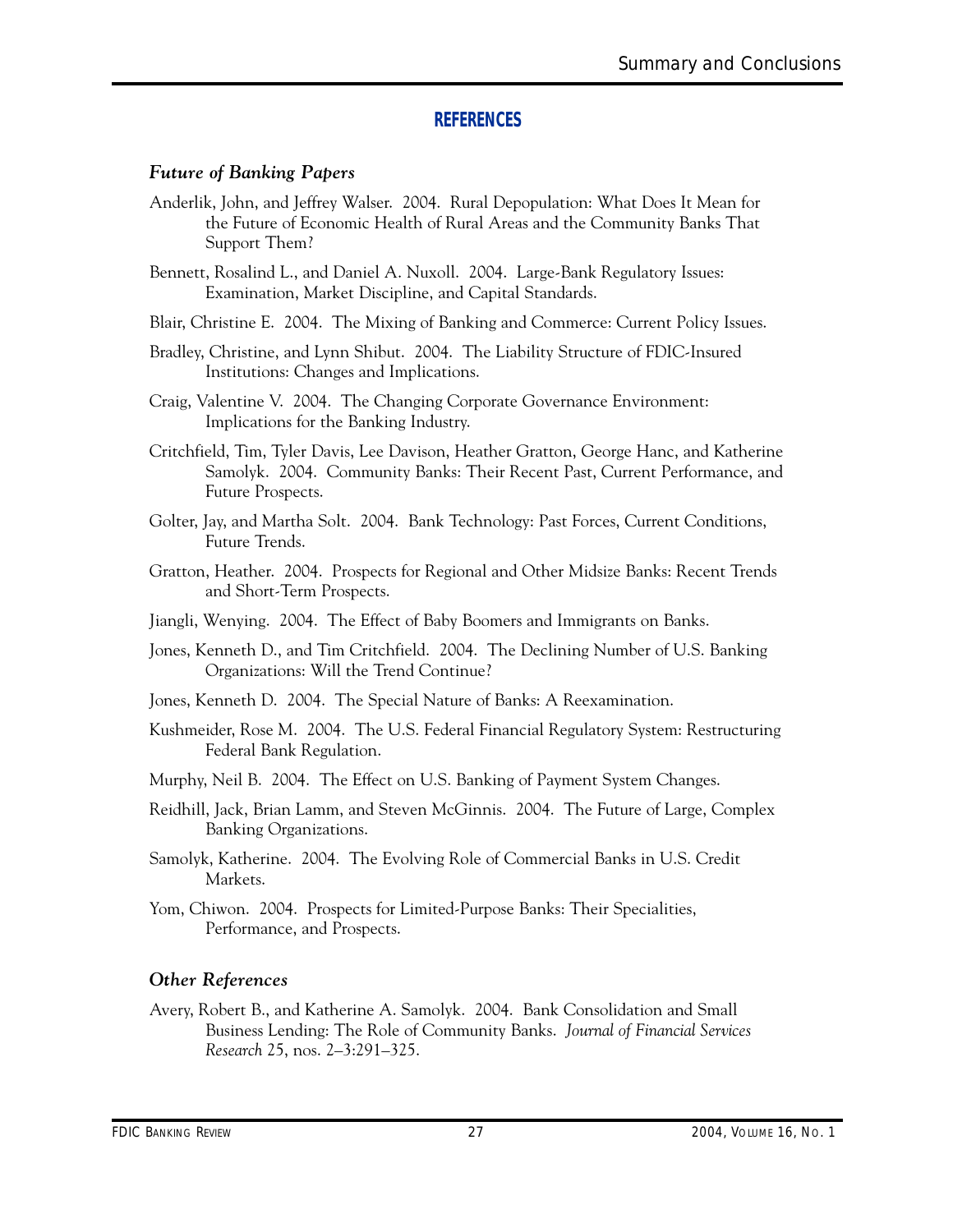## REFERENCES

### *Future of Banking Papers*

Anderlik, John, and Jeffrey Walser. 2004. Rural Depopulation: What Does It Mean for the Future of Economic Health of Rural Areas and the Community Banks That Support Them?

Bennett, Rosalind L., and Daniel A. Nuxoll. 2004. Large-Bank Regulatory Issues: Examination, Market Discipline, and Capital Standards.

Blair, Christine E. 2004. The Mixing of Banking and Commerce: Current Policy Issues.

Bradley, Christine, and Lynn Shibut. 2004. The Liability Structure of FDIC-Insured Institutions: Changes and Implications.

Craig, Valentine V. 2004. The Changing Corporate Governance Environment: Implications for the Banking Industry.

Critchfield, Tim, Tyler Davis, Lee Davison, Heather Gratton, George Hanc, and Katherine Samolyk. 2004. Community Banks: Their Recent Past, Current Performance, and Future Prospects.

Golter, Jay, and Martha Solt. 2004. Bank Technology: Past Forces, Current Conditions, Future Trends.

Gratton, Heather. 2004. Prospects for Regional and Other Midsize Banks: Recent Trends and Short-Term Prospects.

Jiangli, Wenying. 2004. The Effect of Baby Boomers and Immigrants on Banks.

Jones, Kenneth D., and Tim Critchfield. 2004. The Declining Number of U.S. Banking Organizations: Will the Trend Continue?

Jones, Kenneth D. 2004. The Special Nature of Banks: A Reexamination.

Kushmeider, Rose M. 2004. The U.S. Federal Financial Regulatory System: Restructuring Federal Bank Regulation.

Murphy, Neil B. 2004. The Effect on U.S. Banking of Payment System Changes.

Reidhill, Jack, Brian Lamm, and Steven McGinnis. 2004. The Future of Large, Complex Banking Organizations.

Samolyk, Katherine. 2004. The Evolving Role of Commercial Banks in U.S. Credit Markets.

Yom, Chiwon. 2004. Prospects for Limited-Purpose Banks: Their Specialities, Performance, and Prospects.

### *Other References*

Avery, Robert B., and Katherine A. Samolyk. 2004. Bank Consolidation and Small Business Lending: The Role of Community Banks. *Journal of Financial Services Research* 25, nos. 2–3:291–325.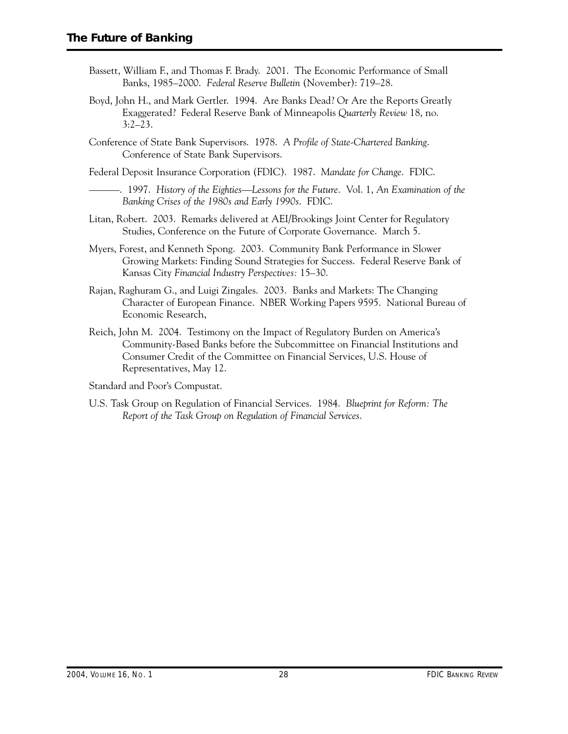Bassett, William F., and Thomas F. Brady. 2001. The Economic Performance of Small Banks, 1985–2000. *Federal Reserve Bulletin* (November): 719–28.

Boyd, John H., and Mark Gertler. 1994. Are Banks Dead? Or Are the Reports Greatly Exaggerated? Federal Reserve Bank of Minneapolis *Quarterly Review* 18, no. 3:2–23.

Conference of State Bank Supervisors. 1978. *A Profile of State-Chartered Banking*. Conference of State Bank Supervisors.

Federal Deposit Insurance Corporation (FDIC). 1987. *Mandate for Change*. FDIC.

———. 1997. *History of the Eighties—Lessons for the Future*. Vol. 1, *An Examination of the Banking Crises of the 1980s and Early 1990s*. FDIC.

Litan, Robert. 2003. Remarks delivered at AEI/Brookings Joint Center for Regulatory Studies, Conference on the Future of Corporate Governance. March 5.

Myers, Forest, and Kenneth Spong. 2003. Community Bank Performance in Slower Growing Markets: Finding Sound Strategies for Success. Federal Reserve Bank of Kansas City *Financial Industry Perspectives*: 15–30.

Rajan, Raghuram G., and Luigi Zingales. 2003. Banks and Markets: The Changing Character of European Finance. NBER Working Papers 9595. National Bureau of Economic Research,

Reich, John M. 2004. Testimony on the Impact of Regulatory Burden on America's Community-Based Banks before the Subcommittee on Financial Institutions and Consumer Credit of the Committee on Financial Services, U.S. House of Representatives, May 12.

Standard and Poor's Compustat.

U.S. Task Group on Regulation of Financial Services. 1984. *Blueprint for Reform: The Report of the Task Group on Regulation of Financial Services*.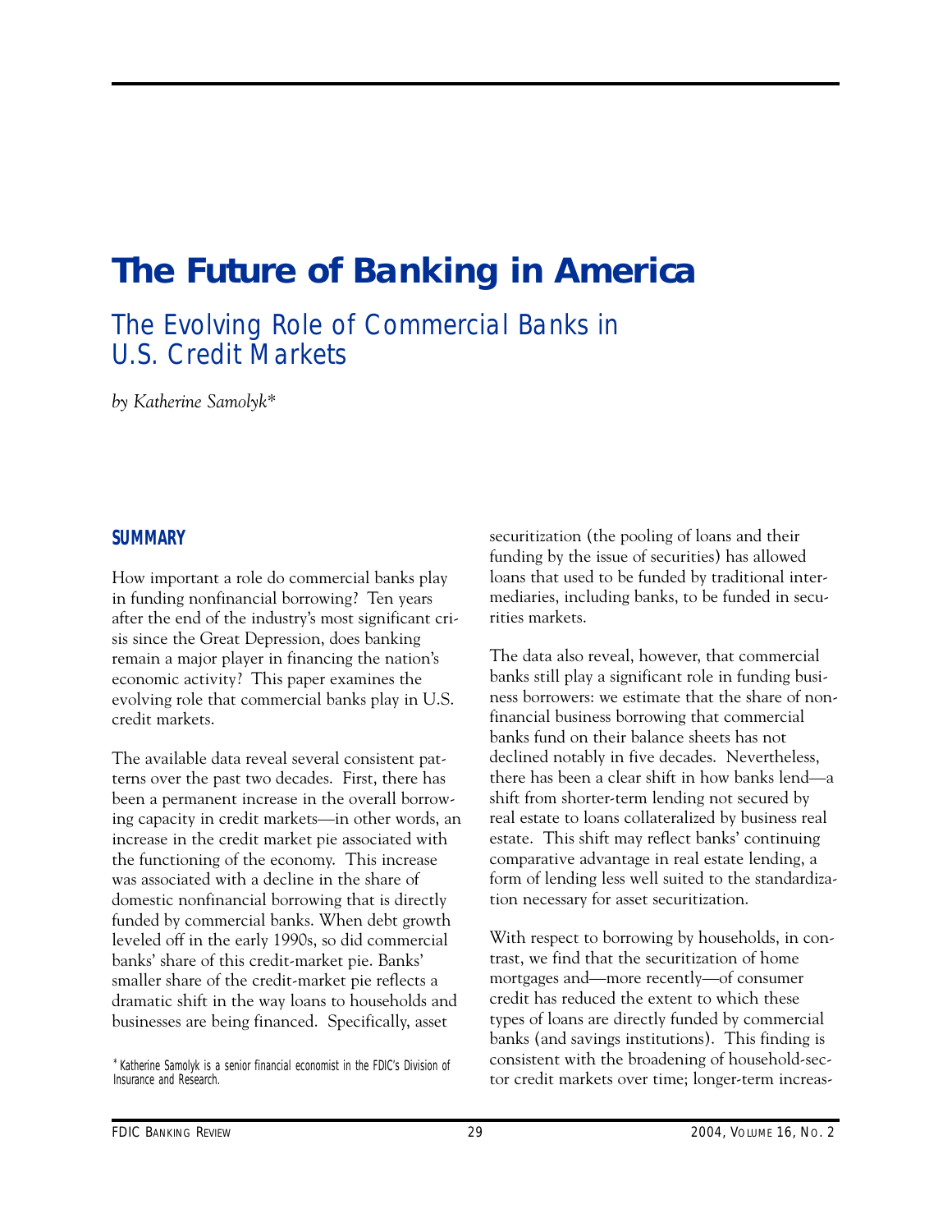# The Future of Banking in America

## The Evolving Role of Commercial Banks in U.S. Credit Markets

*by Katherine Samolyk**

### SUMMARY

How important a role do commercial banks play in funding nonfinancial borrowing? Ten years after the end of the industry's most significant crisis since the Great Depression, does banking remain a major player in financing the nation's economic activity? This paper examines the evolving role that commercial banks play in U.S. credit markets.

The available data reveal several consistent patterns over the past two decades. First, there has been a permanent increase in the overall borrowing capacity in credit markets—in other words, an increase in the credit market pie associated with the functioning of the economy. This increase was associated with a decline in the share of domestic nonfinancial borrowing that is directly funded by commercial banks. When debt growth leveled off in the early 1990s, so did commercial banks' share of this credit-market pie. Banks' smaller share of the credit-market pie reflects a dramatic shift in the way loans to households and businesses are being financed. Specifically, asset securitization (the pooling of loans and their funding by the issue of securities) has allowed loans that used to be funded by traditional intermediaries, including banks, to be funded in securities markets.

The data also reveal, however, that commercial banks still play a significant role in funding business borrowers: we estimate that the share of nonfinancial business borrowing that commercial banks fund on their balance sheets has not declined notably in five decades. Nevertheless, there has been a clear shift in how banks lend—a shift from shorter-term lending not secured by real estate to loans collateralized by business real estate. This shift may reflect banks' continuing comparative advantage in real estate lending, a form of lending less well suited to the standardization necessary for asset securitization.

With respect to borrowing by households, in contrast, we find that the securitization of home mortgages and—more recently—of consumer credit has reduced the extent to which these types of loans are directly funded by commercial banks (and savings institutions). This finding is consistent with the broadening of household-sector credit markets over time; longer-term increas-

* Katherine Samolyk is a senior financial economist in the FDIC's Division of Insurance and Research.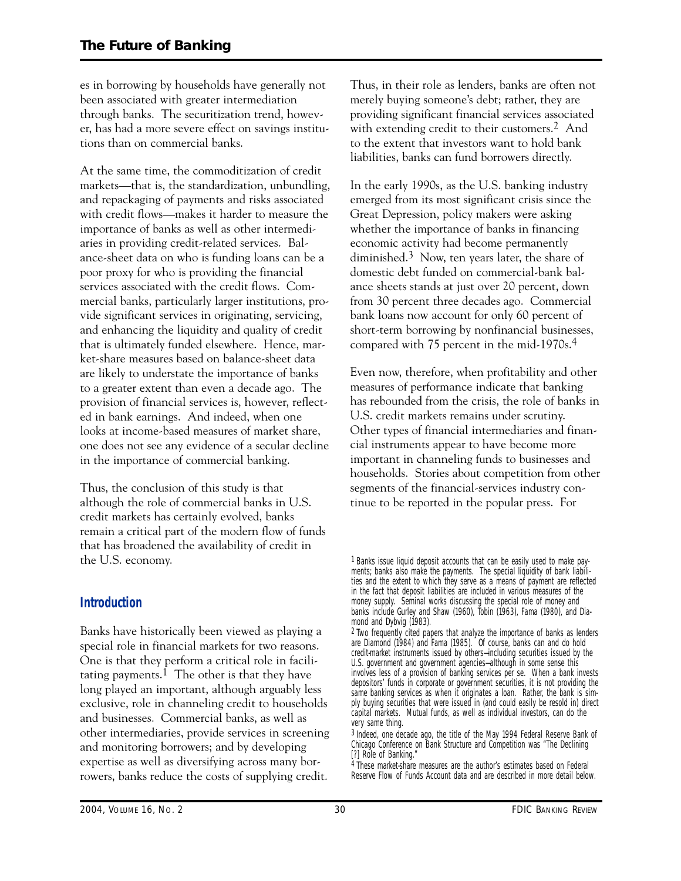es in borrowing by households have generally not been associated with greater intermediation through banks. The securitization trend, however, has had a more severe effect on savings institutions than on commercial banks.

At the same time, the commoditization of credit markets—that is, the standardization, unbundling, and repackaging of payments and risks associated with credit flows—makes it harder to measure the importance of banks as well as other intermediaries in providing credit-related services. Balance-sheet data on who is funding loans can be a poor proxy for who is providing the financial services associated with the credit flows. Commercial banks, particularly larger institutions, provide significant services in originating, servicing, and enhancing the liquidity and quality of credit that is ultimately funded elsewhere. Hence, market-share measures based on balance-sheet data are likely to understate the importance of banks to a greater extent than even a decade ago. The provision of financial services is, however, reflected in bank earnings. And indeed, when one looks at income-based measures of market share, one does not see any evidence of a secular decline in the importance of commercial banking.

Thus, the conclusion of this study is that although the role of commercial banks in U.S. credit markets has certainly evolved, banks remain a critical part of the modern flow of funds that has broadened the availability of credit in the U.S. economy.

## Introduction

Banks have historically been viewed as playing a special role in financial markets for two reasons. One is that they perform a critical role in facilitating payments.[1] The other is that they have long played an important, although arguably less exclusive, role in channeling credit to households and businesses. Commercial banks, as well as other intermediaries, provide services in screening and monitoring borrowers; and by developing expertise as well as diversifying across many borrowers, banks reduce the costs of supplying credit. Thus, in their role as lenders, banks are often not merely buying someone's debt; rather, they are providing significant financial services associated with extending credit to their customers.[2] And to the extent that investors want to hold bank liabilities, banks can fund borrowers directly.

In the early 1990s, as the U.S. banking industry emerged from its most significant crisis since the Great Depression, policy makers were asking whether the importance of banks in financing economic activity had become permanently diminished.[3] Now, ten years later, the share of domestic debt funded on commercial-bank balance sheets stands at just over 20 percent, down from 30 percent three decades ago. Commercial bank loans now account for only 60 percent of short-term borrowing by nonfinancial businesses, compared with 75 percent in the mid-1970s.[4]

Even now, therefore, when profitability and other measures of performance indicate that banking has rebounded from the crisis, the role of banks in U.S. credit markets remains under scrutiny. Other types of financial intermediaries and financial instruments appear to have become more important in channeling funds to businesses and households. Stories about competition from other segments of the financial-services industry continue to be reported in the popular press. For

---

[1] Banks issue liquid deposit accounts that can be easily used to make payments; banks also make the payments. The special liquidity of bank liabilities and the extent to which they serve as a means of payment are reflected in the fact that deposit liabilities are included in various measures of the money supply. Seminal works discussing the special role of money and banks include Gurley and Shaw (1960), Tobin (1963), Fama (1980), and Diamond and Dybvig (1983).

[2] Two frequently cited papers that analyze the importance of banks as lenders are Diamond (1984) and Fama (1985). Of course, banks can and do hold credit-market instruments issued by others—including securities issued by the U.S. government and government agencies—although in some sense this involves less of a provision of banking services per se. When a bank invests depositors' funds in corporate or government securities, it is not providing the same banking services as when it originates a loan. Rather, the bank is simply buying securities that were issued in (and could easily be resold in) direct capital markets. Mutual funds, as well as individual investors, can do the very same thing.

[3] Indeed, one decade ago, the title of the May 1994 Federal Reserve Bank of Chicago Conference on Bank Structure and Competition was "The Declining [?] Role of Banking."

[4] These market-share measures are the author's estimates based on Federal Reserve Flow of Funds Account data and are described in more detail below.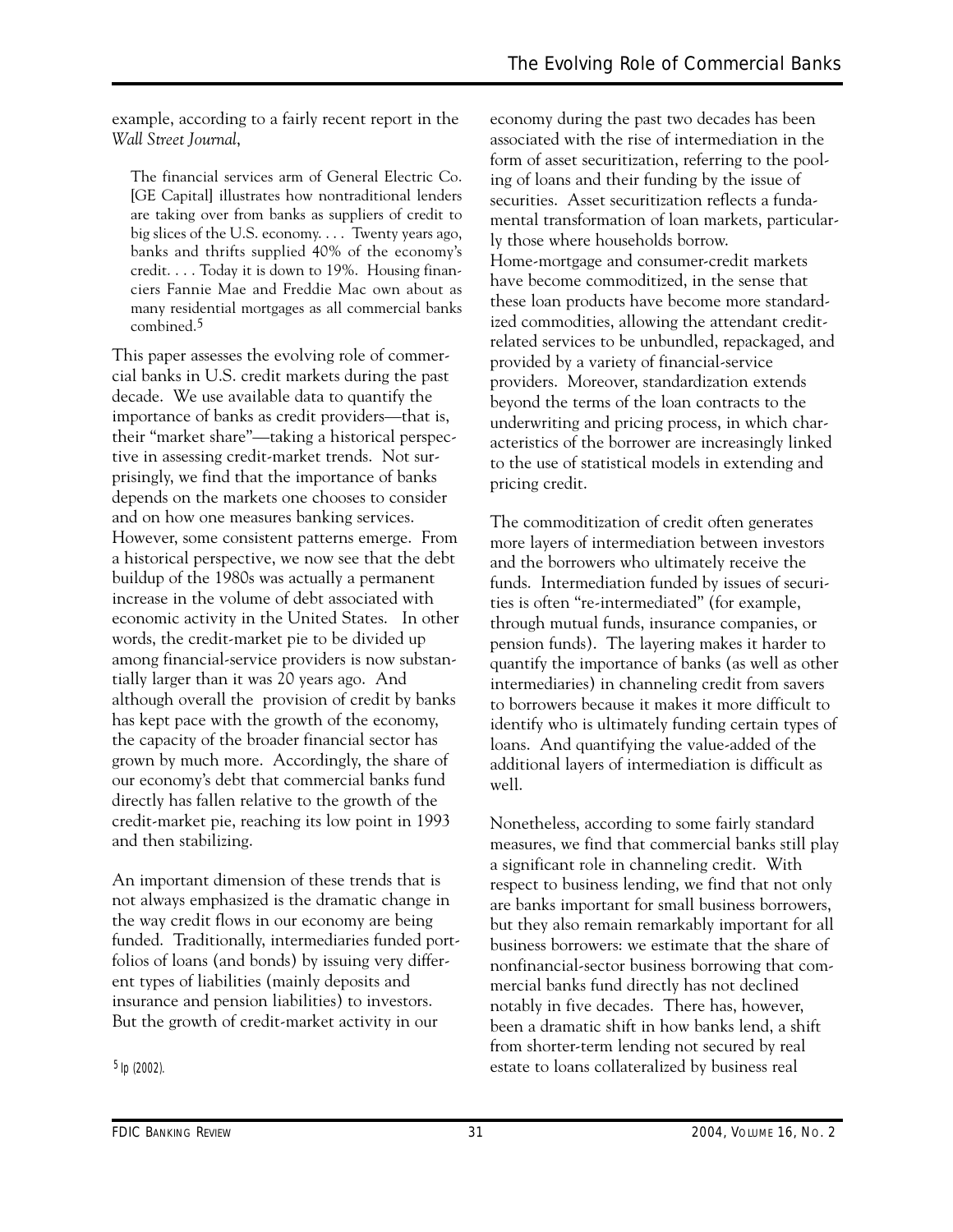example, according to a fairly recent report in the *Wall Street Journal*,

> The financial services arm of General Electric Co. [GE Capital] illustrates how nontraditional lenders are taking over from banks as suppliers of credit to big slices of the U.S. economy. . . . Twenty years ago, banks and thrifts supplied 40% of the economy's credit. . . . Today it is down to 19%. Housing financiers Fannie Mae and Freddie Mac own about as many residential mortgages as all commercial banks combined.[5]

This paper assesses the evolving role of commercial banks in U.S. credit markets during the past decade. We use available data to quantify the importance of banks as credit providers—that is, their "market share"—taking a historical perspective in assessing credit-market trends. Not surprisingly, we find that the importance of banks depends on the markets one chooses to consider and on how one measures banking services. However, some consistent patterns emerge. From a historical perspective, we now see that the debt buildup of the 1980s was actually a permanent increase in the volume of debt associated with economic activity in the United States. In other words, the credit-market pie to be divided up among financial-service providers is now substantially larger than it was 20 years ago. And although overall the provision of credit by banks has kept pace with the growth of the economy, the capacity of the broader financial sector has grown by much more. Accordingly, the share of our economy's debt that commercial banks fund directly has fallen relative to the growth of the credit-market pie, reaching its low point in 1993 and then stabilizing.

An important dimension of these trends that is not always emphasized is the dramatic change in the way credit flows in our economy are being funded. Traditionally, intermediaries funded portfolios of loans (and bonds) by issuing very different types of liabilities (mainly deposits and insurance and pension liabilities) to investors. But the growth of credit-market activity in our economy during the past two decades has been associated with the rise of intermediation in the form of asset securitization, referring to the pooling of loans and their funding by the issue of securities. Asset securitization reflects a fundamental transformation of loan markets, particularly those where households borrow. Home-mortgage and consumer-credit markets have become commoditized, in the sense that these loan products have become more standardized commodities, allowing the attendant credit-related services to be unbundled, repackaged, and provided by a variety of financial-service providers. Moreover, standardization extends beyond the terms of the loan contracts to the underwriting and pricing process, in which characteristics of the borrower are increasingly linked to the use of statistical models in extending and pricing credit.

The commoditization of credit often generates more layers of intermediation between investors and the borrowers who ultimately receive the funds. Intermediation funded by issues of securities is often "re-intermediated" (for example, through mutual funds, insurance companies, or pension funds). The layering makes it harder to quantify the importance of banks (as well as other intermediaries) in channeling credit from savers to borrowers because it makes it more difficult to identify who is ultimately funding certain types of loans. And quantifying the value-added of the additional layers of intermediation is difficult as well.

Nonetheless, according to some fairly standard measures, we find that commercial banks still play a significant role in channeling credit. With respect to business lending, we find that not only are banks important for small business borrowers, but they also remain remarkably important for all business borrowers: we estimate that the share of nonfinancial-sector business borrowing that commercial banks fund directly has not declined notably in five decades. There has, however, been a dramatic shift in how banks lend, a shift from shorter-term lending not secured by real estate to loans collateralized by business real

[5] Ip (2002).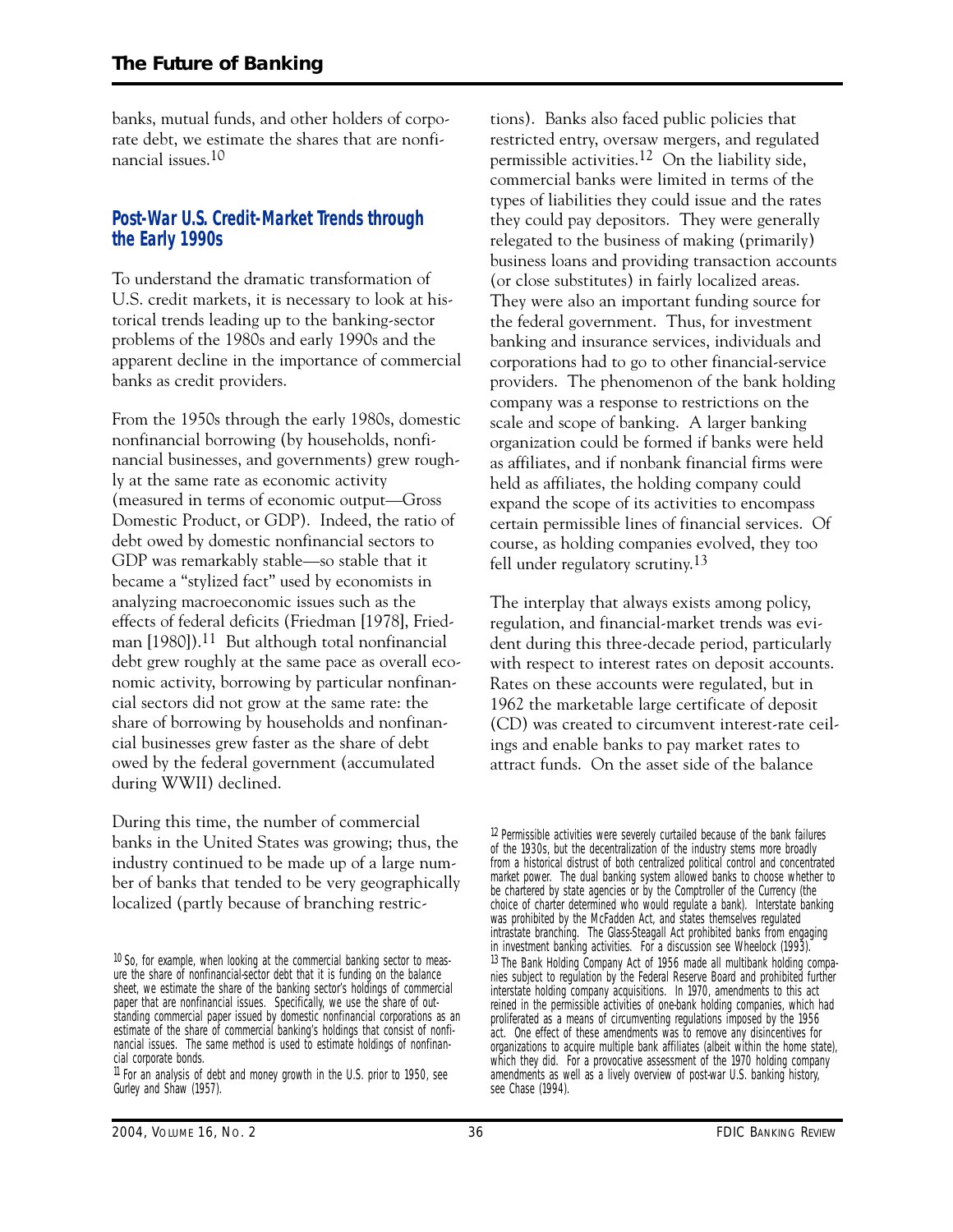banks, mutual funds, and other holders of corporate debt, we estimate the shares that are nonfinancial issues.[10]

## Post-War U.S. Credit-Market Trends through the Early 1990s

To understand the dramatic transformation of U.S. credit markets, it is necessary to look at historical trends leading up to the banking-sector problems of the 1980s and early 1990s and the apparent decline in the importance of commercial banks as credit providers.

From the 1950s through the early 1980s, domestic nonfinancial borrowing (by households, nonfinancial businesses, and governments) grew roughly at the same rate as economic activity (measured in terms of economic output—Gross Domestic Product, or GDP). Indeed, the ratio of debt owed by domestic nonfinancial sectors to GDP was remarkably stable—so stable that it became a "stylized fact" used by economists in analyzing macroeconomic issues such as the effects of federal deficits (Friedman [1978], Friedman [1980]).[11] But although total nonfinancial debt grew roughly at the same pace as overall economic activity, borrowing by particular nonfinancial sectors did not grow at the same rate: the share of borrowing by households and nonfinancial businesses grew faster as the share of debt owed by the federal government (accumulated during WWII) declined.

During this time, the number of commercial banks in the United States was growing; thus, the industry continued to be made up of a large number of banks that tended to be very geographically localized (partly because of branching restrictions). Banks also faced public policies that restricted entry, oversaw mergers, and regulated permissible activities.[12] On the liability side, commercial banks were limited in terms of the types of liabilities they could issue and the rates they could pay depositors. They were generally relegated to the business of making (primarily) business loans and providing transaction accounts (or close substitutes) in fairly localized areas. They were also an important funding source for the federal government. Thus, for investment banking and insurance services, individuals and corporations had to go to other financial-service providers. The phenomenon of the bank holding company was a response to restrictions on the scale and scope of banking. A larger banking organization could be formed if banks were held as affiliates, and if nonbank financial firms were held as affiliates, the holding company could expand the scope of its activities to encompass certain permissible lines of financial services. Of course, as holding companies evolved, they too fell under regulatory scrutiny.[13]

The interplay that always exists among policy, regulation, and financial-market trends was evident during this three-decade period, particularly with respect to interest rates on deposit accounts. Rates on these accounts were regulated, but in 1962 the marketable large certificate of deposit (CD) was created to circumvent interest-rate ceilings and enable banks to pay market rates to attract funds. On the asset side of the balance

---

[10] So, for example, when looking at the commercial banking sector to measure the share of nonfinancial-sector debt that it is funding on the balance sheet, we estimate the share of the banking sector's holdings of commercial paper that are nonfinancial issues. Specifically, we use the share of outstanding commercial paper issued by domestic nonfinancial corporations as an estimate of the share of commercial banking's holdings that consist of nonfinancial issues. The same method is used to estimate holdings of nonfinancial corporate bonds.

[11] For an analysis of debt and money growth in the U.S. prior to 1950, see Gurley and Shaw (1957).

[12] Permissible activities were severely curtailed because of the bank failures of the 1930s, but the decentralization of the industry stems more broadly from a historical distrust of both centralized political control and concentrated market power. The dual banking system allowed banks to choose whether to be chartered by state agencies or by the Comptroller of the Currency (the choice of charter determined who would regulate a bank). Interstate banking was prohibited by the McFadden Act, and states themselves regulated intrastate branching. The Glass-Steagall Act prohibited banks from engaging in investment banking activities. For a discussion see Wheelock (1993).

[13] The Bank Holding Company Act of 1956 made all multibank holding companies subject to regulation by the Federal Reserve Board and prohibited further interstate holding company acquisitions. In 1970, amendments to this act reined in the permissible activities of one-bank holding companies, which had proliferated as a means of circumventing regulations imposed by the 1956 act. One effect of these amendments was to remove any disincentives for organizations to acquire multiple bank affiliates (albeit within the home state), which they did. For a provocative assessment of the 1970 holding company amendments as well as a lively overview of post-war U.S. banking history, see Chase (1994).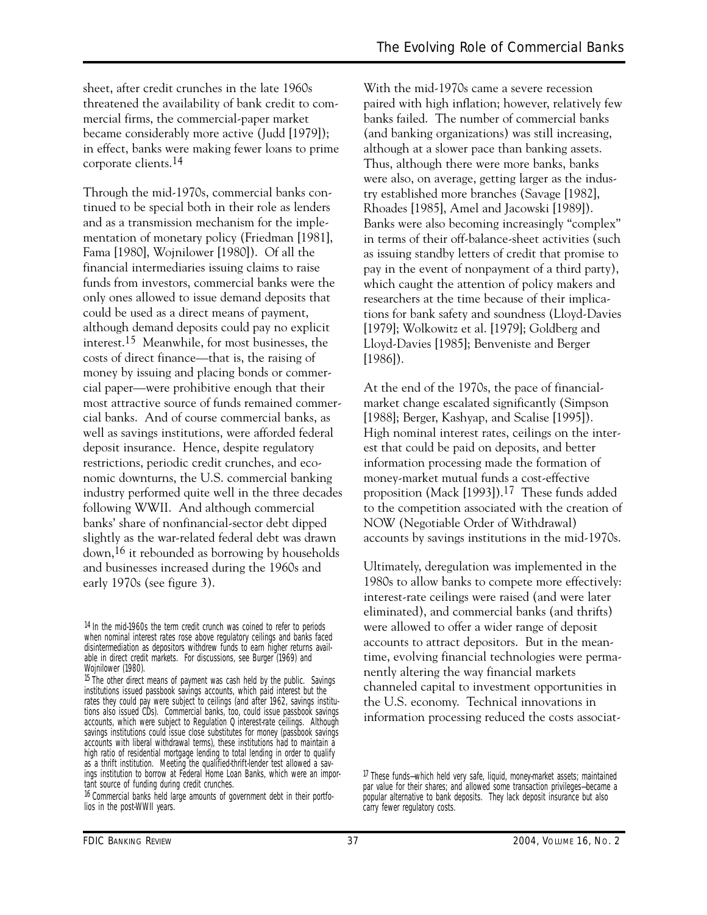sheet, after credit crunches in the late 1960s threatened the availability of bank credit to commercial firms, the commercial-paper market became considerably more active (Judd [1979]); in effect, banks were making fewer loans to prime corporate clients.[14]

Through the mid-1970s, commercial banks continued to be special both in their role as lenders and as a transmission mechanism for the implementation of monetary policy (Friedman [1981], Fama [1980], Wojnilower [1980]). Of all the financial intermediaries issuing claims to raise funds from investors, commercial banks were the only ones allowed to issue demand deposits that could be used as a direct means of payment, although demand deposits could pay no explicit interest.[15] Meanwhile, for most businesses, the costs of direct finance—that is, the raising of money by issuing and placing bonds or commercial paper—were prohibitive enough that their most attractive source of funds remained commercial banks. And of course commercial banks, as well as savings institutions, were afforded federal deposit insurance. Hence, despite regulatory restrictions, periodic credit crunches, and economic downturns, the U.S. commercial banking industry performed quite well in the three decades following WWII. And although commercial banks' share of nonfinancial-sector debt dipped slightly as the war-related federal debt was drawn down,[16] it rebounded as borrowing by households and businesses increased during the 1960s and early 1970s (see figure 3).

With the mid-1970s came a severe recession paired with high inflation; however, relatively few banks failed. The number of commercial banks (and banking organizations) was still increasing, although at a slower pace than banking assets. Thus, although there were more banks, banks were also, on average, getting larger as the industry established more branches (Savage [1982], Rhoades [1985], Amel and Jacowski [1989]). Banks were also becoming increasingly "complex" in terms of their off-balance-sheet activities (such as issuing standby letters of credit that promise to pay in the event of nonpayment of a third party), which caught the attention of policy makers and researchers at the time because of their implications for bank safety and soundness (Lloyd-Davies [1979]; Wolkowitz et al. [1979]; Goldberg and Lloyd-Davies [1985]; Benveniste and Berger [1986]).

At the end of the 1970s, the pace of financial-market change escalated significantly (Simpson [1988]; Berger, Kashyap, and Scalise [1995]). High nominal interest rates, ceilings on the interest that could be paid on deposits, and better information processing made the formation of money-market mutual funds a cost-effective proposition (Mack [1993]).[17] These funds added to the competition associated with the creation of NOW (Negotiable Order of Withdrawal) accounts by savings institutions in the mid-1970s.

Ultimately, deregulation was implemented in the 1980s to allow banks to compete more effectively: interest-rate ceilings were raised (and were later eliminated), and commercial banks (and thrifts) were allowed to offer a wider range of deposit accounts to attract depositors. But in the meantime, evolving financial technologies were permanently altering the way financial markets channeled capital to investment opportunities in the U.S. economy. Technical innovations in information processing reduced the costs associat-

---

[14] In the mid-1960s the term credit crunch was coined to refer to periods when nominal interest rates rose above regulatory ceilings and banks faced disintermediation as depositors withdrew funds to earn higher returns available in direct credit markets. For discussions, see Burger (1969) and Wojnilower (1980).

[15] The other direct means of payment was cash held by the public. Savings institutions issued passbook savings accounts, which paid interest but the rates they could pay were subject to ceilings (and after 1962, savings institutions also issued CDs). Commercial banks, too, could issue passbook savings accounts, which were subject to Regulation Q interest-rate ceilings. Although savings institutions could issue close substitutes for money (passbook savings accounts with liberal withdrawal terms), these institutions had to maintain a high ratio of residential mortgage lending to total lending in order to qualify as a thrift institution. Meeting the qualified-thrift-lender test allowed a savings institution to borrow at Federal Home Loan Banks, which were an important source of funding during credit crunches.

[16] Commercial banks held large amounts of government debt in their portfolios in the post-WWII years.

[17] These funds—which held very safe, liquid, money-market assets; maintained par value for their shares; and allowed some transaction privileges—became a popular alternative to bank deposits. They lack deposit insurance but also carry fewer regulatory costs.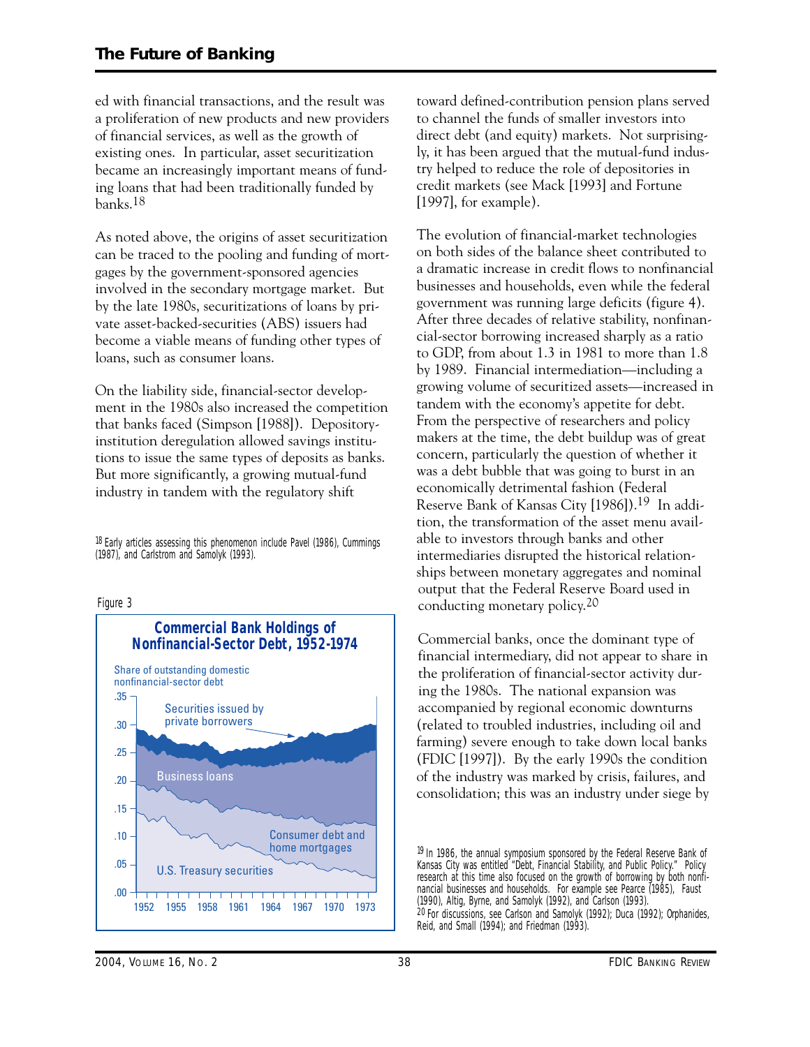ed with financial transactions, and the result was a proliferation of new products and new providers of financial services, as well as the growth of existing ones. In particular, asset securitization became an increasingly important means of funding loans that had been traditionally funded by banks.[18]

As noted above, the origins of asset securitization can be traced to the pooling and funding of mortgages by the government-sponsored agencies involved in the secondary mortgage market. But by the late 1980s, securitizations of loans by private asset-backed-securities (ABS) issuers had become a viable means of funding other types of loans, such as consumer loans.

On the liability side, financial-sector development in the 1980s also increased the competition that banks faced (Simpson [1988]). Depository-institution deregulation allowed savings institutions to issue the same types of deposits as banks. But more significantly, a growing mutual-fund industry in tandem with the regulatory shift toward defined-contribution pension plans served to channel the funds of smaller investors into direct debt (and equity) markets. Not surprisingly, it has been argued that the mutual-fund industry helped to reduce the role of depositories in credit markets (see Mack [1993] and Fortune [1997], for example).

Figure 3

**Commercial Bank Holdings of Nonfinancial-Sector Debt, 1952-1974**

The evolution of financial-market technologies on both sides of the balance sheet contributed to a dramatic increase in credit flows to nonfinancial businesses and households, even while the federal government was running large deficits (figure 4). After three decades of relative stability, nonfinancial-sector borrowing increased sharply as a ratio to GDP, from about 1.3 in 1981 to more than 1.8 by 1989. Financial intermediation—including a growing volume of securitized assets—increased in tandem with the economy's appetite for debt. From the perspective of researchers and policy makers at the time, the debt buildup was of great concern, particularly the question of whether it was a debt bubble that was going to burst in an economically detrimental fashion (Federal Reserve Bank of Kansas City [1986]).[19] In addition, the transformation of the asset menu available to investors through banks and other intermediaries disrupted the historical relationships between monetary aggregates and nominal output that the Federal Reserve Board used in conducting monetary policy.[20]

Commercial banks, once the dominant type of financial intermediary, did not appear to share in the proliferation of financial-sector activity during the 1980s. The national expansion was accompanied by regional economic downturns (related to troubled industries, including oil and farming) severe enough to take down local banks (FDIC [1997]). By the early 1990s the condition of the industry was marked by crisis, failures, and consolidation; this was an industry under siege by

---

[18] Early articles assessing this phenomenon include Pavel (1986), Cummings (1987), and Carlstrom and Samolyk (1993).

[19] In 1986, the annual symposium sponsored by the Federal Reserve Bank of Kansas City was entitled "Debt, Financial Stability, and Public Policy." Policy research at this time also focused on the growth of borrowing by both nonfinancial businesses and households. For example see Pearce (1985), Faust (1990), Altig, Byrne, and Samolyk (1992), and Carlson (1993).

[20] For discussions, see Carlson and Samolyk (1992); Duca (1992); Orphanides, Reid, and Small (1994); and Friedman (1993).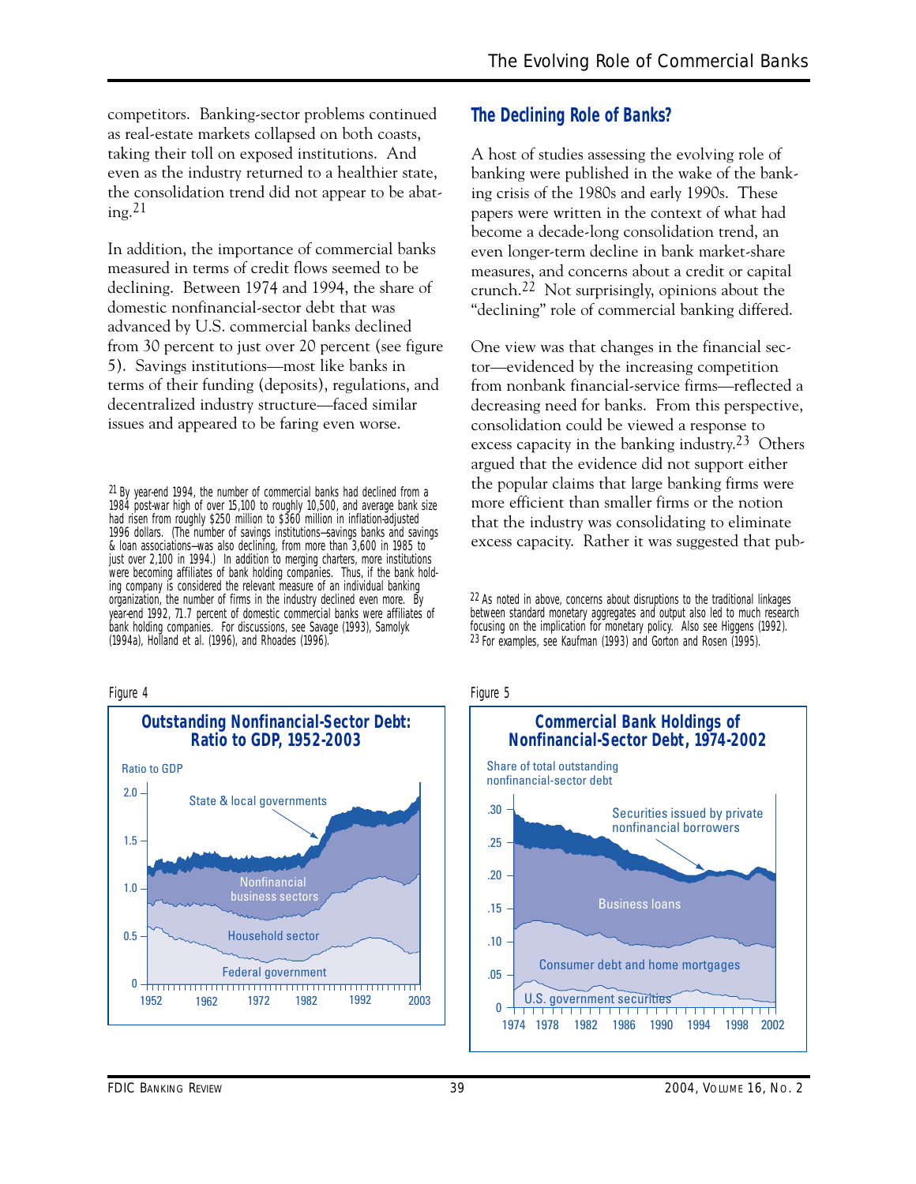competitors. Banking-sector problems continued as real-estate markets collapsed on both coasts, taking their toll on exposed institutions. And even as the industry returned to a healthier state, the consolidation trend did not appear to be abating.[21]

In addition, the importance of commercial banks measured in terms of credit flows seemed to be declining. Between 1974 and 1994, the share of domestic nonfinancial-sector debt that was advanced by U.S. commercial banks declined from 30 percent to just over 20 percent (see figure 5). Savings institutions—most like banks in terms of their funding (deposits), regulations, and decentralized industry structure—faced similar issues and appeared to be faring even worse.

[21] By year-end 1994, the number of commercial banks had declined from a 1984 post-war high of over 15,100 to roughly 10,500, and average bank size had risen from roughly $250 million to $360 million in inflation-adjusted 1996 dollars. (The number of savings institutions—savings banks and savings & loan associations—was also declining, from more than 3,600 in 1985 to just over 2,100 in 1994.) In addition to merging charters, more institutions were becoming affiliates of bank holding companies. Thus, if the bank holding company is considered the relevant measure of an individual banking organization, the number of firms in the industry declined even more. By year-end 1992, 71.7 percent of domestic commercial banks were affiliates of bank holding companies. For discussions, see Savage (1993), Samolyk (1994a), Holland et al. (1996), and Rhoades (1996).

## The Declining Role of Banks?

A host of studies assessing the evolving role of banking were published in the wake of the banking crisis of the 1980s and early 1990s. These papers were written in the context of what had become a decade-long consolidation trend, an even longer-term decline in bank market-share measures, and concerns about a credit or capital crunch.[22] Not surprisingly, opinions about the "declining" role of commercial banking differed.

One view was that changes in the financial sector—evidenced by the increasing competition from nonbank financial-service firms—reflected a decreasing need for banks. From this perspective, consolidation could be viewed a response to excess capacity in the banking industry.[23] Others argued that the evidence did not support either the popular claims that large banking firms were more efficient than smaller firms or the notion that the industry was consolidating to eliminate excess capacity. Rather it was suggested that pub-

[22] As noted in above, concerns about disruptions to the traditional linkages between standard monetary aggregates and output also led to much research focusing on the implication for monetary policy. Also see Higgens (1992).

[23] For examples, see Kaufman (1993) and Gorton and Rosen (1995).

Figure 4

**Outstanding Nonfinancial-Sector Debt: Ratio to GDP, 1952-2003**

Figure 5

**Commercial Bank Holdings of Nonfinancial-Sector Debt, 1974-2002**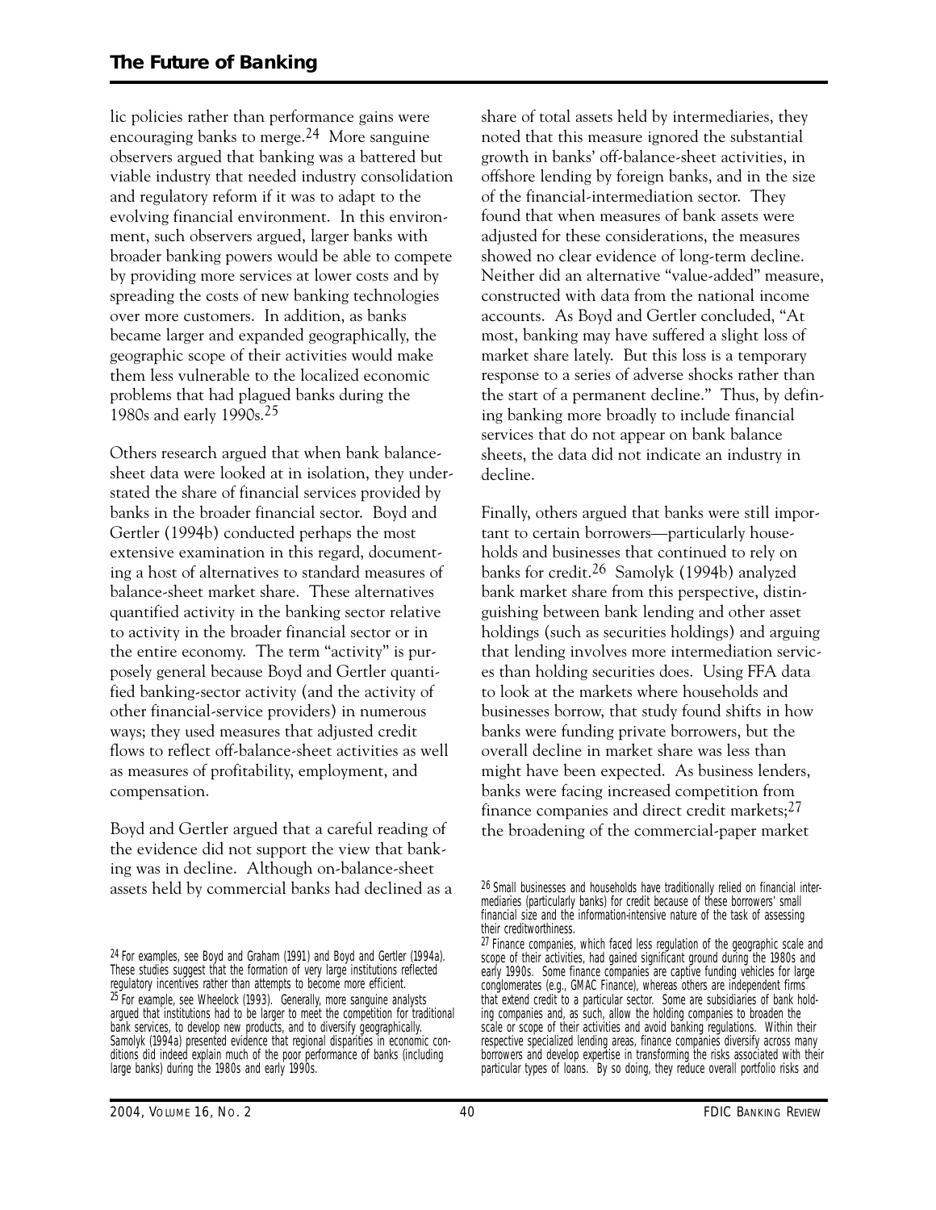lic policies rather than performance gains were encouraging banks to merge.[24] More sanguine observers argued that banking was a battered but viable industry that needed industry consolidation and regulatory reform if it was to adapt to the evolving financial environment. In this environment, such observers argued, larger banks with broader banking powers would be able to compete by providing more services at lower costs and by spreading the costs of new banking technologies over more customers. In addition, as banks became larger and expanded geographically, the geographic scope of their activities would make them less vulnerable to the localized economic problems that had plagued banks during the 1980s and early 1990s.[25]

Others research argued that when bank balance-sheet data were looked at in isolation, they understated the share of financial services provided by banks in the broader financial sector. Boyd and Gertler (1994b) conducted perhaps the most extensive examination in this regard, documenting a host of alternatives to standard measures of balance-sheet market share. These alternatives quantified activity in the banking sector relative to activity in the broader financial sector or in the entire economy. The term "activity" is purposely general because Boyd and Gertler quantified banking-sector activity (and the activity of other financial-service providers) in numerous ways; they used measures that adjusted credit flows to reflect off-balance-sheet activities as well as measures of profitability, employment, and compensation.

Boyd and Gertler argued that a careful reading of the evidence did not support the view that banking was in decline. Although on-balance-sheet assets held by commercial banks had declined as a share of total assets held by intermediaries, they noted that this measure ignored the substantial growth in banks' off-balance-sheet activities, in offshore lending by foreign banks, and in the size of the financial-intermediation sector. They found that when measures of bank assets were adjusted for these considerations, the measures showed no clear evidence of long-term decline. Neither did an alternative "value-added" measure, constructed with data from the national income accounts. As Boyd and Gertler concluded, "At most, banking may have suffered a slight loss of market share lately. But this loss is a temporary response to a series of adverse shocks rather than the start of a permanent decline." Thus, by defining banking more broadly to include financial services that do not appear on bank balance sheets, the data did not indicate an industry in decline.

Finally, others argued that banks were still important to certain borrowers—particularly households and businesses that continued to rely on banks for credit.[26] Samolyk (1994b) analyzed bank market share from this perspective, distinguishing between bank lending and other asset holdings (such as securities holdings) and arguing that lending involves more intermediation services than holding securities does. Using FFA data to look at the markets where households and businesses borrow, that study found shifts in how banks were funding private borrowers, but the overall decline in market share was less than might have been expected. As business lenders, banks were facing increased competition from finance companies and direct credit markets;[27] the broadening of the commercial-paper market

---

[24] For examples, see Boyd and Graham (1991) and Boyd and Gertler (1994a). These studies suggest that the formation of very large institutions reflected regulatory incentives rather than attempts to become more efficient.

[25] For example, see Wheelock (1993). Generally, more sanguine analysts argued that institutions had to be larger to meet the competition for traditional bank services, to develop new products, and to diversify geographically. Samolyk (1994a) presented evidence that regional disparities in economic conditions did indeed explain much of the poor performance of banks (including large banks) during the 1980s and early 1990s.

[26] Small businesses and households have traditionally relied on financial intermediaries (particularly banks) for credit because of these borrowers' small financial size and the information-intensive nature of the task of assessing their creditworthiness.

[27] Finance companies, which faced less regulation of the geographic scale and scope of their activities, had gained significant ground during the 1980s and early 1990s. Some finance companies are captive funding vehicles for large conglomerates (e.g., GMAC Finance), whereas others are independent firms that extend credit to a particular sector. Some are subsidiaries of bank holding companies and, as such, allow the holding companies to broaden the scale or scope of their activities and avoid banking regulations. Within their respective specialized lending areas, finance companies diversify across many borrowers and develop expertise in transforming the risks associated with their particular types of loans. By so doing, they reduce overall portfolio risks and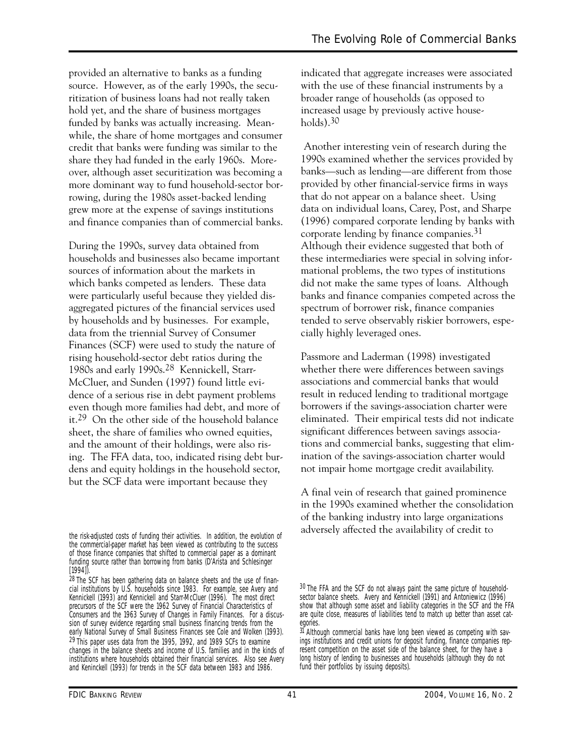provided an alternative to banks as a funding source. However, as of the early 1990s, the securitization of business loans had not really taken hold yet, and the share of business mortgages funded by banks was actually increasing. Meanwhile, the share of home mortgages and consumer credit that banks were funding was similar to the share they had funded in the early 1960s. Moreover, although asset securitization was becoming a more dominant way to fund household-sector borrowing, during the 1980s asset-backed lending grew more at the expense of savings institutions and finance companies than of commercial banks.

During the 1990s, survey data obtained from households and businesses also became important sources of information about the markets in which banks competed as lenders. These data were particularly useful because they yielded disaggregated pictures of the financial services used by households and by businesses. For example, data from the triennial Survey of Consumer Finances (SCF) were used to study the nature of rising household-sector debt ratios during the 1980s and early 1990s.[28] Kennickell, Starr-McCluer, and Sunden (1997) found little evidence of a serious rise in debt payment problems even though more families had debt, and more of it.[29] On the other side of the household balance sheet, the share of families who owned equities, and the amount of their holdings, were also rising. The FFA data, too, indicated rising debt burdens and equity holdings in the household sector, but the SCF data were important because they indicated that aggregate increases were associated with the use of these financial instruments by a broader range of households (as opposed to increased usage by previously active households).[30]

Another interesting vein of research during the 1990s examined whether the services provided by banks—such as lending—are different from those provided by other financial-service firms in ways that do not appear on a balance sheet. Using data on individual loans, Carey, Post, and Sharpe (1996) compared corporate lending by banks with corporate lending by finance companies.[31] Although their evidence suggested that both of these intermediaries were special in solving informational problems, the two types of institutions did not make the same types of loans. Although banks and finance companies competed across the spectrum of borrower risk, finance companies tended to serve observably riskier borrowers, especially highly leveraged ones.

Passmore and Laderman (1998) investigated whether there were differences between savings associations and commercial banks that would result in reduced lending to traditional mortgage borrowers if the savings-association charter were eliminated. Their empirical tests did not indicate significant differences between savings associations and commercial banks, suggesting that elimination of the savings-association charter would not impair home mortgage credit availability.

A final vein of research that gained prominence in the 1990s examined whether the consolidation of the banking industry into large organizations adversely affected the availability of credit to

---

the risk-adjusted costs of funding their activities. In addition, the evolution of the commercial-paper market has been viewed as contributing to the success of those finance companies that shifted to commercial paper as a dominant funding source rather than borrowing from banks (D'Arista and Schlesinger [1994]).

[28] The SCF has been gathering data on balance sheets and the use of financial institutions by U.S. households since 1983. For example, see Avery and Kennickell (1993) and Kennickell and Starr-McCluer (1996). The most direct precursors of the SCF were the 1962 Survey of Financial Characteristics of Consumers and the 1963 Survey of Changes in Family Finances. For a discussion of survey evidence regarding small business financing trends from the early National Survey of Small Business Finances see Cole and Wolken (1993).

[29] This paper uses data from the 1995, 1992, and 1989 SCFs to examine changes in the balance sheets and income of U.S. families and in the kinds of institutions where households obtained their financial services. Also see Avery and Keninckell (1993) for trends in the SCF data between 1983 and 1986.

[30] The FFA and the SCF do not always paint the same picture of household-sector balance sheets. Avery and Kennickell (1991) and Antoniewicz (1996) show that although some asset and liability categories in the SCF and the FFA are quite close, measures of liabilities tend to match up better than asset categories.

[31] Although commercial banks have long been viewed as competing with savings institutions and credit unions for deposit funding, finance companies represent competition on the asset side of the balance sheet, for they have a long history of lending to businesses and households (although they do not fund their portfolios by issuing deposits).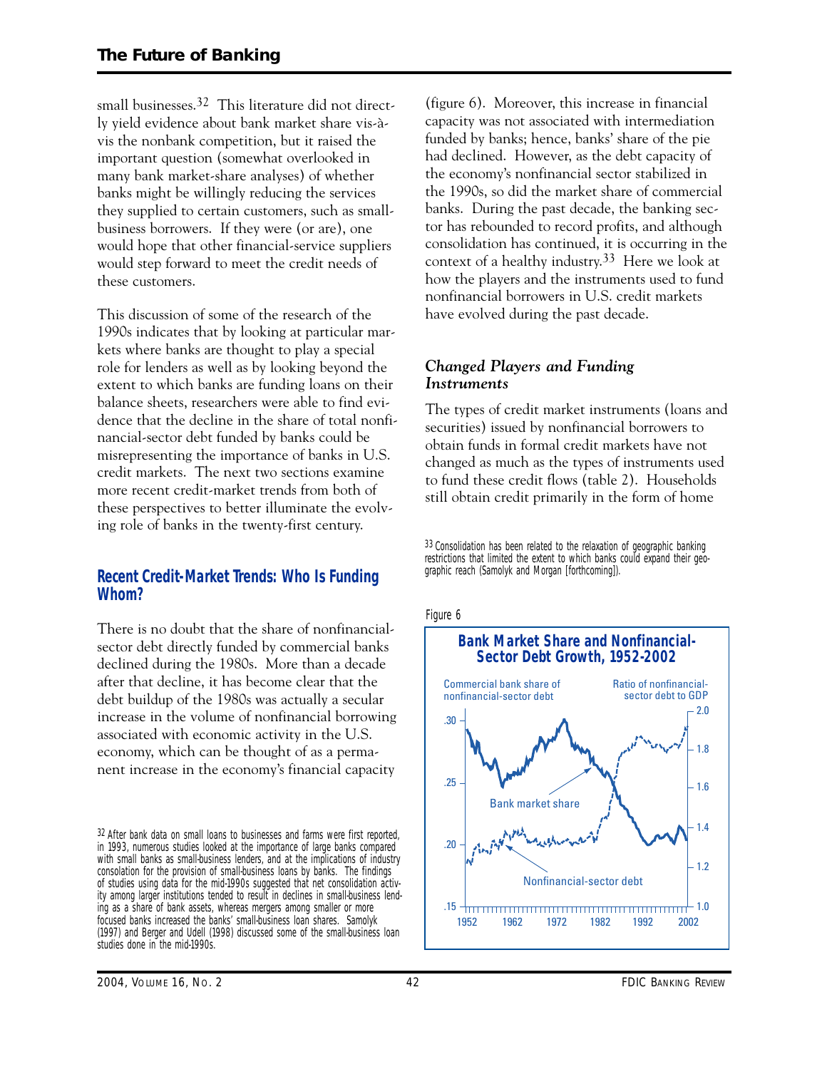small businesses.[32] This literature did not directly yield evidence about bank market share vis-à-vis the nonbank competition, but it raised the important question (somewhat overlooked in many bank market-share analyses) of whether banks might be willingly reducing the services they supplied to certain customers, such as small-business borrowers. If they were (or are), one would hope that other financial-service suppliers would step forward to meet the credit needs of these customers.

This discussion of some of the research of the 1990s indicates that by looking at particular markets where banks are thought to play a special role for lenders as well as by looking beyond the extent to which banks are funding loans on their balance sheets, researchers were able to find evidence that the decline in the share of total nonfinancial-sector debt funded by banks could be misrepresenting the importance of banks in U.S. credit markets. The next two sections examine more recent credit-market trends from both of these perspectives to better illuminate the evolving role of banks in the twenty-first century.

## Recent Credit-Market Trends: Who Is Funding Whom?

There is no doubt that the share of nonfinancial-sector debt directly funded by commercial banks declined during the 1980s. More than a decade after that decline, it has become clear that the debt buildup of the 1980s was actually a secular increase in the volume of nonfinancial borrowing associated with economic activity in the U.S. economy, which can be thought of as a permanent increase in the economy's financial capacity (figure 6). Moreover, this increase in financial capacity was not associated with intermediation funded by banks; hence, banks' share of the pie had declined. However, as the debt capacity of the economy's nonfinancial sector stabilized in the 1990s, so did the market share of commercial banks. During the past decade, the banking sector has rebounded to record profits, and although consolidation has continued, it is occurring in the context of a healthy industry.[33] Here we look at how the players and the instruments used to fund nonfinancial borrowers in U.S. credit markets have evolved during the past decade.

### *Changed Players and Funding Instruments*

The types of credit market instruments (loans and securities) issued by nonfinancial borrowers to obtain funds in formal credit markets have not changed as much as the types of instruments used to fund these credit flows (table 2). Households still obtain credit primarily in the form of home

Figure 6

**Bank Market Share and Nonfinancial-Sector Debt Growth, 1952-2002**

[32] After bank data on small loans to businesses and farms were first reported, in 1993, numerous studies looked at the importance of large banks compared with small banks as small-business lenders, and at the implications of industry consolidation for the provision of small-business loans by banks. The findings of studies using data for the mid-1990s suggested that net consolidation activity among larger institutions tended to result in declines in small-business lending as a share of bank assets, whereas mergers among smaller or more focused banks increased the banks' small-business loan shares. Samolyk (1997) and Berger and Udell (1998) discussed some of the small-business loan studies done in the mid-1990s.

[33] Consolidation has been related to the relaxation of geographic banking restrictions that limited the extent to which banks could expand their geographic reach (Samolyk and Morgan [forthcoming]).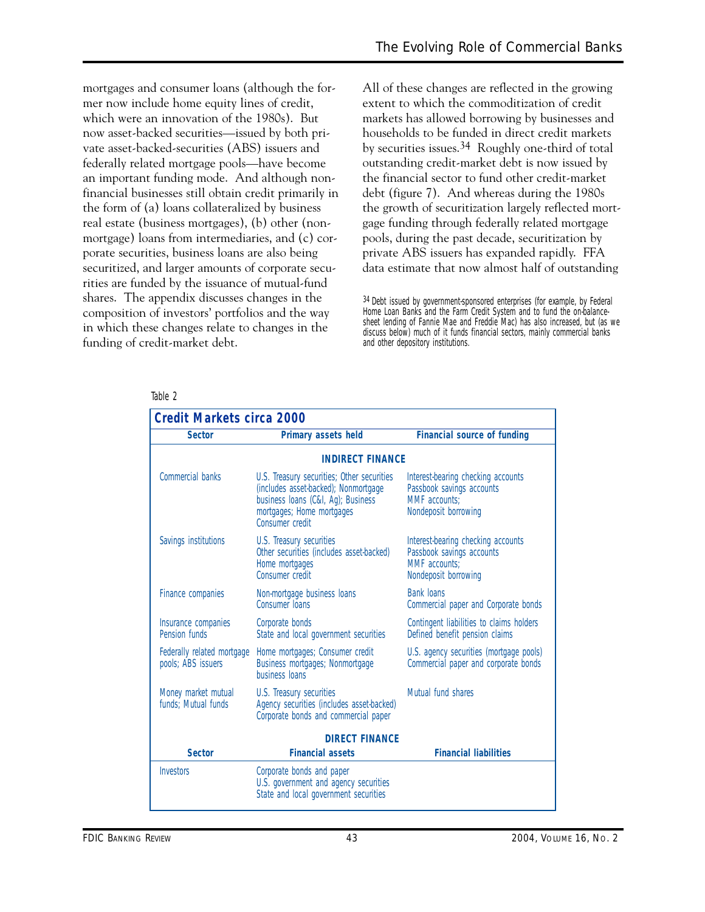mortgages and consumer loans (although the former now include home equity lines of credit, which were an innovation of the 1980s). But now asset-backed securities—issued by both private asset-backed-securities (ABS) issuers and federally related mortgage pools—have become an important funding mode. And although nonfinancial businesses still obtain credit primarily in the form of (a) loans collateralized by business real estate (business mortgages), (b) other (nonmortgage) loans from intermediaries, and (c) corporate securities, business loans are also being securitized, and larger amounts of corporate securities are funded by the issuance of mutual-fund shares. The appendix discusses changes in the composition of investors' portfolios and the way in which these changes relate to changes in the funding of credit-market debt.

All of these changes are reflected in the growing extent to which the commoditization of credit markets has allowed borrowing by businesses and households to be funded in direct credit markets by securities issues.[34] Roughly one-third of total outstanding credit-market debt is now issued by the financial sector to fund other credit-market debt (figure 7). And whereas during the 1980s the growth of securitization largely reflected mortgage funding through federally related mortgage pools, during the past decade, securitization by private ABS issuers has expanded rapidly. FFA data estimate that now almost half of outstanding

[34] Debt issued by government-sponsored enterprises (for example, by Federal Home Loan Banks and the Farm Credit System and to fund the on-balance-sheet lending of Fannie Mae and Freddie Mac) has also increased, but (as we discuss below) much of it funds financial sectors, mainly commercial banks and other depository institutions.

Table 2

**Credit Markets circa 2000**

| Sector | Primary assets held | Financial source of funding |
|---|---|---|
| **INDIRECT FINANCE** | | |
| Commercial banks | U.S. Treasury securities; Other securities (includes asset-backed); Nonmortgage business loans (C&I, Ag); Business mortgages; Home mortgages Consumer credit | Interest-bearing checking accounts Passbook savings accounts MMF accounts; Nondeposit borrowing |
| Savings institutions | U.S. Treasury securities Other securities (includes asset-backed) Home mortgages Consumer credit | Interest-bearing checking accounts Passbook savings accounts MMF accounts; Nondeposit borrowing |
| Finance companies | Non-mortgage business loans Consumer loans | Bank loans Commercial paper and Corporate bonds |
| Insurance companies Pension funds | Corporate bonds State and local government securities | Contingent liabilities to claims holders Defined benefit pension claims |
| Federally related mortgage pools; ABS issuers | Home mortgages; Consumer credit Business mortgages; Nonmortgage business loans | U.S. agency securities (mortgage pools) Commercial paper and corporate bonds |
| Money market mutual funds; Mutual funds | U.S. Treasury securities Agency securities (includes asset-backed) Corporate bonds and commercial paper | Mutual fund shares |
| **DIRECT FINANCE** | | |
| **Sector** | **Financial assets** | **Financial liabilities** |
| Investors | Corporate bonds and paper U.S. government and agency securities State and local government securities | |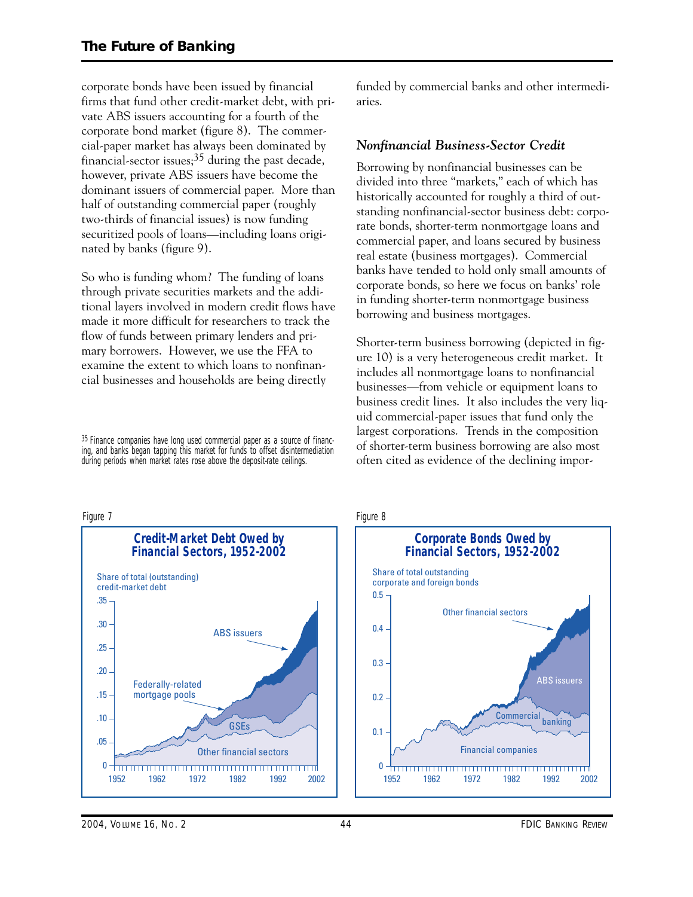corporate bonds have been issued by financial firms that fund other credit-market debt, with private ABS issuers accounting for a fourth of the corporate bond market (figure 8). The commercial-paper market has always been dominated by financial-sector issues;[35] during the past decade, however, private ABS issuers have become the dominant issuers of commercial paper. More than half of outstanding commercial paper (roughly two-thirds of financial issues) is now funding securitized pools of loans—including loans originated by banks (figure 9).

So who is funding whom? The funding of loans through private securities markets and the additional layers involved in modern credit flows have made it more difficult for researchers to track the flow of funds between primary lenders and primary borrowers. However, we use the FFA to examine the extent to which loans to nonfinancial businesses and households are being directly funded by commercial banks and other intermediaries.

### *Nonfinancial Business-Sector Credit*

Borrowing by nonfinancial businesses can be divided into three "markets," each of which has historically accounted for roughly a third of outstanding nonfinancial-sector business debt: corporate bonds, shorter-term nonmortgage loans and commercial paper, and loans secured by business real estate (business mortgages). Commercial banks have tended to hold only small amounts of corporate bonds, so here we focus on banks' role in funding shorter-term nonmortgage business borrowing and business mortgages.

Shorter-term business borrowing (depicted in figure 10) is a very heterogeneous credit market. It includes all nonmortgage loans to nonfinancial businesses—from vehicle or equipment loans to business credit lines. It also includes the very liquid commercial-paper issues that fund only the largest corporations. Trends in the composition of shorter-term business borrowing are also most often cited as evidence of the declining impor-

[35] Finance companies have long used commercial paper as a source of financing, and banks began tapping this market for funds to offset disintermediation during periods when market rates rose above the deposit-rate ceilings.

Figure 7

**Credit-Market Debt Owed by Financial Sectors, 1952-2002**

Figure 8

**Corporate Bonds Owed by Financial Sectors, 1952-2002**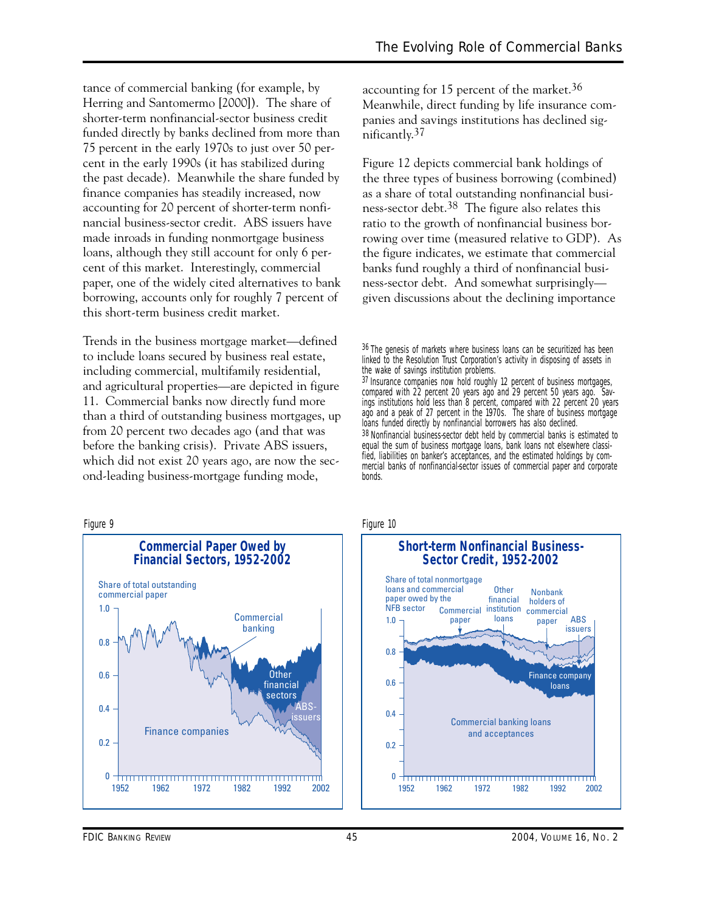tance of commercial banking (for example, by Herring and Santomermo [2000]). The share of shorter-term nonfinancial-sector business credit funded directly by banks declined from more than 75 percent in the early 1970s to just over 50 percent in the early 1990s (it has stabilized during the past decade). Meanwhile the share funded by finance companies has steadily increased, now accounting for 20 percent of shorter-term nonfinancial business-sector credit. ABS issuers have made inroads in funding nonmortgage business loans, although they still account for only 6 percent of this market. Interestingly, commercial paper, one of the widely cited alternatives to bank borrowing, accounts only for roughly 7 percent of this short-term business credit market.

Trends in the business mortgage market—defined to include loans secured by business real estate, including commercial, multifamily residential, and agricultural properties—are depicted in figure 11. Commercial banks now directly fund more than a third of outstanding business mortgages, up from 20 percent two decades ago (and that was before the banking crisis). Private ABS issuers, which did not exist 20 years ago, are now the second-leading business-mortgage funding mode, accounting for 15 percent of the market.[36] Meanwhile, direct funding by life insurance companies and savings institutions has declined significantly.[37]

Figure 12 depicts commercial bank holdings of the three types of business borrowing (combined) as a share of total outstanding nonfinancial business-sector debt.[38] The figure also relates this ratio to the growth of nonfinancial business borrowing over time (measured relative to GDP). As the figure indicates, we estimate that commercial banks fund roughly a third of nonfinancial business-sector debt. And somewhat surprisingly—given discussions about the declining importance

[36] The genesis of markets where business loans can be securitized has been linked to the Resolution Trust Corporation's activity in disposing of assets in the wake of savings institution problems.

[37] Insurance companies now hold roughly 12 percent of business mortgages, compared with 22 percent 20 years ago and 29 percent 50 years ago. Savings institutions hold less than 8 percent, compared with 22 percent 20 years ago and a peak of 27 percent in the 1970s. The share of business mortgage loans funded directly by nonfinancial borrowers has also declined.

[38] Nonfinancial business-sector debt held by commercial banks is estimated to equal the sum of business mortgage loans, bank loans not elsewhere classified, liabilities on banker's acceptances, and the estimated holdings by commercial banks of nonfinancial-sector issues of commercial paper and corporate bonds.

Figure 9

**Commercial Paper Owed by Financial Sectors, 1952-2002**

Figure 10

**Short-term Nonfinancial Business-Sector Credit, 1952-2002**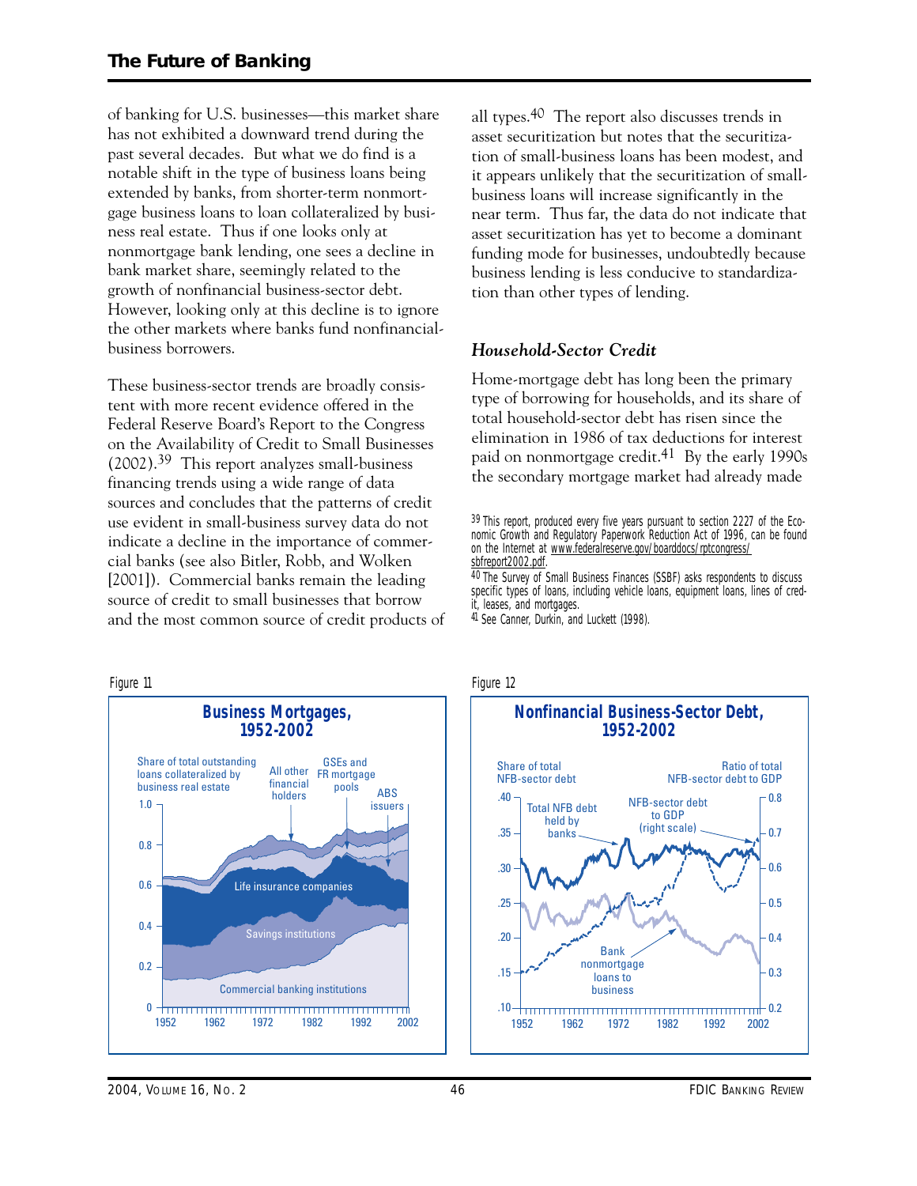of banking for U.S. businesses—this market share has not exhibited a downward trend during the past several decades. But what we do find is a notable shift in the type of business loans being extended by banks, from shorter-term nonmortgage business loans to loan collateralized by business real estate. Thus if one looks only at nonmortgage bank lending, one sees a decline in bank market share, seemingly related to the growth of nonfinancial business-sector debt. However, looking only at this decline is to ignore the other markets where banks fund nonfinancial-business borrowers.

These business-sector trends are broadly consistent with more recent evidence offered in the Federal Reserve Board's Report to the Congress on the Availability of Credit to Small Businesses (2002).[39] This report analyzes small-business financing trends using a wide range of data sources and concludes that the patterns of credit use evident in small-business survey data do not indicate a decline in the importance of commercial banks (see also Bitler, Robb, and Wolken [2001]). Commercial banks remain the leading source of credit to small businesses that borrow and the most common source of credit products of all types.[40] The report also discusses trends in asset securitization but notes that the securitization of small-business loans has been modest, and it appears unlikely that the securitization of small-business loans will increase significantly in the near term. Thus far, the data do not indicate that asset securitization has yet to become a dominant funding mode for businesses, undoubtedly because business lending is less conducive to standardization than other types of lending.

### *Household-Sector Credit*

Home-mortgage debt has long been the primary type of borrowing for households, and its share of total household-sector debt has risen since the elimination in 1986 of tax deductions for interest paid on nonmortgage credit.[41] By the early 1990s the secondary mortgage market had already made

[39] This report, produced every five years pursuant to section 2227 of the Economic Growth and Regulatory Paperwork Reduction Act of 1996, can be found on the Internet at www.federalreserve.gov/boarddocs/rptcongress/sbfreport2002.pdf.

[40] The Survey of Small Business Finances (SSBF) asks respondents to discuss specific types of loans, including vehicle loans, equipment loans, lines of credit, leases, and mortgages.

[41] See Canner, Durkin, and Luckett (1998).

Figure 11

**Business Mortgages, 1952-2002**

Figure 12

**Nonfinancial Business-Sector Debt, 1952-2002**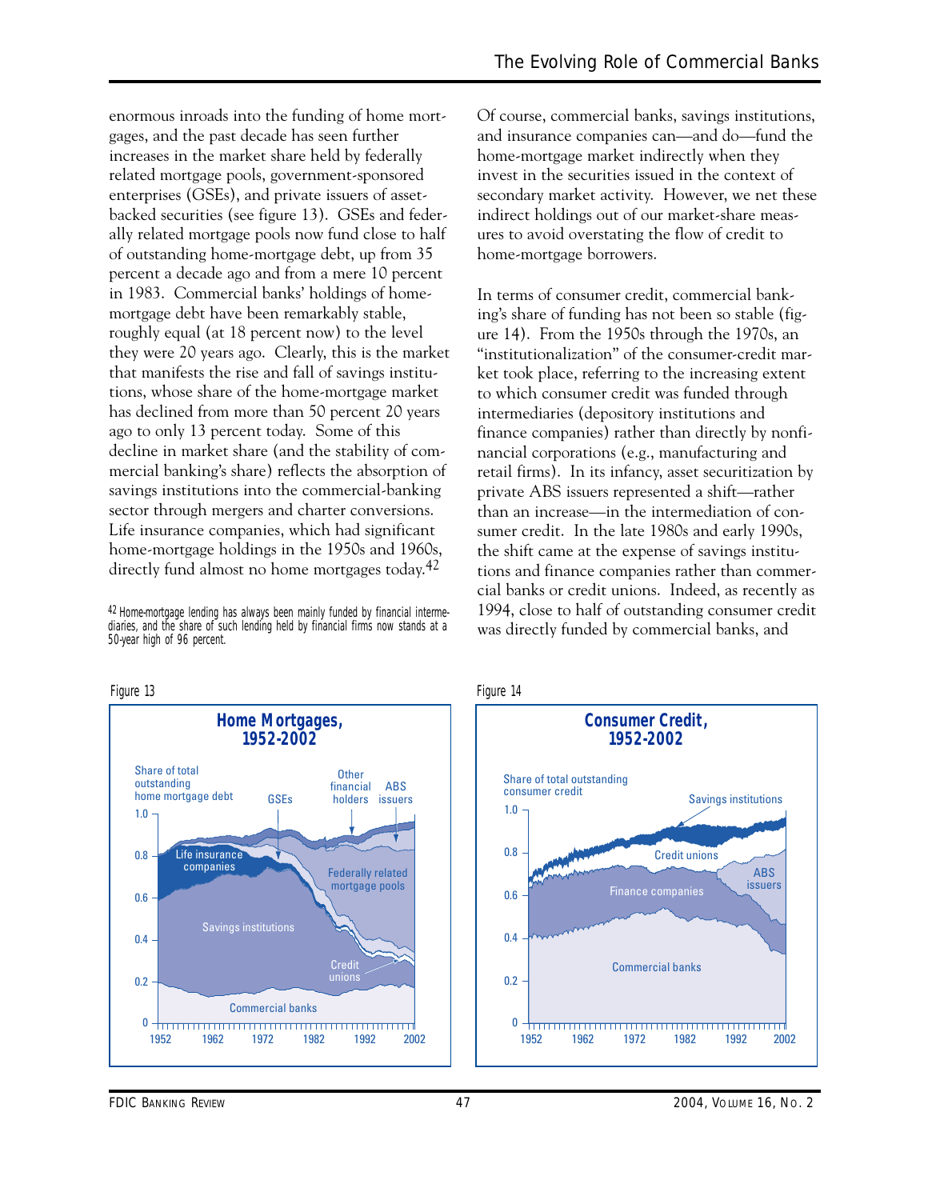enormous inroads into the funding of home mortgages, and the past decade has seen further increases in the market share held by federally related mortgage pools, government-sponsored enterprises (GSEs), and private issuers of asset-backed securities (see figure 13). GSEs and federally related mortgage pools now fund close to half of outstanding home-mortgage debt, up from 35 percent a decade ago and from a mere 10 percent in 1983. Commercial banks' holdings of home-mortgage debt have been remarkably stable, roughly equal (at 18 percent now) to the level they were 20 years ago. Clearly, this is the market that manifests the rise and fall of savings institutions, whose share of the home-mortgage market has declined from more than 50 percent 20 years ago to only 13 percent today. Some of this decline in market share (and the stability of commercial banking's share) reflects the absorption of savings institutions into the commercial-banking sector through mergers and charter conversions. Life insurance companies, which had significant home-mortgage holdings in the 1950s and 1960s, directly fund almost no home mortgages today.[42]

[42] Home-mortgage lending has always been mainly funded by financial intermediaries, and the share of such lending held by financial firms now stands at a 50-year high of 96 percent.

Of course, commercial banks, savings institutions, and insurance companies can—and do—fund the home-mortgage market indirectly when they invest in the securities issued in the context of secondary market activity. However, we net these indirect holdings out of our market-share measures to avoid overstating the flow of credit to home-mortgage borrowers.

In terms of consumer credit, commercial banking's share of funding has not been so stable (figure 14). From the 1950s through the 1970s, an "institutionalization" of the consumer-credit market took place, referring to the increasing extent to which consumer credit was funded through intermediaries (depository institutions and finance companies) rather than directly by nonfinancial corporations (e.g., manufacturing and retail firms). In its infancy, asset securitization by private ABS issuers represented a shift—rather than an increase—in the intermediation of consumer credit. In the late 1980s and early 1990s, the shift came at the expense of savings institutions and finance companies rather than commercial banks or credit unions. Indeed, as recently as 1994, close to half of outstanding consumer credit was directly funded by commercial banks, and

Figure 13

**Home Mortgages, 1952-2002**

Share of total outstanding home mortgage debt

Figure 14

**Consumer Credit, 1952-2002**

Share of total outstanding consumer credit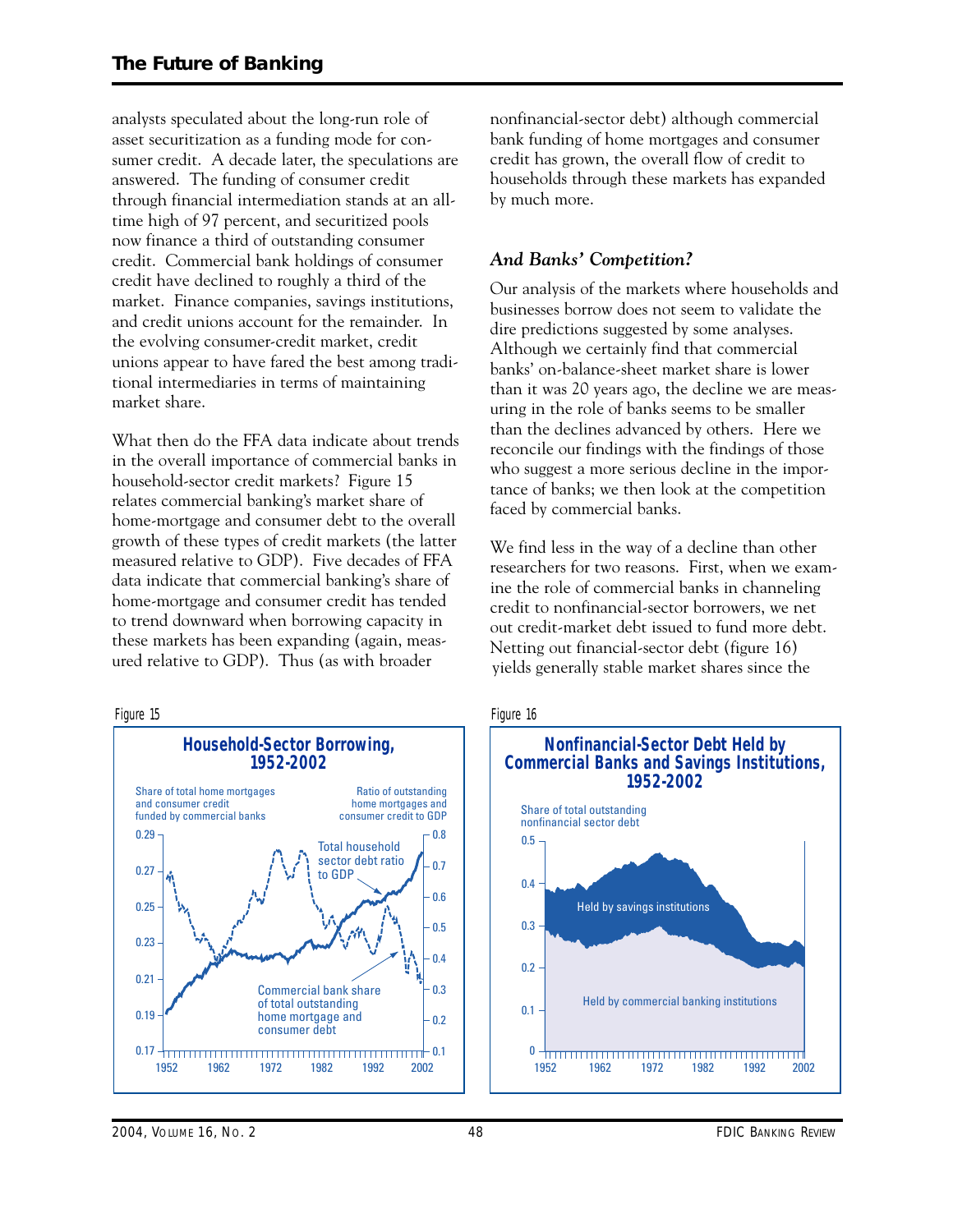analysts speculated about the long-run role of asset securitization as a funding mode for consumer credit. A decade later, the speculations are answered. The funding of consumer credit through financial intermediation stands at an all-time high of 97 percent, and securitized pools now finance a third of outstanding consumer credit. Commercial bank holdings of consumer credit have declined to roughly a third of the market. Finance companies, savings institutions, and credit unions account for the remainder. In the evolving consumer-credit market, credit unions appear to have fared the best among traditional intermediaries in terms of maintaining market share.

What then do the FFA data indicate about trends in the overall importance of commercial banks in household-sector credit markets? Figure 15 relates commercial banking's market share of home-mortgage and consumer debt to the overall growth of these types of credit markets (the latter measured relative to GDP). Five decades of FFA data indicate that commercial banking's share of home-mortgage and consumer credit has tended to trend downward when borrowing capacity in these markets has been expanding (again, measured relative to GDP). Thus (as with broader nonfinancial-sector debt) although commercial bank funding of home mortgages and consumer credit has grown, the overall flow of credit to households through these markets has expanded by much more.

### *And Banks' Competition?*

Our analysis of the markets where households and businesses borrow does not seem to validate the dire predictions suggested by some analyses. Although we certainly find that commercial banks' on-balance-sheet market share is lower than it was 20 years ago, the decline we are measuring in the role of banks seems to be smaller than the declines advanced by others. Here we reconcile our findings with the findings of those who suggest a more serious decline in the importance of banks; we then look at the competition faced by commercial banks.

We find less in the way of a decline than other researchers for two reasons. First, when we examine the role of commercial banks in channeling credit to nonfinancial-sector borrowers, we net out credit-market debt issued to fund more debt. Netting out financial-sector debt (figure 16) yields generally stable market shares since the

Figure 15

**Household-Sector Borrowing, 1952-2002**

Figure 16

**Nonfinancial-Sector Debt Held by Commercial Banks and Savings Institutions, 1952-2002**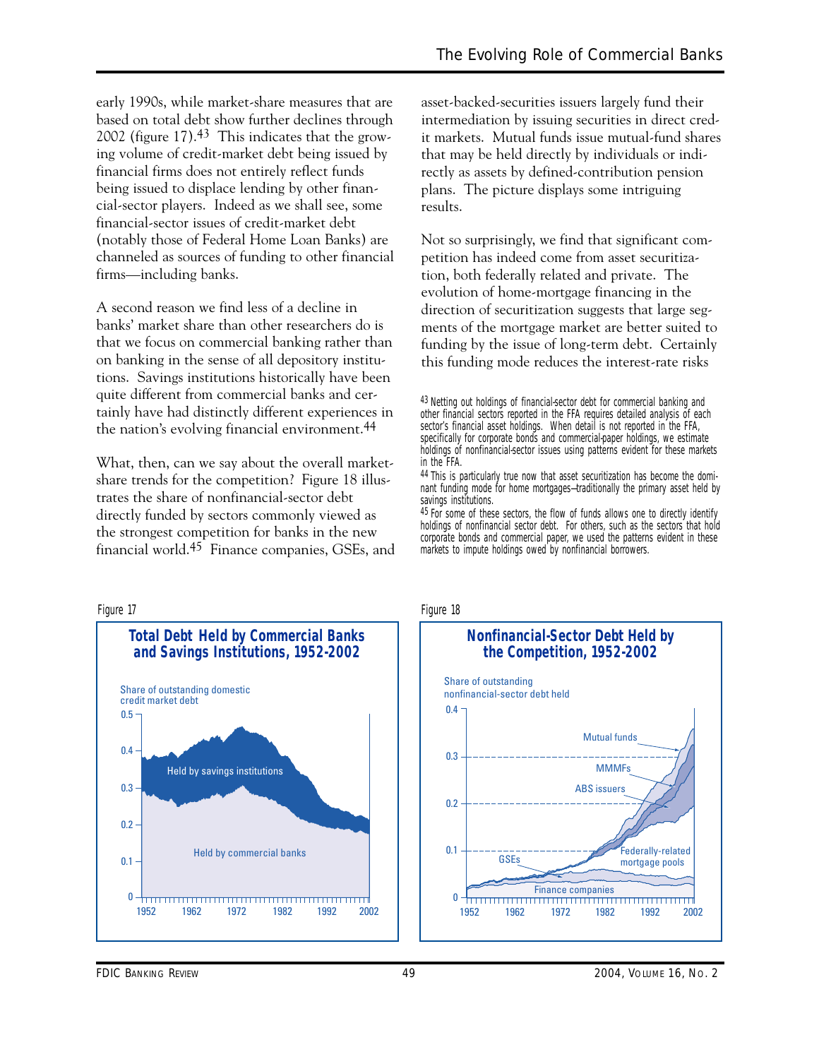early 1990s, while market-share measures that are based on total debt show further declines through 2002 (figure 17).[43] This indicates that the growing volume of credit-market debt being issued by financial firms does not entirely reflect funds being issued to displace lending by other financial-sector players. Indeed as we shall see, some financial-sector issues of credit-market debt (notably those of Federal Home Loan Banks) are channeled as sources of funding to other financial firms—including banks.

A second reason we find less of a decline in banks' market share than other researchers do is that we focus on commercial banking rather than on banking in the sense of all depository institutions. Savings institutions historically have been quite different from commercial banks and certainly have had distinctly different experiences in the nation's evolving financial environment.[44]

What, then, can we say about the overall market-share trends for the competition? Figure 18 illustrates the share of nonfinancial-sector debt directly funded by sectors commonly viewed as the strongest competition for banks in the new financial world.[45] Finance companies, GSEs, and asset-backed-securities issuers largely fund their intermediation by issuing securities in direct credit markets. Mutual funds issue mutual-fund shares that may be held directly by individuals or indirectly as assets by defined-contribution pension plans. The picture displays some intriguing results.

Not so surprisingly, we find that significant competition has indeed come from asset securitization, both federally related and private. The evolution of home-mortgage financing in the direction of securitization suggests that large segments of the mortgage market are better suited to funding by the issue of long-term debt. Certainly this funding mode reduces the interest-rate risks

[43] Netting out holdings of financial-sector debt for commercial banking and other financial sectors reported in the FFA requires detailed analysis of each sector's financial asset holdings. When detail is not reported in the FFA, specifically for corporate bonds and commercial-paper holdings, we estimate holdings of nonfinancial-sector issues using patterns evident for these markets in the FFA.

[44] This is particularly true now that asset securitization has become the dominant funding mode for home mortgages—traditionally the primary asset held by savings institutions.

[45] For some of these sectors, the flow of funds allows one to directly identify holdings of nonfinancial sector debt. For others, such as the sectors that hold corporate bonds and commercial paper, we used the patterns evident in these markets to impute holdings owed by nonfinancial borrowers.

Figure 17

**Total Debt Held by Commercial Banks and Savings Institutions, 1952-2002**

Figure 18

**Nonfinancial-Sector Debt Held by the Competition, 1952-2002**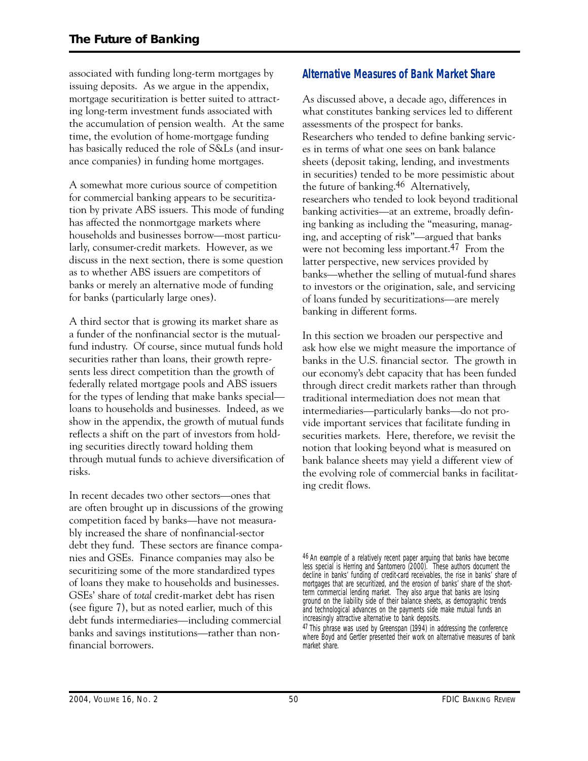associated with funding long-term mortgages by issuing deposits. As we argue in the appendix, mortgage securitization is better suited to attracting long-term investment funds associated with the accumulation of pension wealth. At the same time, the evolution of home-mortgage funding has basically reduced the role of S&Ls (and insurance companies) in funding home mortgages.

A somewhat more curious source of competition for commercial banking appears to be securitization by private ABS issuers. This mode of funding has affected the nonmortgage markets where households and businesses borrow—most particularly, consumer-credit markets. However, as we discuss in the next section, there is some question as to whether ABS issuers are competitors of banks or merely an alternative mode of funding for banks (particularly large ones).

A third sector that is growing its market share as a funder of the nonfinancial sector is the mutual-fund industry. Of course, since mutual funds hold securities rather than loans, their growth represents less direct competition than the growth of federally related mortgage pools and ABS issuers for the types of lending that make banks special—loans to households and businesses. Indeed, as we show in the appendix, the growth of mutual funds reflects a shift on the part of investors from holding securities directly toward holding them through mutual funds to achieve diversification of risks.

In recent decades two other sectors—ones that are often brought up in discussions of the growing competition faced by banks—have not measurably increased the share of nonfinancial-sector debt they fund. These sectors are finance companies and GSEs. Finance companies may also be securitizing some of the more standardized types of loans they make to households and businesses. GSEs' share of *total* credit-market debt has risen (see figure 7), but as noted earlier, much of this debt funds intermediaries—including commercial banks and savings institutions—rather than nonfinancial borrowers.

## Alternative Measures of Bank Market Share

As discussed above, a decade ago, differences in what constitutes banking services led to different assessments of the prospect for banks. Researchers who tended to define banking services in terms of what one sees on bank balance sheets (deposit taking, lending, and investments in securities) tended to be more pessimistic about the future of banking.[46] Alternatively, researchers who tended to look beyond traditional banking activities—at an extreme, broadly defining banking as including the "measuring, managing, and accepting of risk"—argued that banks were not becoming less important.[47] From the latter perspective, new services provided by banks—whether the selling of mutual-fund shares to investors or the origination, sale, and servicing of loans funded by securitizations—are merely banking in different forms.

In this section we broaden our perspective and ask how else we might measure the importance of banks in the U.S. financial sector. The growth in our economy's debt capacity that has been funded through direct credit markets rather than through traditional intermediation does not mean that intermediaries—particularly banks—do not provide important services that facilitate funding in securities markets. Here, therefore, we revisit the notion that looking beyond what is measured on bank balance sheets may yield a different view of the evolving role of commercial banks in facilitating credit flows.

[46] An example of a relatively recent paper arguing that banks have become less special is Herring and Santomero (2000). These authors document the decline in banks' funding of credit-card receivables, the rise in banks' share of mortgages that are securitized, and the erosion of banks' share of the short-term commercial lending market. They also argue that banks are losing ground on the liability side of their balance sheets, as demographic trends and technological advances on the payments side make mutual funds an increasingly attractive alternative to bank deposits.

[47] This phrase was used by Greenspan (1994) in addressing the conference where Boyd and Gertler presented their work on alternative measures of bank market share.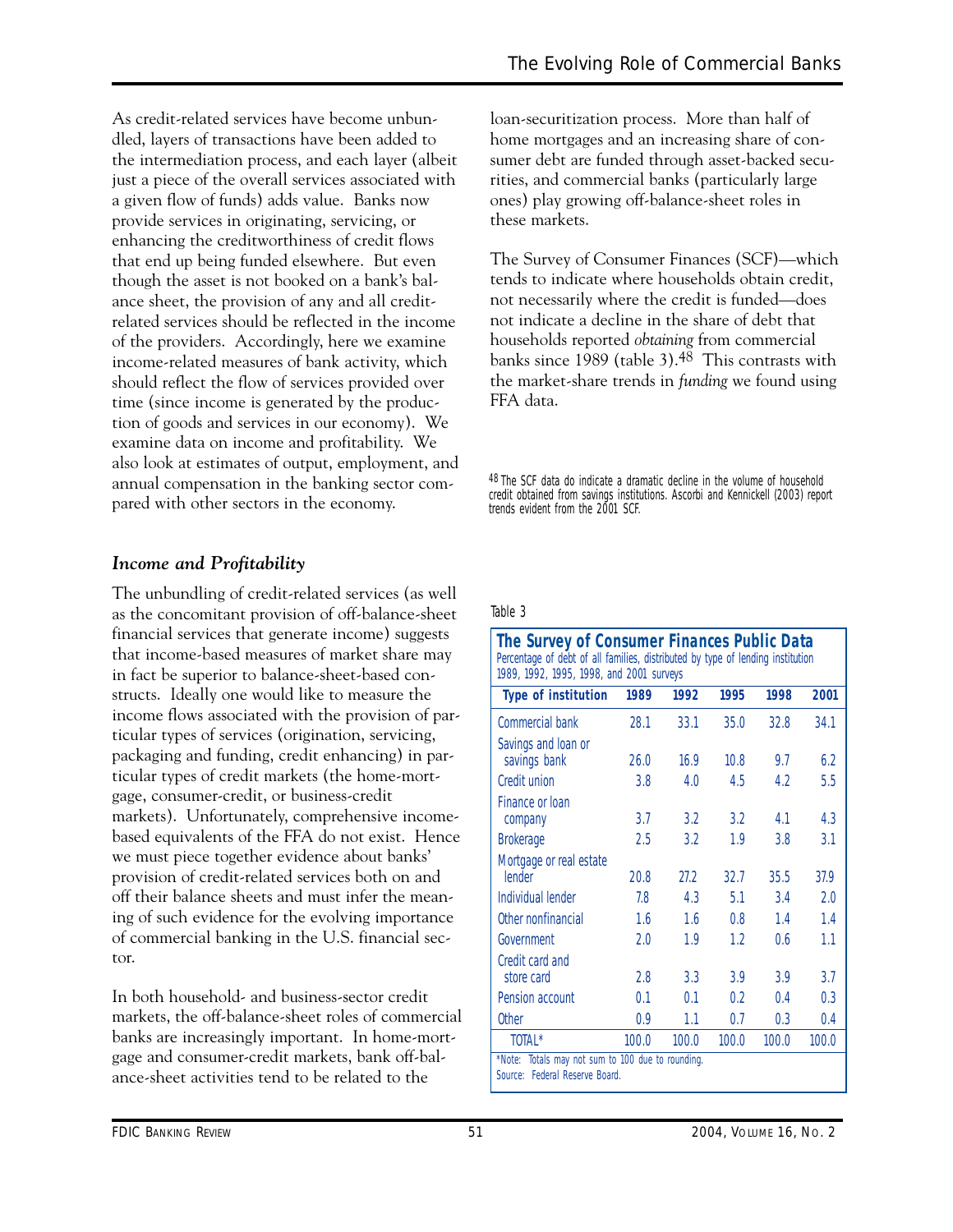As credit-related services have become unbundled, layers of transactions have been added to the intermediation process, and each layer (albeit just a piece of the overall services associated with a given flow of funds) adds value. Banks now provide services in originating, servicing, or enhancing the creditworthiness of credit flows that end up being funded elsewhere. But even though the asset is not booked on a bank's balance sheet, the provision of any and all credit-related services should be reflected in the income of the providers. Accordingly, here we examine income-related measures of bank activity, which should reflect the flow of services provided over time (since income is generated by the production of goods and services in our economy). We examine data on income and profitability. We also look at estimates of output, employment, and annual compensation in the banking sector compared with other sectors in the economy.

### *Income and Profitability*

The unbundling of credit-related services (as well as the concomitant provision of off-balance-sheet financial services that generate income) suggests that income-based measures of market share may in fact be superior to balance-sheet-based constructs. Ideally one would like to measure the income flows associated with the provision of particular types of services (origination, servicing, packaging and funding, credit enhancing) in particular types of credit markets (the home-mortgage, consumer-credit, or business-credit markets). Unfortunately, comprehensive income-based equivalents of the FFA do not exist. Hence we must piece together evidence about banks' provision of credit-related services both on and off their balance sheets and must infer the meaning of such evidence for the evolving importance of commercial banking in the U.S. financial sector.

In both household- and business-sector credit markets, the off-balance-sheet roles of commercial banks are increasingly important. In home-mortgage and consumer-credit markets, bank off-balance-sheet activities tend to be related to the loan-securitization process. More than half of home mortgages and an increasing share of consumer debt are funded through asset-backed securities, and commercial banks (particularly large ones) play growing off-balance-sheet roles in these markets.

The Survey of Consumer Finances (SCF)—which tends to indicate where households obtain credit, not necessarily where the credit is funded—does not indicate a decline in the share of debt that households reported *obtaining* from commercial banks since 1989 (table 3).[48] This contrasts with the market-share trends in *funding* we found using FFA data.

[48] The SCF data do indicate a dramatic decline in the volume of household credit obtained from savings institutions. Ascorbi and Kennickell (2003) report trends evident from the 2001 SCF.

Table 3

**The Survey of Consumer Finances Public Data**
Percentage of debt of all families, distributed by type of lending institution
1989, 1992, 1995, 1998, and 2001 surveys

| Type of institution | 1989 | 1992 | 1995 | 1998 | 2001 |
|---|---|---|---|---|---|
| Commercial bank | 28.1 | 33.1 | 35.0 | 32.8 | 34.1 |
| Savings and loan or savings bank | 26.0 | 16.9 | 10.8 | 9.7 | 6.2 |
| Credit union | 3.8 | 4.0 | 4.5 | 4.2 | 5.5 |
| Finance or loan company | 3.7 | 3.2 | 3.2 | 4.1 | 4.3 |
| Brokerage | 2.5 | 3.2 | 1.9 | 3.8 | 3.1 |
| Mortgage or real estate lender | 20.8 | 27.2 | 32.7 | 35.5 | 37.9 |
| Individual lender | 7.8 | 4.3 | 5.1 | 3.4 | 2.0 |
| Other nonfinancial | 1.6 | 1.6 | 0.8 | 1.4 | 1.4 |
| Government | 2.0 | 1.9 | 1.2 | 0.6 | 1.1 |
| Credit card and store card | 2.8 | 3.3 | 3.9 | 3.9 | 3.7 |
| Pension account | 0.1 | 0.1 | 0.2 | 0.4 | 0.3 |
| Other | 0.9 | 1.1 | 0.7 | 0.3 | 0.4 |
| TOTAL* | 100.0 | 100.0 | 100.0 | 100.0 | 100.0 |

*Note: Totals may not sum to 100 due to rounding.
Source: Federal Reserve Board.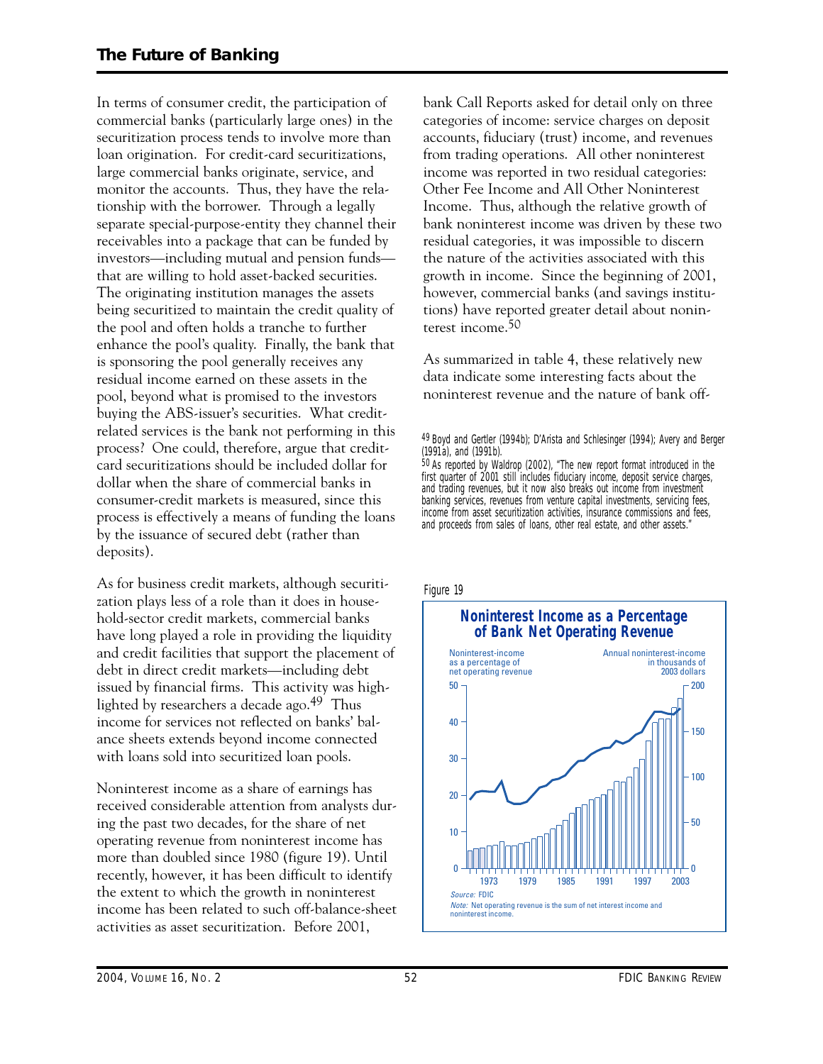In terms of consumer credit, the participation of commercial banks (particularly large ones) in the securitization process tends to involve more than loan origination. For credit-card securitizations, large commercial banks originate, service, and monitor the accounts. Thus, they have the relationship with the borrower. Through a legally separate special-purpose-entity they channel their receivables into a package that can be funded by investors—including mutual and pension funds—that are willing to hold asset-backed securities. The originating institution manages the assets being securitized to maintain the credit quality of the pool and often holds a tranche to further enhance the pool's quality. Finally, the bank that is sponsoring the pool generally receives any residual income earned on these assets in the pool, beyond what is promised to the investors buying the ABS-issuer's securities. What credit-related services is the bank not performing in this process? One could, therefore, argue that credit-card securitizations should be included dollar for dollar when the share of commercial banks in consumer-credit markets is measured, since this process is effectively a means of funding the loans by the issuance of secured debt (rather than deposits).

As for business credit markets, although securitization plays less of a role than it does in household-sector credit markets, commercial banks have long played a role in providing the liquidity and credit facilities that support the placement of debt in direct credit markets—including debt issued by financial firms. This activity was highlighted by researchers a decade ago.[49] Thus income for services not reflected on banks' balance sheets extends beyond income connected with loans sold into securitized loan pools.

Noninterest income as a share of earnings has received considerable attention from analysts during the past two decades, for the share of net operating revenue from noninterest income has more than doubled since 1980 (figure 19). Until recently, however, it has been difficult to identify the extent to which the growth in noninterest income has been related to such off-balance-sheet activities as asset securitization. Before 2001, bank Call Reports asked for detail only on three categories of income: service charges on deposit accounts, fiduciary (trust) income, and revenues from trading operations. All other noninterest income was reported in two residual categories: Other Fee Income and All Other Noninterest Income. Thus, although the relative growth of bank noninterest income was driven by these two residual categories, it was impossible to discern the nature of the activities associated with this growth in income. Since the beginning of 2001, however, commercial banks (and savings institutions) have reported greater detail about noninterest income.[50]

As summarized in table 4, these relatively new data indicate some interesting facts about the noninterest revenue and the nature of bank off-

[49] Boyd and Gertler (1994b); D'Arista and Schlesinger (1994); Avery and Berger (1991a), and (1991b).

[50] As reported by Waldrop (2002), "The new report format introduced in the first quarter of 2001 still includes fiduciary income, deposit service charges, and trading revenues, but it now also breaks out income from investment banking services, revenues from venture capital investments, servicing fees, income from asset securitization activities, insurance commissions and fees, and proceeds from sales of loans, other real estate, and other assets."

Figure 19

**Noninterest Income as a Percentage of Bank Net Operating Revenue**

Source: FDIC

Note: Net operating revenue is the sum of net interest income and noninterest income.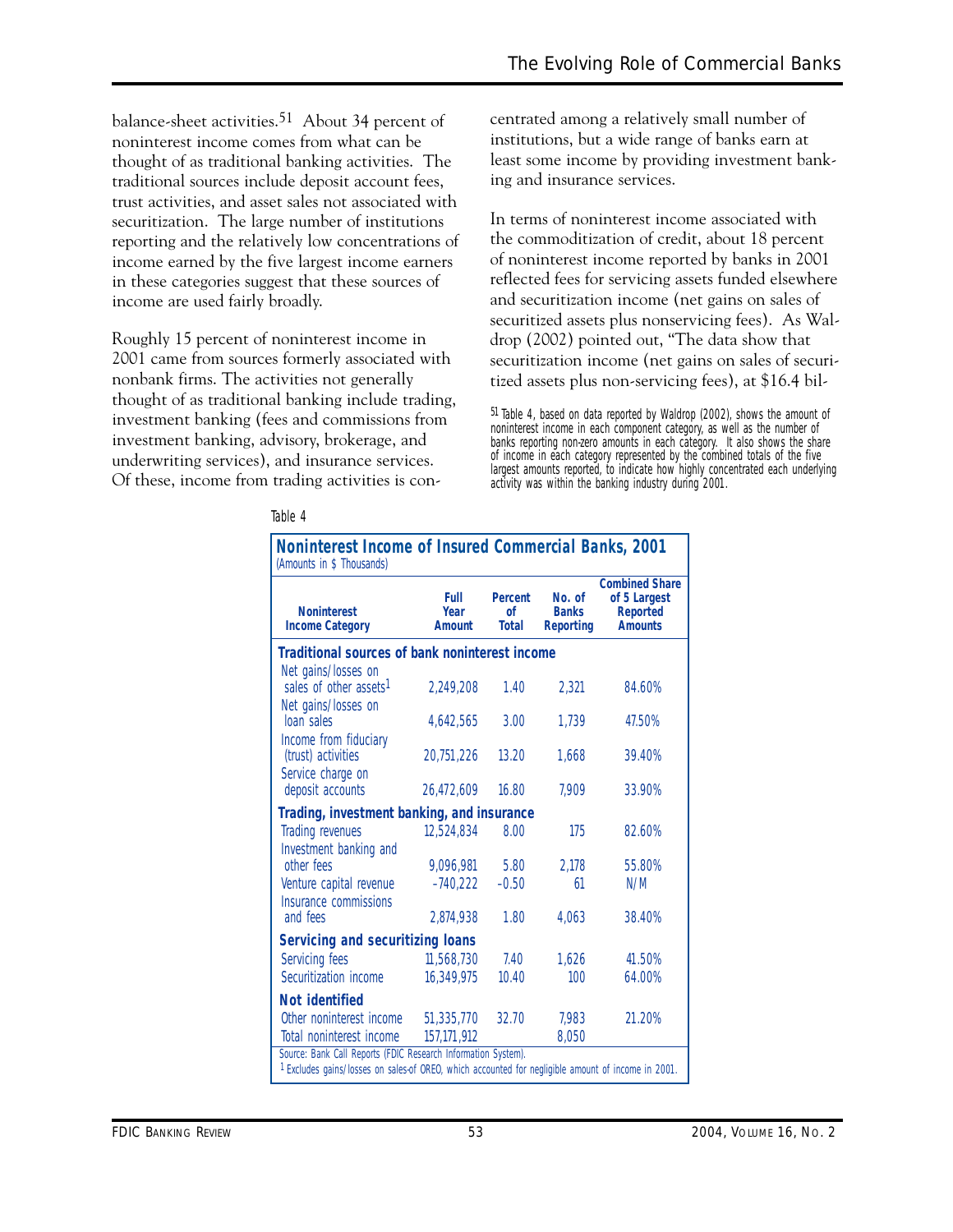balance-sheet activities.[51] About 34 percent of noninterest income comes from what can be thought of as traditional banking activities. The traditional sources include deposit account fees, trust activities, and asset sales not associated with securitization. The large number of institutions reporting and the relatively low concentrations of income earned by the five largest income earners in these categories suggest that these sources of income are used fairly broadly.

Roughly 15 percent of noninterest income in 2001 came from sources formerly associated with nonbank firms. The activities not generally thought of as traditional banking include trading, investment banking (fees and commissions from investment banking, advisory, brokerage, and underwriting services), and insurance services. Of these, income from trading activities is concentrated among a relatively small number of institutions, but a wide range of banks earn at least some income by providing investment banking and insurance services.

In terms of noninterest income associated with the commoditization of credit, about 18 percent of noninterest income reported by banks in 2001 reflected fees for servicing assets funded elsewhere and securitization income (net gains on sales of securitized assets plus nonservicing fees). As Waldrop (2002) pointed out, "The data show that securitization income (net gains on sales of securitized assets plus non-servicing fees), at $16.4 bil-

[51] Table 4, based on data reported by Waldrop (2002), shows the amount of noninterest income in each component category, as well as the number of banks reporting non-zero amounts in each category. It also shows the share of income in each category represented by the combined totals of the five largest amounts reported, to indicate how highly concentrated each underlying activity was within the banking industry during 2001.

Table 4

**Noninterest Income of Insured Commercial Banks, 2001**
(Amounts in $ Thousands)

| Noninterest Income Category | Full Year Amount | Percent of Total | No. of Banks Reporting | Combined Share of 5 Largest Reported Amounts |
|---|---|---|---|---|
| **Traditional sources of bank noninterest income** | | | | |
| Net gains/losses on sales of other assets[1] | 2,249,208 | 1.40 | 2,321 | 84.60% |
| Net gains/losses on loan sales | 4,642,565 | 3.00 | 1,739 | 47.50% |
| Income from fiduciary (trust) activities | 20,751,226 | 13.20 | 1,668 | 39.40% |
| Service charge on deposit accounts | 26,472,609 | 16.80 | 7,909 | 33.90% |
| **Trading, investment banking, and insurance** | | | | |
| Trading revenues | 12,524,834 | 8.00 | 175 | 82.60% |
| Investment banking and other fees | 9,096,981 | 5.80 | 2,178 | 55.80% |
| Venture capital revenue | –740,222 | –0.50 | 61 | N/M |
| Insurance commissions and fees | 2,874,938 | 1.80 | 4,063 | 38.40% |
| **Servicing and securitizing loans** | | | | |
| Servicing fees | 11,568,730 | 7.40 | 1,626 | 41.50% |
| Securitization income | 16,349,975 | 10.40 | 100 | 64.00% |
| **Not identified** | | | | |
| Other noninterest income | 51,335,770 | 32.70 | 7,983 | 21.20% |
| Total noninterest income | 157,171,912 | | 8,050 | |

Source: Bank Call Reports (FDIC Research Information System).
[1] Excludes gains/losses on sales of OREO, which accounted for negligible amount of income in 2001.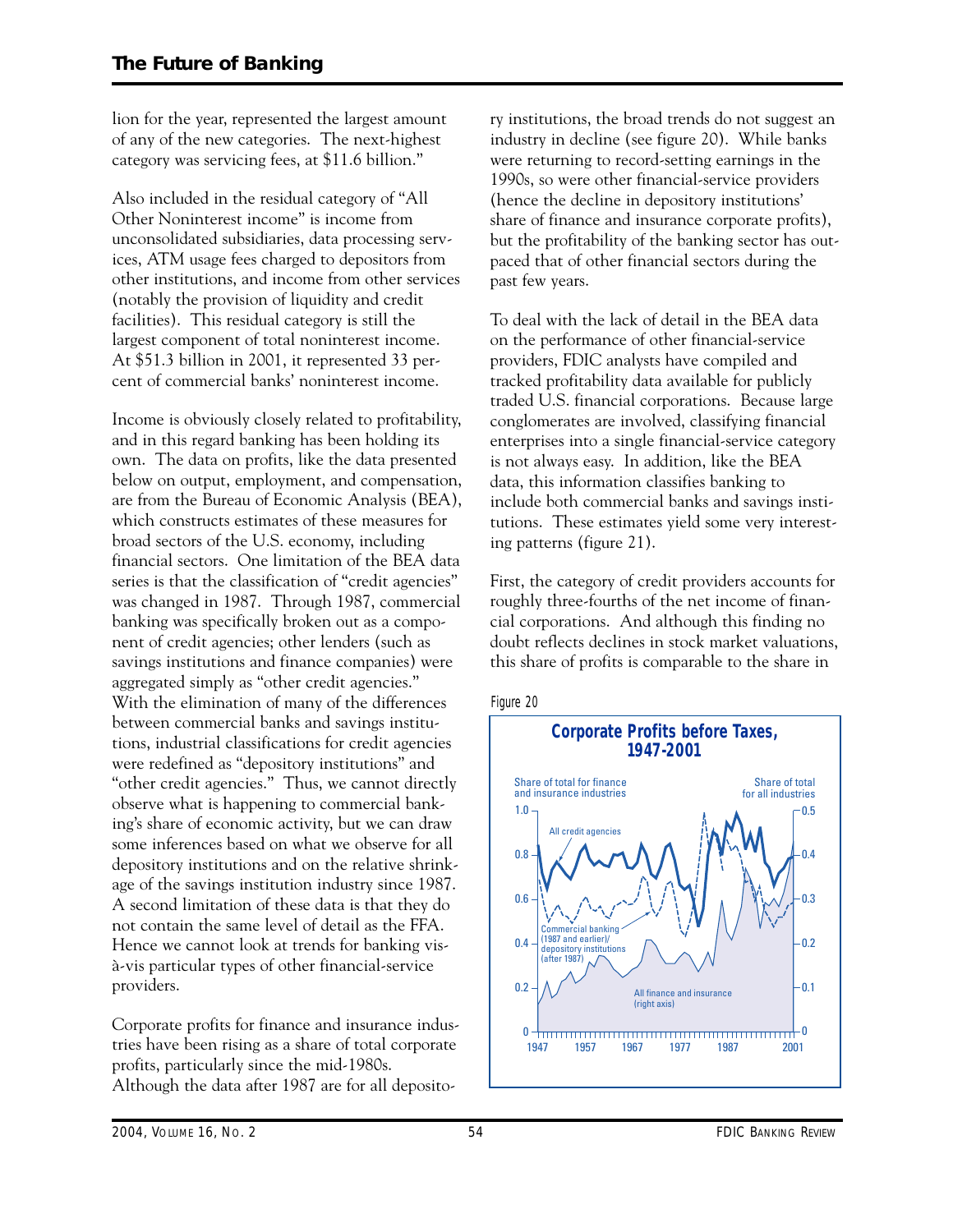lion for the year, represented the largest amount of any of the new categories. The next-highest category was servicing fees, at $11.6 billion."

Also included in the residual category of "All Other Noninterest income" is income from unconsolidated subsidiaries, data processing services, ATM usage fees charged to depositors from other institutions, and income from other services (notably the provision of liquidity and credit facilities). This residual category is still the largest component of total noninterest income. At $51.3 billion in 2001, it represented 33 percent of commercial banks' noninterest income.

Income is obviously closely related to profitability, and in this regard banking has been holding its own. The data on profits, like the data presented below on output, employment, and compensation, are from the Bureau of Economic Analysis (BEA), which constructs estimates of these measures for broad sectors of the U.S. economy, including financial sectors. One limitation of the BEA data series is that the classification of "credit agencies" was changed in 1987. Through 1987, commercial banking was specifically broken out as a component of credit agencies; other lenders (such as savings institutions and finance companies) were aggregated simply as "other credit agencies." With the elimination of many of the differences between commercial banks and savings institutions, industrial classifications for credit agencies were redefined as "depository institutions" and "other credit agencies." Thus, we cannot directly observe what is happening to commercial banking's share of economic activity, but we can draw some inferences based on what we observe for all depository institutions and on the relative shrinkage of the savings institution industry since 1987. A second limitation of these data is that they do not contain the same level of detail as the FFA. Hence we cannot look at trends for banking vis-à-vis particular types of other financial-service providers.

Corporate profits for finance and insurance industries have been rising as a share of total corporate profits, particularly since the mid-1980s. Although the data after 1987 are for all depository institutions, the broad trends do not suggest an industry in decline (see figure 20). While banks were returning to record-setting earnings in the 1990s, so were other financial-service providers (hence the decline in depository institutions' share of finance and insurance corporate profits), but the profitability of the banking sector has outpaced that of other financial sectors during the past few years.

To deal with the lack of detail in the BEA data on the performance of other financial-service providers, FDIC analysts have compiled and tracked profitability data available for publicly traded U.S. financial corporations. Because large conglomerates are involved, classifying financial enterprises into a single financial-service category is not always easy. In addition, like the BEA data, this information classifies banking to include both commercial banks and savings institutions. These estimates yield some very interesting patterns (figure 21).

First, the category of credit providers accounts for roughly three-fourths of the net income of financial corporations. And although this finding no doubt reflects declines in stock market valuations, this share of profits is comparable to the share in

Figure 20

**Corporate Profits before Taxes, 1947-2001**

Share of total for finance and insurance industries (left axis); Share of total for all industries (right axis)

Series: All credit agencies; Commercial banking (1987 and earlier)/depository institutions (after 1987); All finance and insurance (right axis)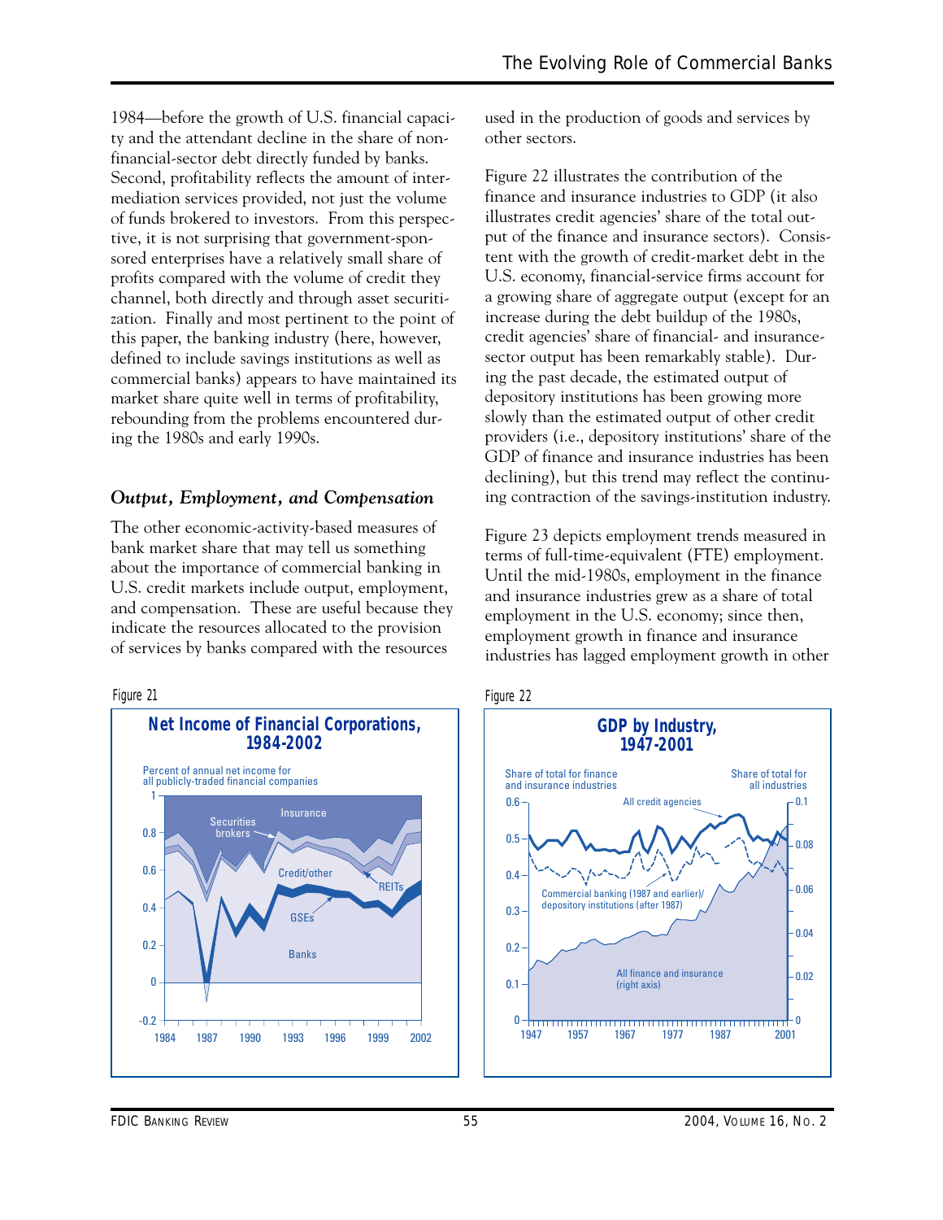1984—before the growth of U.S. financial capacity and the attendant decline in the share of nonfinancial-sector debt directly funded by banks. Second, profitability reflects the amount of intermediation services provided, not just the volume of funds brokered to investors. From this perspective, it is not surprising that government-sponsored enterprises have a relatively small share of profits compared with the volume of credit they channel, both directly and through asset securitization. Finally and most pertinent to the point of this paper, the banking industry (here, however, defined to include savings institutions as well as commercial banks) appears to have maintained its market share quite well in terms of profitability, rebounding from the problems encountered during the 1980s and early 1990s.

### *Output, Employment, and Compensation*

The other economic-activity-based measures of bank market share that may tell us something about the importance of commercial banking in U.S. credit markets include output, employment, and compensation. These are useful because they indicate the resources allocated to the provision of services by banks compared with the resources used in the production of goods and services by other sectors.

Figure 22 illustrates the contribution of the finance and insurance industries to GDP (it also illustrates credit agencies' share of the total output of the finance and insurance sectors). Consistent with the growth of credit-market debt in the U.S. economy, financial-service firms account for a growing share of aggregate output (except for an increase during the debt buildup of the 1980s, credit agencies' share of financial- and insurance-sector output has been remarkably stable). During the past decade, the estimated output of depository institutions has been growing more slowly than the estimated output of other credit providers (i.e., depository institutions' share of the GDP of finance and insurance industries has been declining), but this trend may reflect the continuing contraction of the savings-institution industry.

Figure 23 depicts employment trends measured in terms of full-time-equivalent (FTE) employment. Until the mid-1980s, employment in the finance and insurance industries grew as a share of total employment in the U.S. economy; since then, employment growth in finance and insurance industries has lagged employment growth in other

Figure 21

**Net Income of Financial Corporations, 1984-2002**

Figure 22

**GDP by Industry, 1947-2001**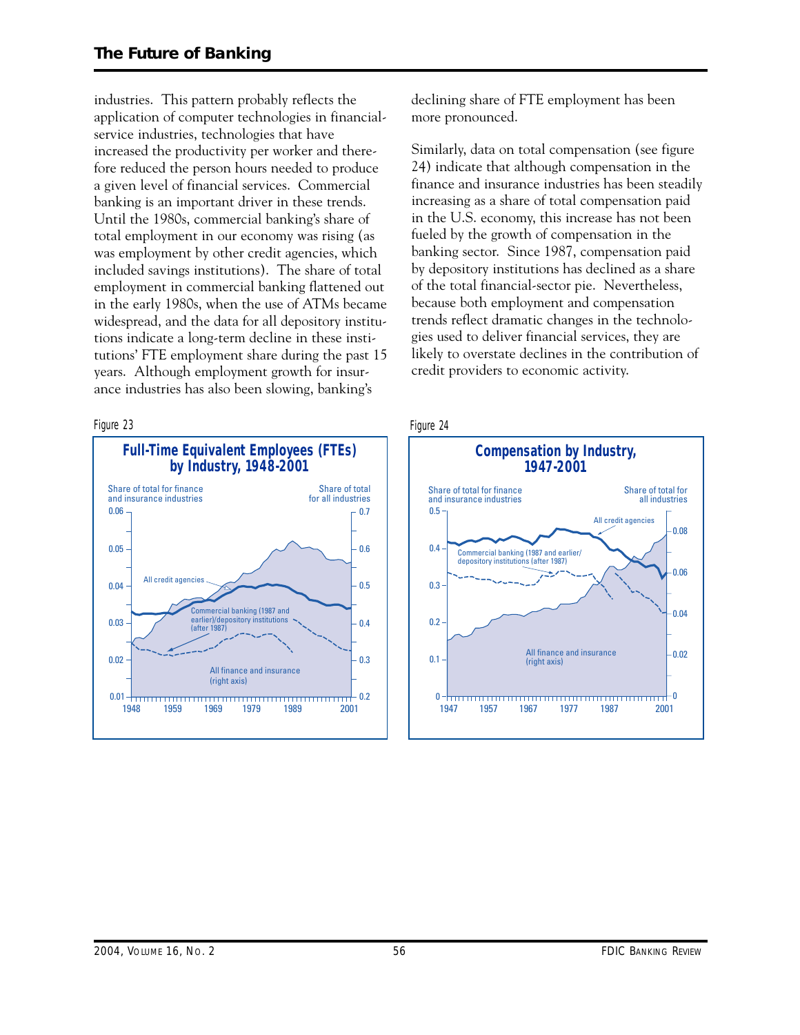industries. This pattern probably reflects the application of computer technologies in financial-service industries, technologies that have increased the productivity per worker and therefore reduced the person hours needed to produce a given level of financial services. Commercial banking is an important driver in these trends. Until the 1980s, commercial banking's share of total employment in our economy was rising (as was employment by other credit agencies, which included savings institutions). The share of total employment in commercial banking flattened out in the early 1980s, when the use of ATMs became widespread, and the data for all depository institutions indicate a long-term decline in these institutions' FTE employment share during the past 15 years. Although employment growth for insurance industries has also been slowing, banking's declining share of FTE employment has been more pronounced.

Similarly, data on total compensation (see figure 24) indicate that although compensation in the finance and insurance industries has been steadily increasing as a share of total compensation paid in the U.S. economy, this increase has not been fueled by the growth of compensation in the banking sector. Since 1987, compensation paid by depository institutions has declined as a share of the total financial-sector pie. Nevertheless, because both employment and compensation trends reflect dramatic changes in the technologies used to deliver financial services, they are likely to overstate declines in the contribution of credit providers to economic activity.

Figure 23

**Full-Time Equivalent Employees (FTEs) by Industry, 1948-2001**

Figure 24

**Compensation by Industry, 1947-2001**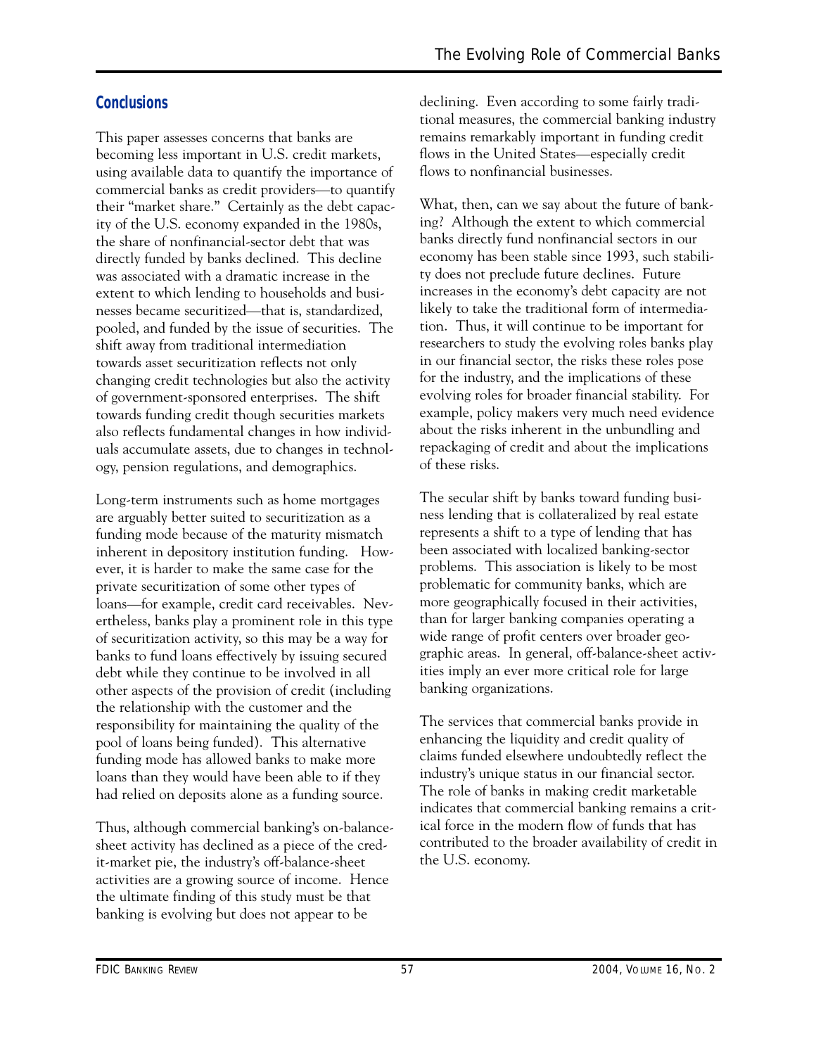## Conclusions

This paper assesses concerns that banks are becoming less important in U.S. credit markets, using available data to quantify the importance of commercial banks as credit providers—to quantify their "market share." Certainly as the debt capacity of the U.S. economy expanded in the 1980s, the share of nonfinancial-sector debt that was directly funded by banks declined. This decline was associated with a dramatic increase in the extent to which lending to households and businesses became securitized—that is, standardized, pooled, and funded by the issue of securities. The shift away from traditional intermediation towards asset securitization reflects not only changing credit technologies but also the activity of government-sponsored enterprises. The shift towards funding credit though securities markets also reflects fundamental changes in how individuals accumulate assets, due to changes in technology, pension regulations, and demographics.

Long-term instruments such as home mortgages are arguably better suited to securitization as a funding mode because of the maturity mismatch inherent in depository institution funding. However, it is harder to make the same case for the private securitization of some other types of loans—for example, credit card receivables. Nevertheless, banks play a prominent role in this type of securitization activity, so this may be a way for banks to fund loans effectively by issuing secured debt while they continue to be involved in all other aspects of the provision of credit (including the relationship with the customer and the responsibility for maintaining the quality of the pool of loans being funded). This alternative funding mode has allowed banks to make more loans than they would have been able to if they had relied on deposits alone as a funding source.

Thus, although commercial banking's on-balance-sheet activity has declined as a piece of the credit-market pie, the industry's off-balance-sheet activities are a growing source of income. Hence the ultimate finding of this study must be that banking is evolving but does not appear to be declining. Even according to some fairly traditional measures, the commercial banking industry remains remarkably important in funding credit flows in the United States—especially credit flows to nonfinancial businesses.

What, then, can we say about the future of banking? Although the extent to which commercial banks directly fund nonfinancial sectors in our economy has been stable since 1993, such stability does not preclude future declines. Future increases in the economy's debt capacity are not likely to take the traditional form of intermediation. Thus, it will continue to be important for researchers to study the evolving roles banks play in our financial sector, the risks these roles pose for the industry, and the implications of these evolving roles for broader financial stability. For example, policy makers very much need evidence about the risks inherent in the unbundling and repackaging of credit and about the implications of these risks.

The secular shift by banks toward funding business lending that is collateralized by real estate represents a shift to a type of lending that has been associated with localized banking-sector problems. This association is likely to be most problematic for community banks, which are more geographically focused in their activities, than for larger banking companies operating a wide range of profit centers over broader geographic areas. In general, off-balance-sheet activities imply an ever more critical role for large banking organizations.

The services that commercial banks provide in enhancing the liquidity and credit quality of claims funded elsewhere undoubtedly reflect the industry's unique status in our financial sector. The role of banks in making credit marketable indicates that commercial banking remains a critical force in the modern flow of funds that has contributed to the broader availability of credit in the U.S. economy.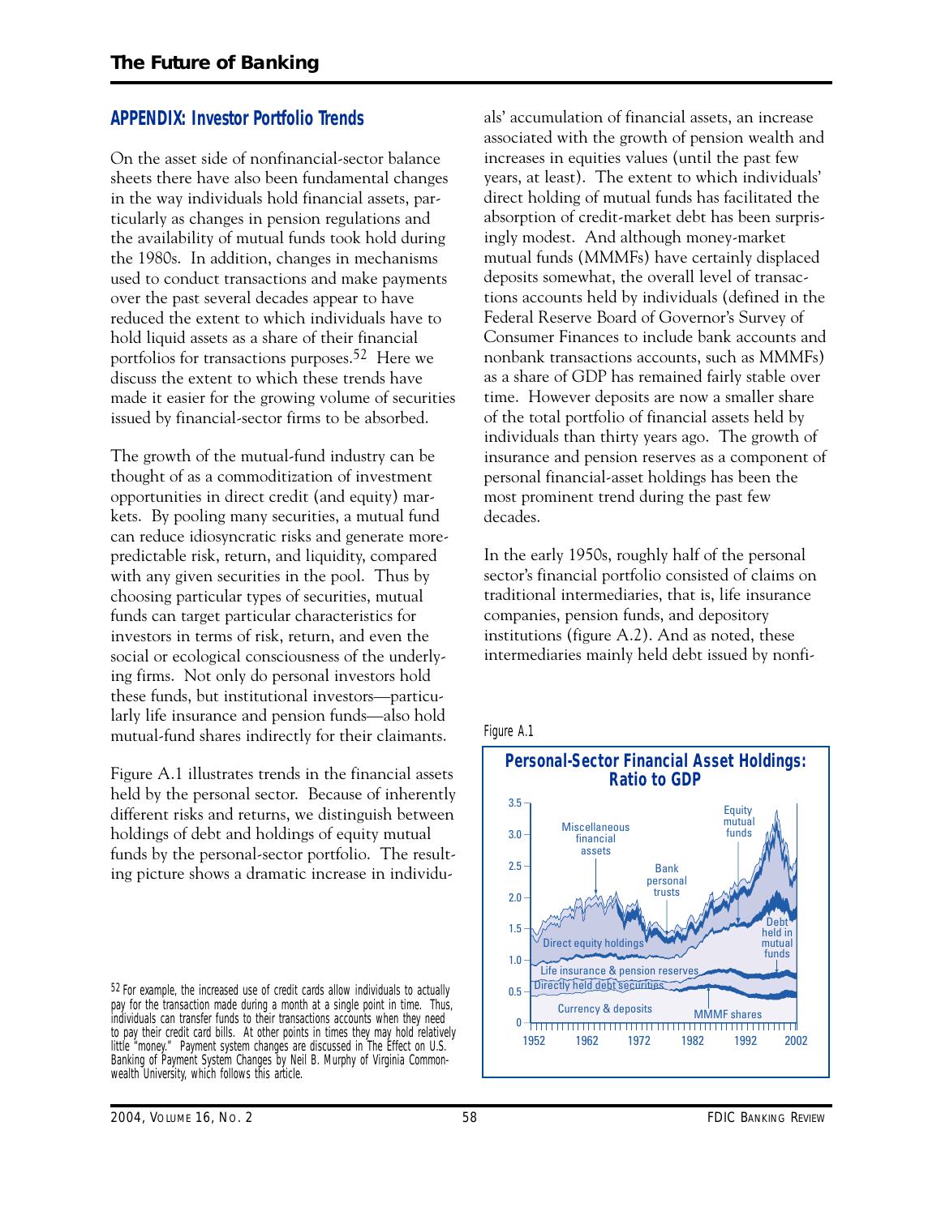## APPENDIX: Investor Portfolio Trends

On the asset side of nonfinancial-sector balance sheets there have also been fundamental changes in the way individuals hold financial assets, particularly as changes in pension regulations and the availability of mutual funds took hold during the 1980s. In addition, changes in mechanisms used to conduct transactions and make payments over the past several decades appear to have reduced the extent to which individuals have to hold liquid assets as a share of their financial portfolios for transactions purposes.[52] Here we discuss the extent to which these trends have made it easier for the growing volume of securities issued by financial-sector firms to be absorbed.

The growth of the mutual-fund industry can be thought of as a commoditization of investment opportunities in direct credit (and equity) markets. By pooling many securities, a mutual fund can reduce idiosyncratic risks and generate more-predictable risk, return, and liquidity, compared with any given securities in the pool. Thus by choosing particular types of securities, mutual funds can target particular characteristics for investors in terms of risk, return, and even the social or ecological consciousness of the underlying firms. Not only do personal investors hold these funds, but institutional investors—particularly life insurance and pension funds—also hold mutual-fund shares indirectly for their claimants.

Figure A.1 illustrates trends in the financial assets held by the personal sector. Because of inherently different risks and returns, we distinguish between holdings of debt and holdings of equity mutual funds by the personal-sector portfolio. The resulting picture shows a dramatic increase in individuals' accumulation of financial assets, an increase associated with the growth of pension wealth and increases in equities values (until the past few years, at least). The extent to which individuals' direct holding of mutual funds has facilitated the absorption of credit-market debt has been surprisingly modest. And although money-market mutual funds (MMMFs) have certainly displaced deposits somewhat, the overall level of transactions accounts held by individuals (defined in the Federal Reserve Board of Governor's Survey of Consumer Finances to include bank accounts and nonbank transactions accounts, such as MMMFs) as a share of GDP has remained fairly stable over time. However deposits are now a smaller share of the total portfolio of financial assets held by individuals than thirty years ago. The growth of insurance and pension reserves as a component of personal financial-asset holdings has been the most prominent trend during the past few decades.

In the early 1950s, roughly half of the personal sector's financial portfolio consisted of claims on traditional intermediaries, that is, life insurance companies, pension funds, and depository institutions (figure A.2). And as noted, these intermediaries mainly held debt issued by nonfi-

Figure A.1

**Personal-Sector Financial Asset Holdings: Ratio to GDP**

[52] For example, the increased use of credit cards allow individuals to actually pay for the transaction made during a month at a single point in time. Thus, individuals can transfer funds to their transactions accounts when they need to pay their credit card bills. At other points in times they may hold relatively little "money." Payment system changes are discussed in The Effect on U.S. Banking of Payment System Changes by Neil B. Murphy of Virginia Commonwealth University, which follows this article.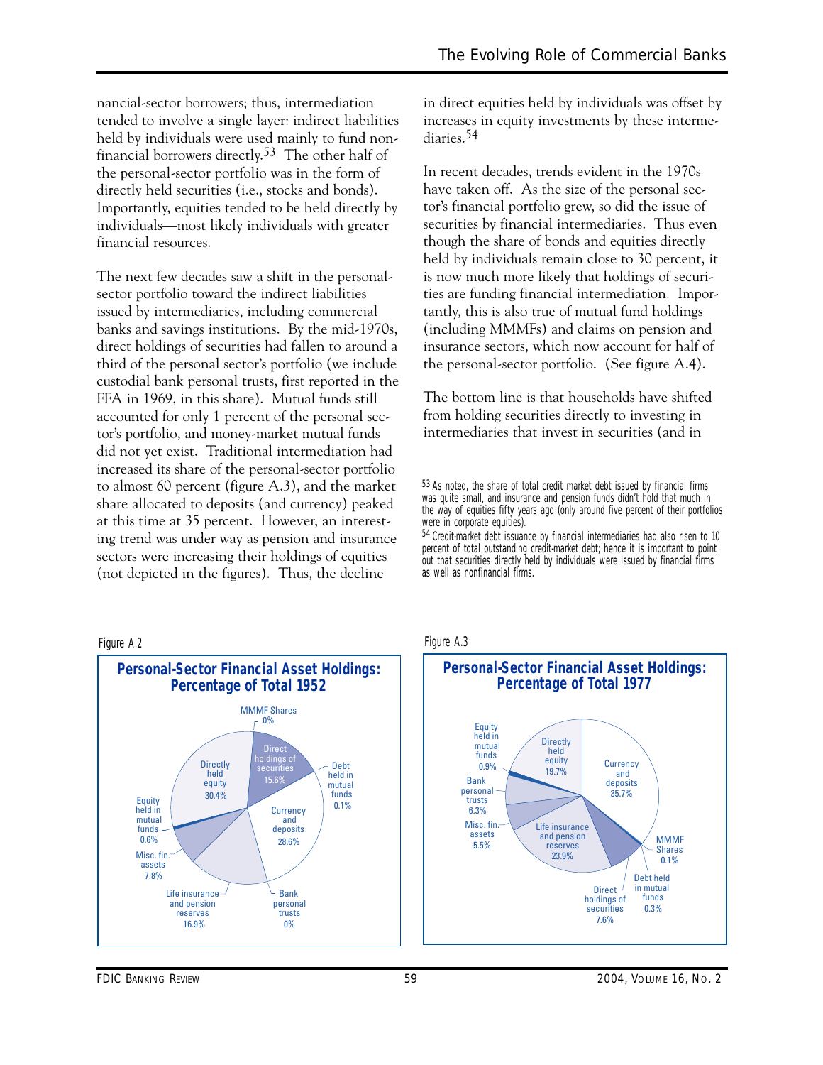nancial-sector borrowers; thus, intermediation tended to involve a single layer: indirect liabilities held by individuals were used mainly to fund non-financial borrowers directly.[53] The other half of the personal-sector portfolio was in the form of directly held securities (i.e., stocks and bonds). Importantly, equities tended to be held directly by individuals—most likely individuals with greater financial resources.

The next few decades saw a shift in the personal-sector portfolio toward the indirect liabilities issued by intermediaries, including commercial banks and savings institutions. By the mid-1970s, direct holdings of securities had fallen to around a third of the personal sector's portfolio (we include custodial bank personal trusts, first reported in the FFA in 1969, in this share). Mutual funds still accounted for only 1 percent of the personal sector's portfolio, and money-market mutual funds did not yet exist. Traditional intermediation had increased its share of the personal-sector portfolio to almost 60 percent (figure A.3), and the market share allocated to deposits (and currency) peaked at this time at 35 percent. However, an interesting trend was under way as pension and insurance sectors were increasing their holdings of equities (not depicted in the figures). Thus, the decline in direct equities held by individuals was offset by increases in equity investments by these intermediaries.[54]

In recent decades, trends evident in the 1970s have taken off. As the size of the personal sector's financial portfolio grew, so did the issue of securities by financial intermediaries. Thus even though the share of bonds and equities directly held by individuals remain close to 30 percent, it is now much more likely that holdings of securities are funding financial intermediation. Importantly, this is also true of mutual fund holdings (including MMMFs) and claims on pension and insurance sectors, which now account for half of the personal-sector portfolio. (See figure A.4).

The bottom line is that households have shifted from holding securities directly to investing in intermediaries that invest in securities (and in

[53] As noted, the share of total credit market debt issued by financial firms was quite small, and insurance and pension funds didn't hold that much in the way of equities fifty years ago (only around five percent of their portfolios were in corporate equities).

[54] Credit-market debt issuance by financial intermediaries had also risen to 10 percent of total outstanding credit-market debt; hence it is important to point out that securities directly held by individuals were issued by financial firms as well as nonfinancial firms.

Figure A.2

**Personal-Sector Financial Asset Holdings: Percentage of Total 1952**

| Category | Percent |
|---|---|
| MMMF Shares | 0% |
| Direct holdings of securities | 15.6% |
| Debt held in mutual funds | 0.1% |
| Currency and deposits | 28.6% |
| Bank personal trusts | 0% |
| Life insurance and pension reserves | 16.9% |
| Misc. fin. assets | 7.8% |
| Equity held in mutual funds | 0.6% |
| Directly held equity | 30.4% |

Figure A.3

**Personal-Sector Financial Asset Holdings: Percentage of Total 1977**

| Category | Percent |
|---|---|
| Currency and deposits | 35.7% |
| MMMF Shares | 0.1% |
| Debt held in mutual funds | 0.3% |
| Direct holdings of securities | 7.6% |
| Life insurance and pension reserves | 23.9% |
| Misc. fin. assets | 5.5% |
| Bank personal trusts | 6.3% |
| Equity held in mutual funds | 0.9% |
| Directly held equity | 19.7% |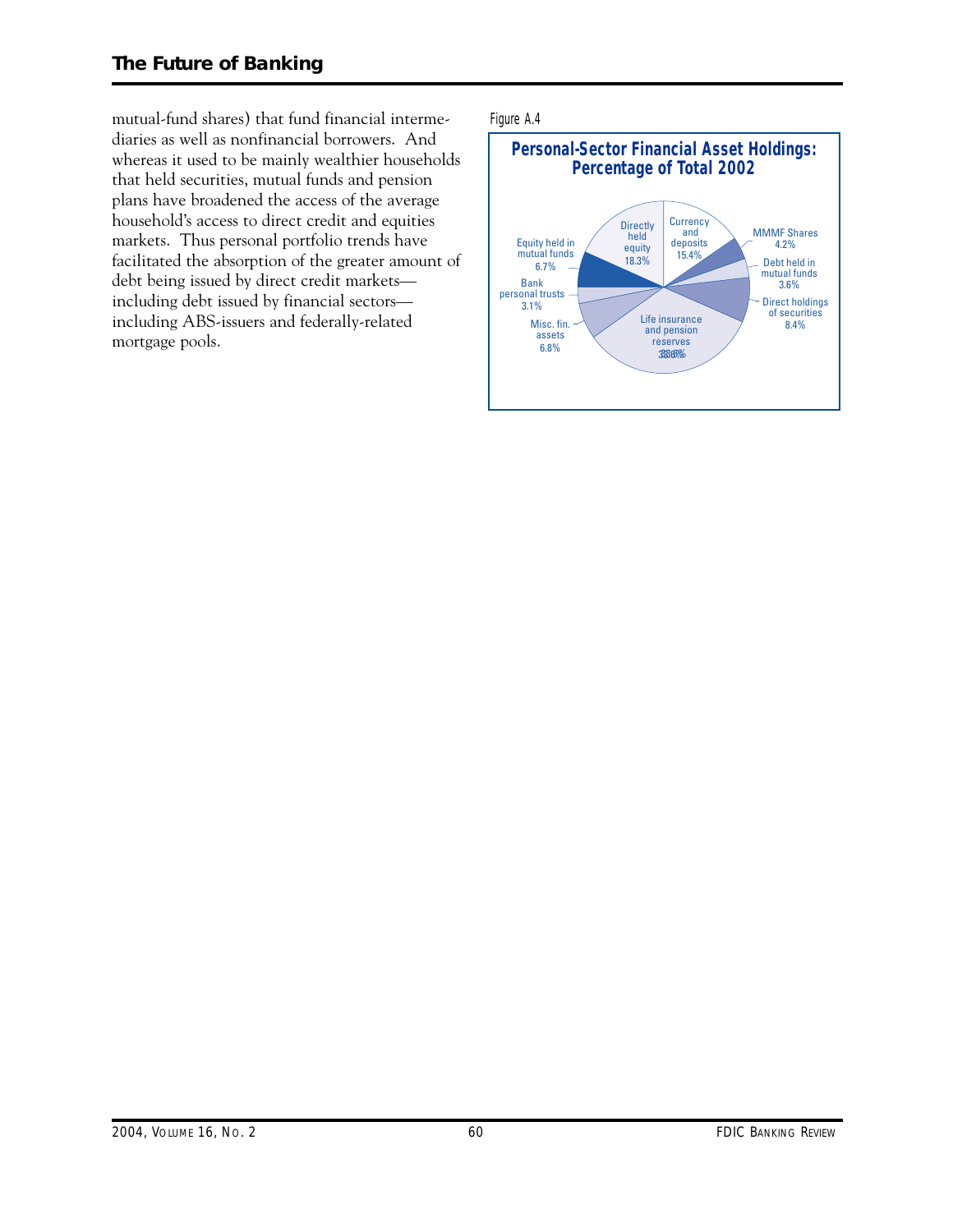mutual-fund shares) that fund financial intermediaries as well as nonfinancial borrowers. And whereas it used to be mainly wealthier households that held securities, mutual funds and pension plans have broadened the access of the average household's access to direct credit and equities markets. Thus personal portfolio trends have facilitated the absorption of the greater amount of debt being issued by direct credit markets—including debt issued by financial sectors—including ABS-issuers and federally-related mortgage pools.

Figure A.4

**Personal-Sector Financial Asset Holdings: Percentage of Total 2002**

| Category | Percentage |
|---|---|
| Currency and deposits | 15.4% |
| MMMF Shares | 4.2% |
| Debt held in mutual funds | 3.6% |
| Direct holdings of securities | 8.4% |
| Life insurance and pension reserves | 33.6% |
| Misc. fin. assets | 6.8% |
| Bank personal trusts | 3.1% |
| Equity held in mutual funds | 6.7% |
| Directly held equity | 18.3% |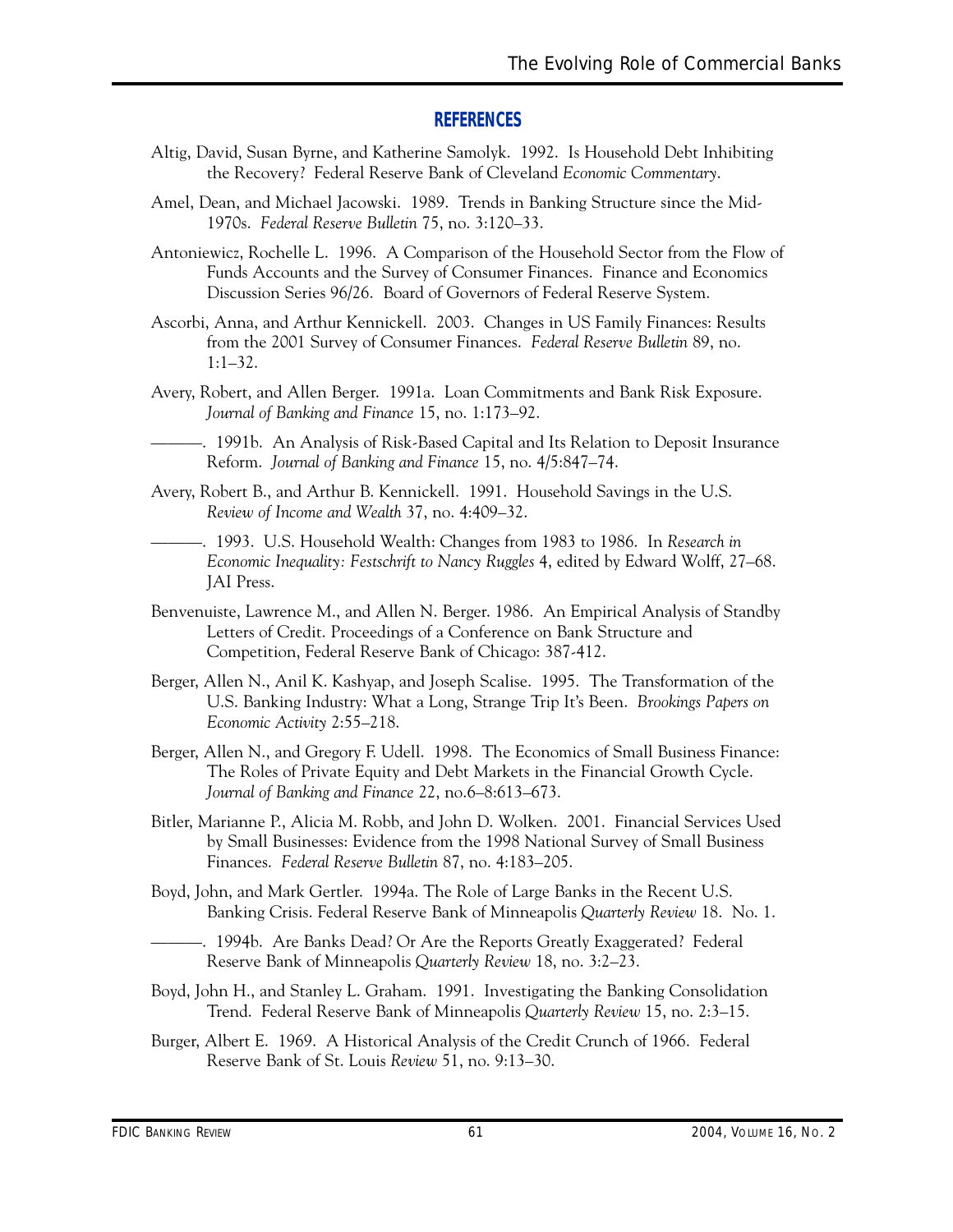## REFERENCES

Altig, David, Susan Byrne, and Katherine Samolyk. 1992. Is Household Debt Inhibiting the Recovery? Federal Reserve Bank of Cleveland *Economic Commentary*.

Amel, Dean, and Michael Jacowski. 1989. Trends in Banking Structure since the Mid-1970s. *Federal Reserve Bulletin* 75, no. 3:120–33.

Antoniewicz, Rochelle L. 1996. A Comparison of the Household Sector from the Flow of Funds Accounts and the Survey of Consumer Finances. Finance and Economics Discussion Series 96/26. Board of Governors of Federal Reserve System.

Ascorbi, Anna, and Arthur Kennickell. 2003. Changes in US Family Finances: Results from the 2001 Survey of Consumer Finances. *Federal Reserve Bulletin* 89, no. 1:1–32.

Avery, Robert, and Allen Berger. 1991a. Loan Commitments and Bank Risk Exposure. *Journal of Banking and Finance* 15, no. 1:173–92.

———. 1991b. An Analysis of Risk-Based Capital and Its Relation to Deposit Insurance Reform. *Journal of Banking and Finance* 15, no. 4/5:847–74.

Avery, Robert B., and Arthur B. Kennickell. 1991. Household Savings in the U.S. *Review of Income and Wealth* 37, no. 4:409–32.

———. 1993. U.S. Household Wealth: Changes from 1983 to 1986. In *Research in Economic Inequality: Festschrift to Nancy Ruggles* 4, edited by Edward Wolff, 27–68. JAI Press.

Benvenuiste, Lawrence M., and Allen N. Berger. 1986. An Empirical Analysis of Standby Letters of Credit. Proceedings of a Conference on Bank Structure and Competition, Federal Reserve Bank of Chicago: 387-412.

Berger, Allen N., Anil K. Kashyap, and Joseph Scalise. 1995. The Transformation of the U.S. Banking Industry: What a Long, Strange Trip It's Been. *Brookings Papers on Economic Activity* 2:55–218.

Berger, Allen N., and Gregory F. Udell. 1998. The Economics of Small Business Finance: The Roles of Private Equity and Debt Markets in the Financial Growth Cycle. *Journal of Banking and Finance* 22, no.6–8:613–673.

Bitler, Marianne P., Alicia M. Robb, and John D. Wolken. 2001. Financial Services Used by Small Businesses: Evidence from the 1998 National Survey of Small Business Finances. *Federal Reserve Bulletin* 87, no. 4:183–205.

Boyd, John, and Mark Gertler. 1994a. The Role of Large Banks in the Recent U.S. Banking Crisis. Federal Reserve Bank of Minneapolis *Quarterly Review* 18. No. 1.

———. 1994b. Are Banks Dead? Or Are the Reports Greatly Exaggerated? Federal Reserve Bank of Minneapolis *Quarterly Review* 18, no. 3:2–23.

Boyd, John H., and Stanley L. Graham. 1991. Investigating the Banking Consolidation Trend. Federal Reserve Bank of Minneapolis *Quarterly Review* 15, no. 2:3–15.

Burger, Albert E. 1969. A Historical Analysis of the Credit Crunch of 1966. Federal Reserve Bank of St. Louis *Review* 51, no. 9:13–30.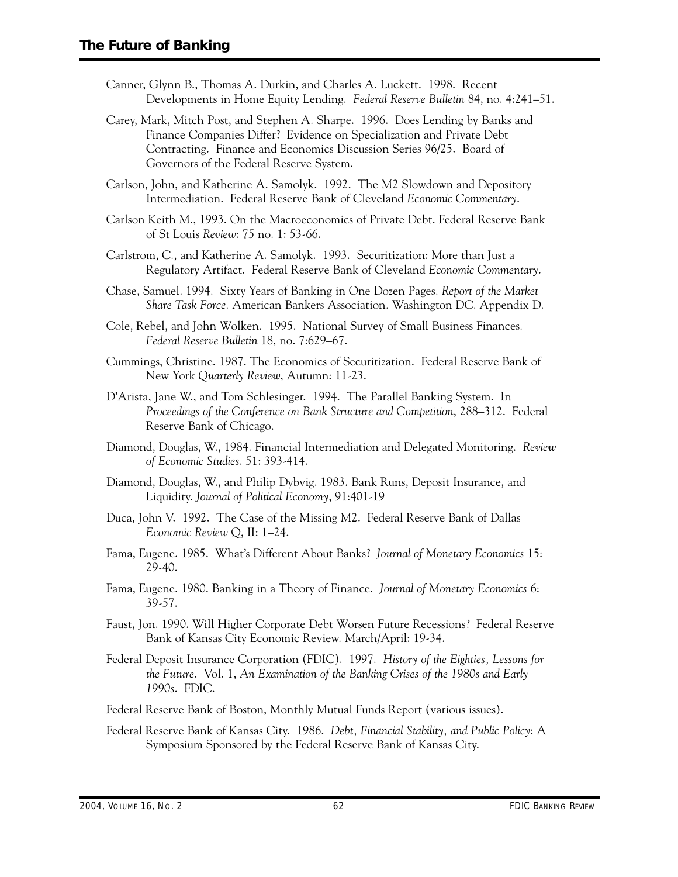Canner, Glynn B., Thomas A. Durkin, and Charles A. Luckett. 1998. Recent Developments in Home Equity Lending. *Federal Reserve Bulletin* 84, no. 4:241–51.

Carey, Mark, Mitch Post, and Stephen A. Sharpe. 1996. Does Lending by Banks and Finance Companies Differ? Evidence on Specialization and Private Debt Contracting. Finance and Economics Discussion Series 96/25. Board of Governors of the Federal Reserve System.

Carlson, John, and Katherine A. Samolyk. 1992. The M2 Slowdown and Depository Intermediation. Federal Reserve Bank of Cleveland *Economic Commentary*.

Carlson Keith M., 1993. On the Macroeconomics of Private Debt. Federal Reserve Bank of St Louis *Review*: 75 no. 1: 53-66.

Carlstrom, C., and Katherine A. Samolyk. 1993. Securitization: More than Just a Regulatory Artifact. Federal Reserve Bank of Cleveland *Economic Commentary*.

Chase, Samuel. 1994. Sixty Years of Banking in One Dozen Pages. *Report of the Market Share Task Force*. American Bankers Association. Washington DC. Appendix D.

Cole, Rebel, and John Wolken. 1995. National Survey of Small Business Finances. *Federal Reserve Bulletin* 18, no. 7:629–67.

Cummings, Christine. 1987. The Economics of Securitization. Federal Reserve Bank of New York *Quarterly Review*, Autumn: 11-23.

D'Arista, Jane W., and Tom Schlesinger. 1994. The Parallel Banking System. In *Proceedings of the Conference on Bank Structure and Competition*, 288–312. Federal Reserve Bank of Chicago.

Diamond, Douglas, W., 1984. Financial Intermediation and Delegated Monitoring. *Review of Economic Studies*. 51: 393-414.

Diamond, Douglas, W., and Philip Dybvig. 1983. Bank Runs, Deposit Insurance, and Liquidity. *Journal of Political Economy*, 91:401-19

Duca, John V. 1992. The Case of the Missing M2. Federal Reserve Bank of Dallas *Economic Review* Q, II: 1–24.

Fama, Eugene. 1985. What's Different About Banks? *Journal of Monetary Economics* 15: 29-40.

Fama, Eugene. 1980. Banking in a Theory of Finance. *Journal of Monetary Economics* 6: 39-57.

Faust, Jon. 1990. Will Higher Corporate Debt Worsen Future Recessions? Federal Reserve Bank of Kansas City Economic Review. March/April: 19-34.

Federal Deposit Insurance Corporation (FDIC). 1997. *History of the Eighties, Lessons for the Future*. Vol. 1, *An Examination of the Banking Crises of the 1980s and Early 1990s*. FDIC.

Federal Reserve Bank of Boston, Monthly Mutual Funds Report (various issues).

Federal Reserve Bank of Kansas City. 1986. *Debt, Financial Stability, and Public Policy*: A Symposium Sponsored by the Federal Reserve Bank of Kansas City.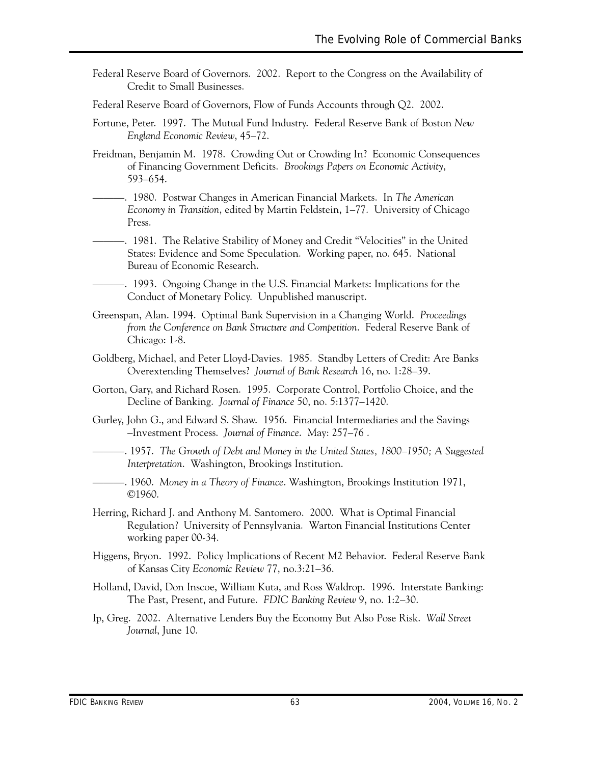Federal Reserve Board of Governors. 2002. Report to the Congress on the Availability of Credit to Small Businesses.

Federal Reserve Board of Governors, Flow of Funds Accounts through Q2. 2002.

Fortune, Peter. 1997. The Mutual Fund Industry. Federal Reserve Bank of Boston *New England Economic Review*, 45–72.

Freidman, Benjamin M. 1978. Crowding Out or Crowding In? Economic Consequences of Financing Government Deficits. *Brookings Papers on Economic Activity*, 593–654.

———. 1980. Postwar Changes in American Financial Markets. In *The American Economy in Transition*, edited by Martin Feldstein, 1–77. University of Chicago Press.

———. 1981. The Relative Stability of Money and Credit "Velocities" in the United States: Evidence and Some Speculation. Working paper, no. 645. National Bureau of Economic Research.

———. 1993. Ongoing Change in the U.S. Financial Markets: Implications for the Conduct of Monetary Policy. Unpublished manuscript.

Greenspan, Alan. 1994. Optimal Bank Supervision in a Changing World. *Proceedings from the Conference on Bank Structure and Competition*. Federal Reserve Bank of Chicago: 1-8.

Goldberg, Michael, and Peter Lloyd-Davies. 1985. Standby Letters of Credit: Are Banks Overextending Themselves? *Journal of Bank Research* 16, no. 1:28–39.

Gorton, Gary, and Richard Rosen. 1995. Corporate Control, Portfolio Choice, and the Decline of Banking. *Journal of Finance* 50, no. 5:1377–1420.

Gurley, John G., and Edward S. Shaw. 1956. Financial Intermediaries and the Savings –Investment Process. *Journal of Finance*. May: 257–76 .

———. 1957. *The Growth of Debt and Money in the United States, 1800–1950; A Suggested Interpretation*. Washington, Brookings Institution.

———. 1960. *Money in a Theory of Finance*. Washington, Brookings Institution 1971, ©1960.

Herring, Richard J. and Anthony M. Santomero. 2000. What is Optimal Financial Regulation? University of Pennsylvania. Warton Financial Institutions Center working paper 00-34.

Higgens, Bryon. 1992. Policy Implications of Recent M2 Behavior. Federal Reserve Bank of Kansas City *Economic Review* 77, no.3:21–36.

Holland, David, Don Inscoe, William Kuta, and Ross Waldrop. 1996. Interstate Banking: The Past, Present, and Future. *FDIC Banking Review* 9, no. 1:2–30.

Ip, Greg. 2002. Alternative Lenders Buy the Economy But Also Pose Risk. *Wall Street Journal*, June 10.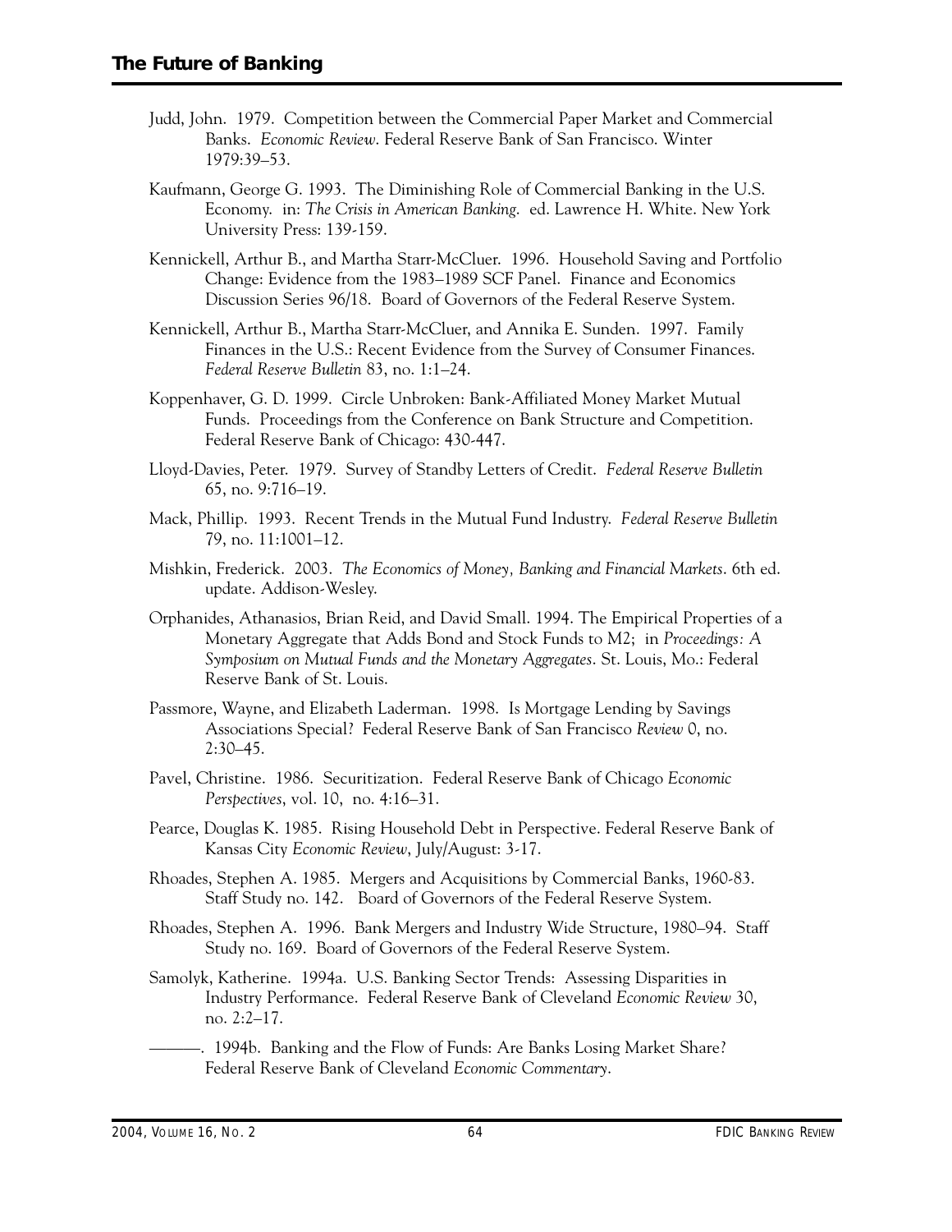Judd, John. 1979. Competition between the Commercial Paper Market and Commercial Banks. *Economic Review*. Federal Reserve Bank of San Francisco. Winter 1979:39–53.

Kaufmann, George G. 1993. The Diminishing Role of Commercial Banking in the U.S. Economy. in: *The Crisis in American Banking*. ed. Lawrence H. White. New York University Press: 139-159.

Kennickell, Arthur B., and Martha Starr-McCluer. 1996. Household Saving and Portfolio Change: Evidence from the 1983–1989 SCF Panel. Finance and Economics Discussion Series 96/18. Board of Governors of the Federal Reserve System.

Kennickell, Arthur B., Martha Starr-McCluer, and Annika E. Sunden. 1997. Family Finances in the U.S.: Recent Evidence from the Survey of Consumer Finances. *Federal Reserve Bulletin* 83, no. 1:1–24.

Koppenhaver, G. D. 1999. Circle Unbroken: Bank-Affiliated Money Market Mutual Funds. Proceedings from the Conference on Bank Structure and Competition. Federal Reserve Bank of Chicago: 430-447.

Lloyd-Davies, Peter. 1979. Survey of Standby Letters of Credit. *Federal Reserve Bulletin* 65, no. 9:716–19.

Mack, Phillip. 1993. Recent Trends in the Mutual Fund Industry. *Federal Reserve Bulletin* 79, no. 11:1001–12.

Mishkin, Frederick. 2003. *The Economics of Money, Banking and Financial Markets*. 6th ed. update. Addison-Wesley.

Orphanides, Athanasios, Brian Reid, and David Small. 1994. The Empirical Properties of a Monetary Aggregate that Adds Bond and Stock Funds to M2; in *Proceedings: A Symposium on Mutual Funds and the Monetary Aggregates*. St. Louis, Mo.: Federal Reserve Bank of St. Louis.

Passmore, Wayne, and Elizabeth Laderman. 1998. Is Mortgage Lending by Savings Associations Special? Federal Reserve Bank of San Francisco *Review* 0, no. 2:30–45.

Pavel, Christine. 1986. Securitization. Federal Reserve Bank of Chicago *Economic Perspectives*, vol. 10, no. 4:16–31.

Pearce, Douglas K. 1985. Rising Household Debt in Perspective. Federal Reserve Bank of Kansas City *Economic Review*, July/August: 3-17.

Rhoades, Stephen A. 1985. Mergers and Acquisitions by Commercial Banks, 1960-83. Staff Study no. 142. Board of Governors of the Federal Reserve System.

Rhoades, Stephen A. 1996. Bank Mergers and Industry Wide Structure, 1980–94. Staff Study no. 169. Board of Governors of the Federal Reserve System.

Samolyk, Katherine. 1994a. U.S. Banking Sector Trends: Assessing Disparities in Industry Performance. Federal Reserve Bank of Cleveland *Economic Review* 30, no. 2:2–17.

———. 1994b. Banking and the Flow of Funds: Are Banks Losing Market Share? Federal Reserve Bank of Cleveland *Economic Commentary*.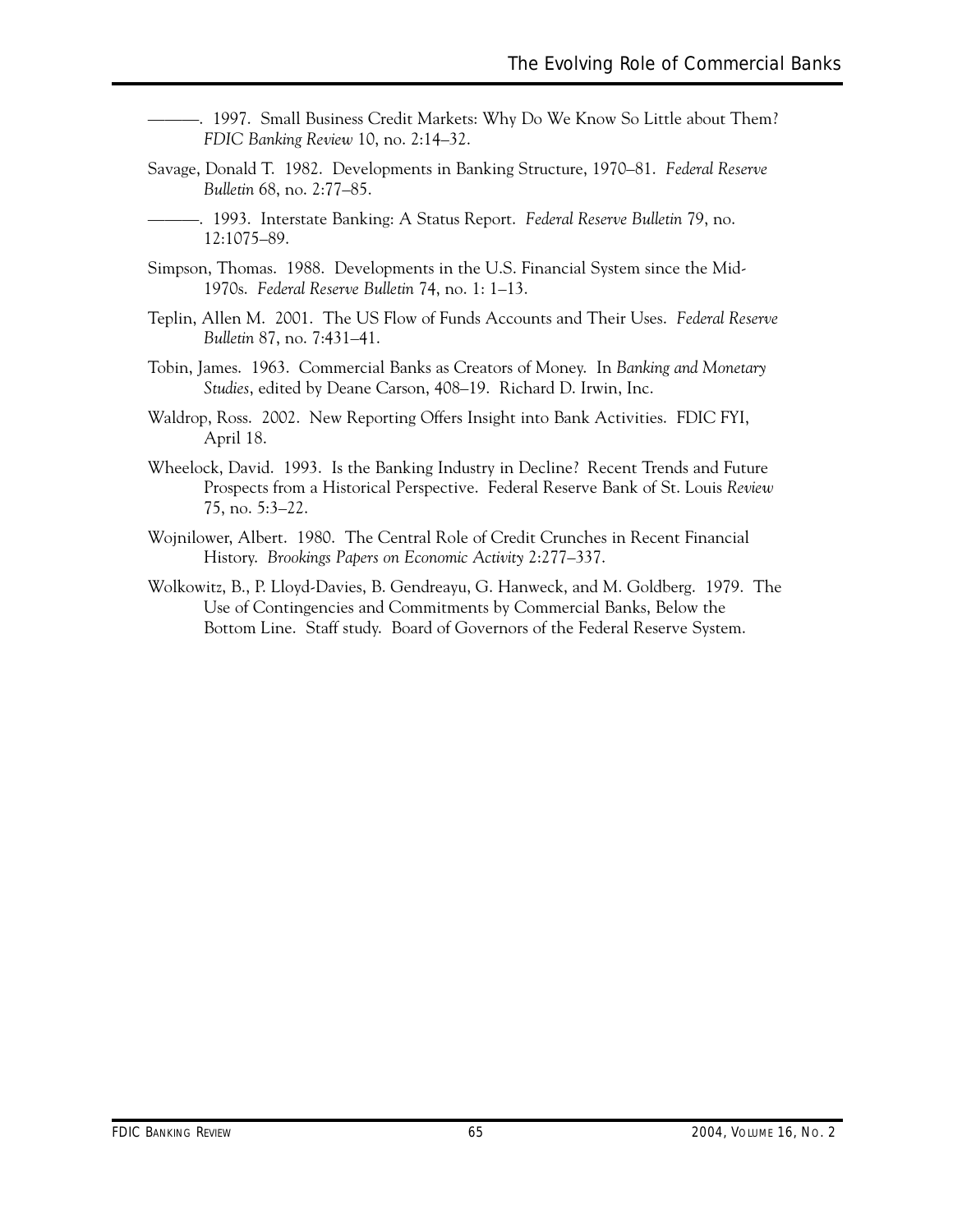———. 1997. Small Business Credit Markets: Why Do We Know So Little about Them? *FDIC Banking Review* 10, no. 2:14–32.

Savage, Donald T. 1982. Developments in Banking Structure, 1970–81. *Federal Reserve Bulletin* 68, no. 2:77–85.

———. 1993. Interstate Banking: A Status Report. *Federal Reserve Bulletin* 79, no. 12:1075–89.

Simpson, Thomas. 1988. Developments in the U.S. Financial System since the Mid-1970s. *Federal Reserve Bulletin* 74, no. 1: 1–13.

Teplin, Allen M. 2001. The US Flow of Funds Accounts and Their Uses. *Federal Reserve Bulletin* 87, no. 7:431–41.

Tobin, James. 1963. Commercial Banks as Creators of Money. In *Banking and Monetary Studies*, edited by Deane Carson, 408–19. Richard D. Irwin, Inc.

Waldrop, Ross. 2002. New Reporting Offers Insight into Bank Activities. FDIC FYI, April 18.

Wheelock, David. 1993. Is the Banking Industry in Decline? Recent Trends and Future Prospects from a Historical Perspective. Federal Reserve Bank of St. Louis *Review* 75, no. 5:3–22.

Wojnilower, Albert. 1980. The Central Role of Credit Crunches in Recent Financial History. *Brookings Papers on Economic Activity* 2:277–337.

Wolkowitz, B., P. Lloyd-Davies, B. Gendreayu, G. Hanweck, and M. Goldberg. 1979. The Use of Contingencies and Commitments by Commercial Banks, Below the Bottom Line. Staff study. Board of Governors of the Federal Reserve System.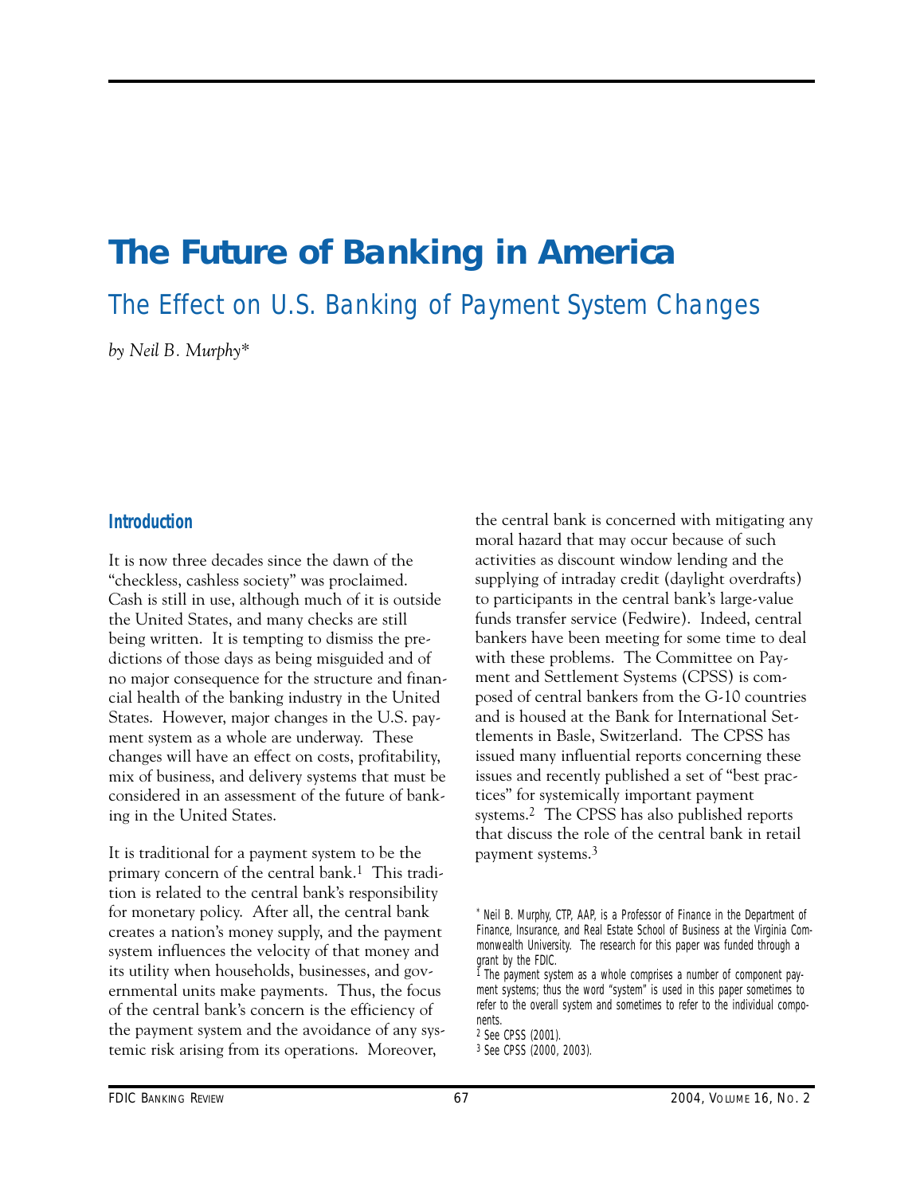# The Future of Banking in America

## The Effect on U.S. Banking of Payment System Changes

*by Neil B. Murphy**

### Introduction

It is now three decades since the dawn of the "checkless, cashless society" was proclaimed. Cash is still in use, although much of it is outside the United States, and many checks are still being written. It is tempting to dismiss the predictions of those days as being misguided and of no major consequence for the structure and financial health of the banking industry in the United States. However, major changes in the U.S. payment system as a whole are underway. These changes will have an effect on costs, profitability, mix of business, and delivery systems that must be considered in an assessment of the future of banking in the United States.

It is traditional for a payment system to be the primary concern of the central bank.[1] This tradition is related to the central bank's responsibility for monetary policy. After all, the central bank creates a nation's money supply, and the payment system influences the velocity of that money and its utility when households, businesses, and governmental units make payments. Thus, the focus of the central bank's concern is the efficiency of the payment system and the avoidance of any systemic risk arising from its operations. Moreover, the central bank is concerned with mitigating any moral hazard that may occur because of such activities as discount window lending and the supplying of intraday credit (daylight overdrafts) to participants in the central bank's large-value funds transfer service (Fedwire). Indeed, central bankers have been meeting for some time to deal with these problems. The Committee on Payment and Settlement Systems (CPSS) is composed of central bankers from the G-10 countries and is housed at the Bank for International Settlements in Basle, Switzerland. The CPSS has issued many influential reports concerning these issues and recently published a set of "best practices" for systemically important payment systems.[2] The CPSS has also published reports that discuss the role of the central bank in retail payment systems.[3]

* Neil B. Murphy, CTP, AAP, is a Professor of Finance in the Department of Finance, Insurance, and Real Estate School of Business at the Virginia Commonwealth University. The research for this paper was funded through a grant by the FDIC.

[1] The payment system as a whole comprises a number of component payment systems; thus the word "system" is used in this paper sometimes to refer to the overall system and sometimes to refer to the individual components.

[2] See CPSS (2001).

[3] See CPSS (2000, 2003).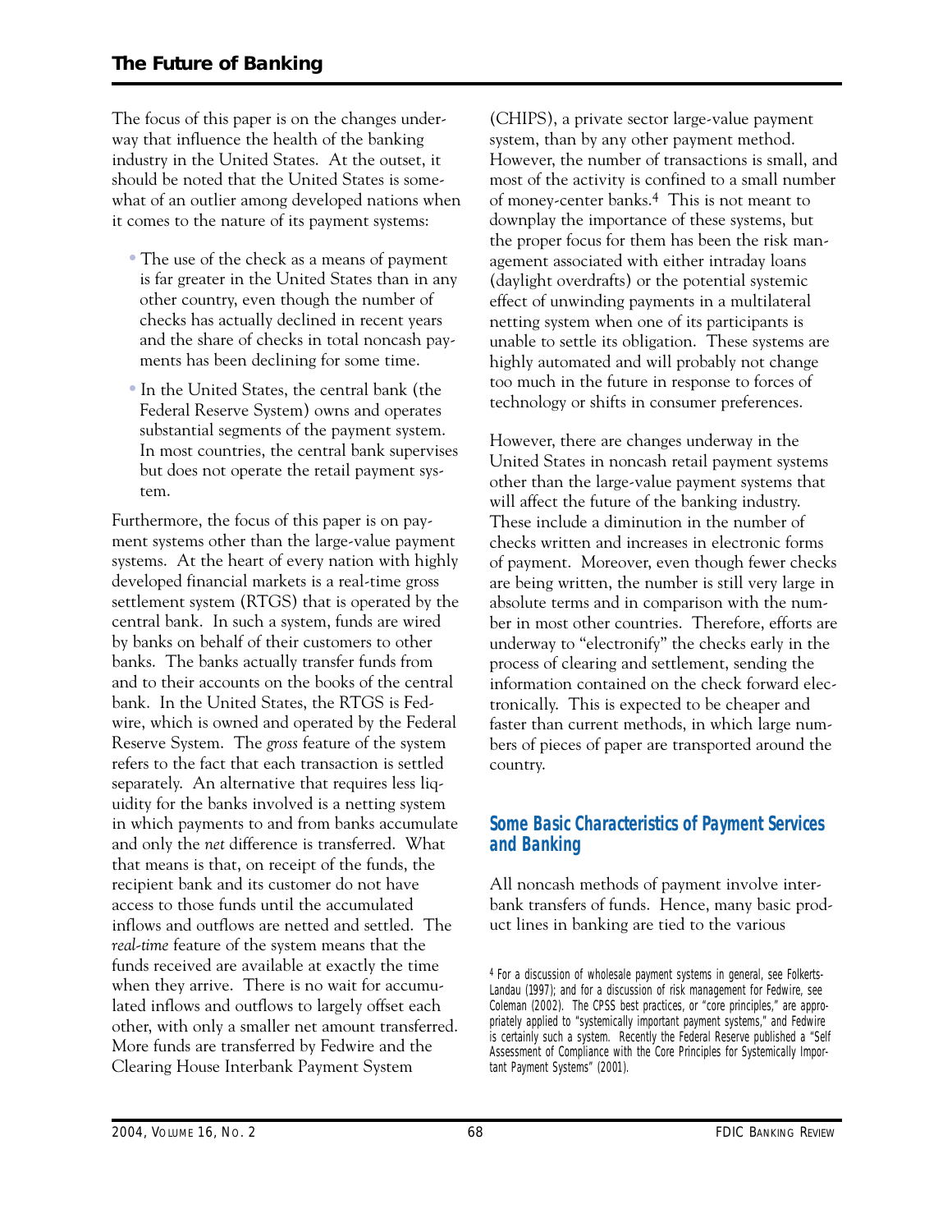The focus of this paper is on the changes underway that influence the health of the banking industry in the United States. At the outset, it should be noted that the United States is somewhat of an outlier among developed nations when it comes to the nature of its payment systems:

- The use of the check as a means of payment is far greater in the United States than in any other country, even though the number of checks has actually declined in recent years and the share of checks in total noncash payments has been declining for some time.
- In the United States, the central bank (the Federal Reserve System) owns and operates substantial segments of the payment system. In most countries, the central bank supervises but does not operate the retail payment system.

Furthermore, the focus of this paper is on payment systems other than the large-value payment systems. At the heart of every nation with highly developed financial markets is a real-time gross settlement system (RTGS) that is operated by the central bank. In such a system, funds are wired by banks on behalf of their customers to other banks. The banks actually transfer funds from and to their accounts on the books of the central bank. In the United States, the RTGS is Fedwire, which is owned and operated by the Federal Reserve System. The *gross* feature of the system refers to the fact that each transaction is settled separately. An alternative that requires less liquidity for the banks involved is a netting system in which payments to and from banks accumulate and only the *net* difference is transferred. What that means is that, on receipt of the funds, the recipient bank and its customer do not have access to those funds until the accumulated inflows and outflows are netted and settled. The *real-time* feature of the system means that the funds received are available at exactly the time when they arrive. There is no wait for accumulated inflows and outflows to largely offset each other, with only a smaller net amount transferred. More funds are transferred by Fedwire and the Clearing House Interbank Payment System (CHIPS), a private sector large-value payment system, than by any other payment method. However, the number of transactions is small, and most of the activity is confined to a small number of money-center banks.[4] This is not meant to downplay the importance of these systems, but the proper focus for them has been the risk management associated with either intraday loans (daylight overdrafts) or the potential systemic effect of unwinding payments in a multilateral netting system when one of its participants is unable to settle its obligation. These systems are highly automated and will probably not change too much in the future in response to forces of technology or shifts in consumer preferences.

However, there are changes underway in the United States in noncash retail payment systems other than the large-value payment systems that will affect the future of the banking industry. These include a diminution in the number of checks written and increases in electronic forms of payment. Moreover, even though fewer checks are being written, the number is still very large in absolute terms and in comparison with the number in most other countries. Therefore, efforts are underway to "electronify" the checks early in the process of clearing and settlement, sending the information contained on the check forward electronically. This is expected to be cheaper and faster than current methods, in which large numbers of pieces of paper are transported around the country.

## Some Basic Characteristics of Payment Services and Banking

All noncash methods of payment involve interbank transfers of funds. Hence, many basic product lines in banking are tied to the various

[4] For a discussion of wholesale payment systems in general, see Folkerts-Landau (1997); and for a discussion of risk management for Fedwire, see Coleman (2002). The CPSS best practices, or "core principles," are appropriately applied to "systemically important payment systems," and Fedwire is certainly such a system. Recently the Federal Reserve published a "Self Assessment of Compliance with the Core Principles for Systemically Important Payment Systems" (2001).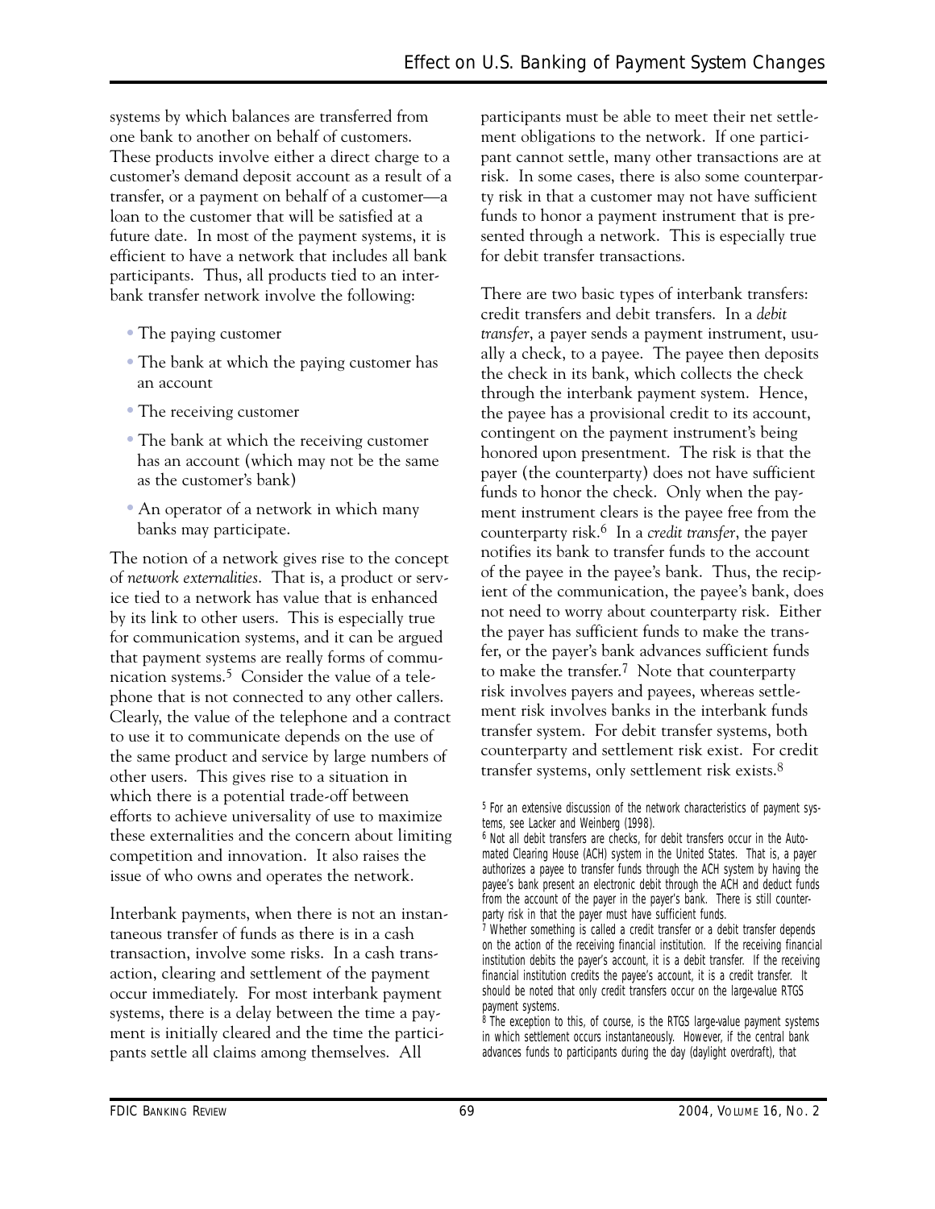systems by which balances are transferred from one bank to another on behalf of customers. These products involve either a direct charge to a customer's demand deposit account as a result of a transfer, or a payment on behalf of a customer—a loan to the customer that will be satisfied at a future date. In most of the payment systems, it is efficient to have a network that includes all bank participants. Thus, all products tied to an interbank transfer network involve the following:

- The paying customer
- The bank at which the paying customer has an account
- The receiving customer
- The bank at which the receiving customer has an account (which may not be the same as the customer's bank)
- An operator of a network in which many banks may participate.

The notion of a network gives rise to the concept of *network externalities*. That is, a product or service tied to a network has value that is enhanced by its link to other users. This is especially true for communication systems, and it can be argued that payment systems are really forms of communication systems.[5] Consider the value of a telephone that is not connected to any other callers. Clearly, the value of the telephone and a contract to use it to communicate depends on the use of the same product and service by large numbers of other users. This gives rise to a situation in which there is a potential trade-off between efforts to achieve universality of use to maximize these externalities and the concern about limiting competition and innovation. It also raises the issue of who owns and operates the network.

Interbank payments, when there is not an instantaneous transfer of funds as there is in a cash transaction, involve some risks. In a cash transaction, clearing and settlement of the payment occur immediately. For most interbank payment systems, there is a delay between the time a payment is initially cleared and the time the participants settle all claims among themselves. All participants must be able to meet their net settlement obligations to the network. If one participant cannot settle, many other transactions are at risk. In some cases, there is also some counterparty risk in that a customer may not have sufficient funds to honor a payment instrument that is presented through a network. This is especially true for debit transfer transactions.

There are two basic types of interbank transfers: credit transfers and debit transfers. In a *debit transfer*, a payer sends a payment instrument, usually a check, to a payee. The payee then deposits the check in its bank, which collects the check through the interbank payment system. Hence, the payee has a provisional credit to its account, contingent on the payment instrument's being honored upon presentment. The risk is that the payer (the counterparty) does not have sufficient funds to honor the check. Only when the payment instrument clears is the payee free from the counterparty risk.[6] In a *credit transfer*, the payer notifies its bank to transfer funds to the account of the payee in the payee's bank. Thus, the recipient of the communication, the payee's bank, does not need to worry about counterparty risk. Either the payer has sufficient funds to make the transfer, or the payer's bank advances sufficient funds to make the transfer.[7] Note that counterparty risk involves payers and payees, whereas settlement risk involves banks in the interbank funds transfer system. For debit transfer systems, both counterparty and settlement risk exist. For credit transfer systems, only settlement risk exists.[8]

[5] For an extensive discussion of the network characteristics of payment systems, see Lacker and Weinberg (1998).

[6] Not all debit transfers are checks, for debit transfers occur in the Automated Clearing House (ACH) system in the United States. That is, a payer authorizes a payee to transfer funds through the ACH system by having the payee's bank present an electronic debit through the ACH and deduct funds from the account of the payer in the payer's bank. There is still counterparty risk in that the payer must have sufficient funds.

[7] Whether something is called a credit transfer or a debit transfer depends on the action of the receiving financial institution. If the receiving financial institution debits the payer's account, it is a debit transfer. If the receiving financial institution credits the payee's account, it is a credit transfer. It should be noted that only credit transfers occur on the large-value RTGS payment systems.

[8] The exception to this, of course, is the RTGS large-value payment systems in which settlement occurs instantaneously. However, if the central bank advances funds to participants during the day (daylight overdraft), that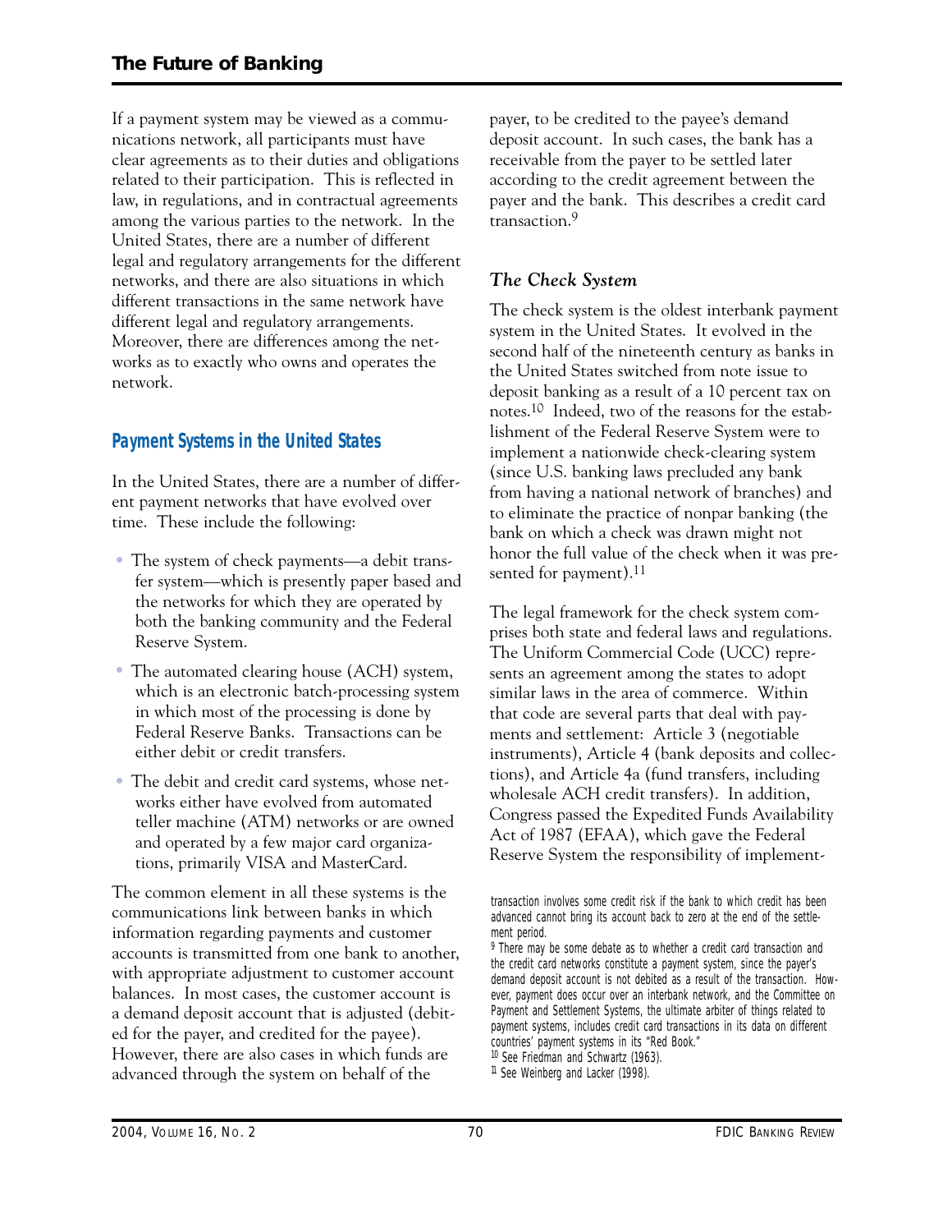If a payment system may be viewed as a communications network, all participants must have clear agreements as to their duties and obligations related to their participation. This is reflected in law, in regulations, and in contractual agreements among the various parties to the network. In the United States, there are a number of different legal and regulatory arrangements for the different networks, and there are also situations in which different transactions in the same network have different legal and regulatory arrangements. Moreover, there are differences among the networks as to exactly who owns and operates the network.

## Payment Systems in the United States

In the United States, there are a number of different payment networks that have evolved over time. These include the following:

- The system of check payments—a debit transfer system—which is presently paper based and the networks for which they are operated by both the banking community and the Federal Reserve System.
- The automated clearing house (ACH) system, which is an electronic batch-processing system in which most of the processing is done by Federal Reserve Banks. Transactions can be either debit or credit transfers.
- The debit and credit card systems, whose networks either have evolved from automated teller machine (ATM) networks or are owned and operated by a few major card organizations, primarily VISA and MasterCard.

The common element in all these systems is the communications link between banks in which information regarding payments and customer accounts is transmitted from one bank to another, with appropriate adjustment to customer account balances. In most cases, the customer account is a demand deposit account that is adjusted (debited for the payer, and credited for the payee). However, there are also cases in which funds are advanced through the system on behalf of the payer, to be credited to the payee's demand deposit account. In such cases, the bank has a receivable from the payer to be settled later according to the credit agreement between the payer and the bank. This describes a credit card transaction.[9]

### *The Check System*

The check system is the oldest interbank payment system in the United States. It evolved in the second half of the nineteenth century as banks in the United States switched from note issue to deposit banking as a result of a 10 percent tax on notes.[10] Indeed, two of the reasons for the establishment of the Federal Reserve System were to implement a nationwide check-clearing system (since U.S. banking laws precluded any bank from having a national network of branches) and to eliminate the practice of nonpar banking (the bank on which a check was drawn might not honor the full value of the check when it was presented for payment).[11]

The legal framework for the check system comprises both state and federal laws and regulations. The Uniform Commercial Code (UCC) represents an agreement among the states to adopt similar laws in the area of commerce. Within that code are several parts that deal with payments and settlement: Article 3 (negotiable instruments), Article 4 (bank deposits and collections), and Article 4a (fund transfers, including wholesale ACH credit transfers). In addition, Congress passed the Expedited Funds Availability Act of 1987 (EFAA), which gave the Federal Reserve System the responsibility of implement-

---

transaction involves some credit risk if the bank to which credit has been advanced cannot bring its account back to zero at the end of the settlement period.

[9] There may be some debate as to whether a credit card transaction and the credit card networks constitute a payment system, since the payer's demand deposit account is not debited as a result of the transaction. However, payment does occur over an interbank network, and the Committee on Payment and Settlement Systems, the ultimate arbiter of things related to payment systems, includes credit card transactions in its data on different countries' payment systems in its "Red Book."

[10] See Friedman and Schwartz (1963).

[11] See Weinberg and Lacker (1998).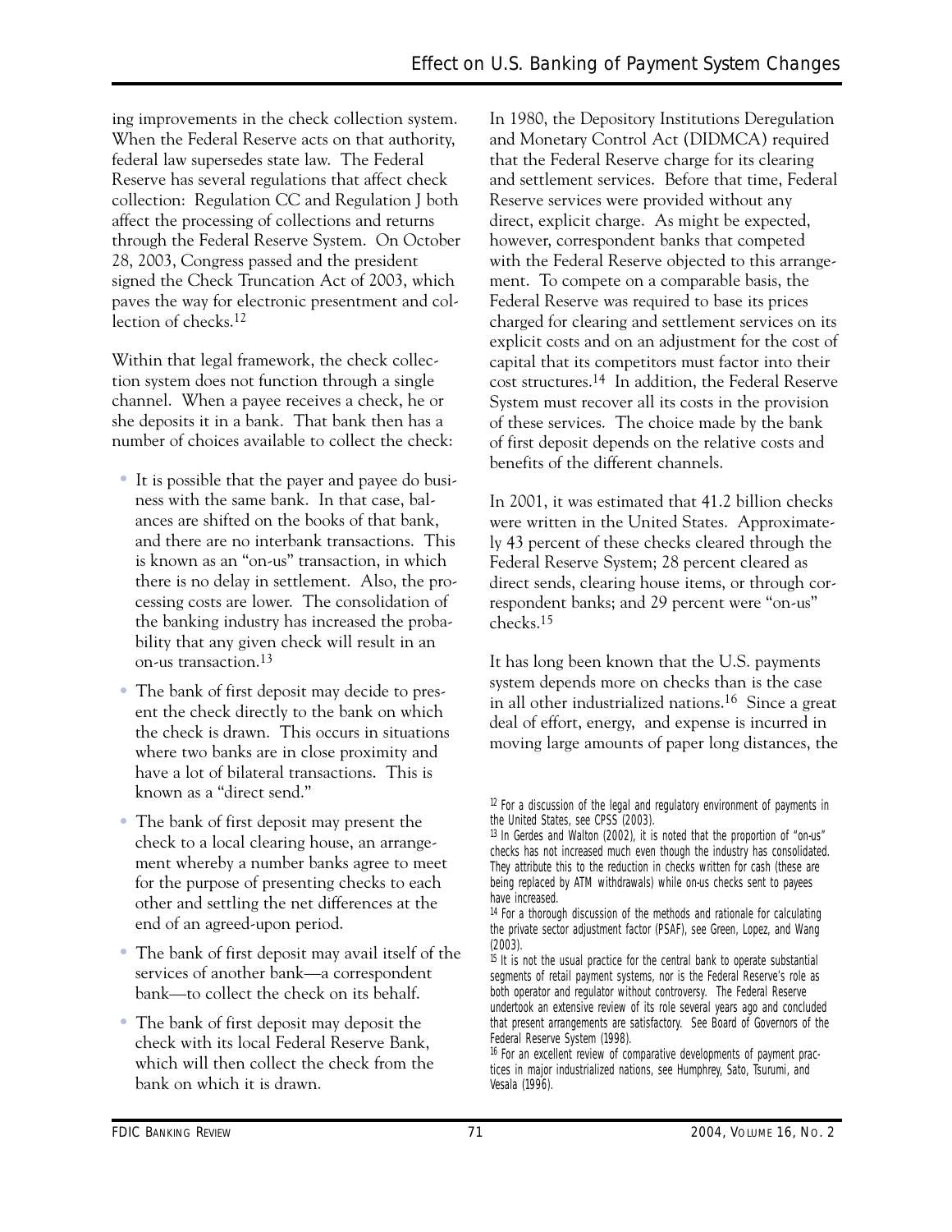ing improvements in the check collection system. When the Federal Reserve acts on that authority, federal law supersedes state law. The Federal Reserve has several regulations that affect check collection: Regulation CC and Regulation J both affect the processing of collections and returns through the Federal Reserve System. On October 28, 2003, Congress passed and the president signed the Check Truncation Act of 2003, which paves the way for electronic presentment and collection of checks.[12]

Within that legal framework, the check collection system does not function through a single channel. When a payee receives a check, he or she deposits it in a bank. That bank then has a number of choices available to collect the check:

- It is possible that the payer and payee do business with the same bank. In that case, balances are shifted on the books of that bank, and there are no interbank transactions. This is known as an "on-us" transaction, in which there is no delay in settlement. Also, the processing costs are lower. The consolidation of the banking industry has increased the probability that any given check will result in an on-us transaction.[13]
- The bank of first deposit may decide to present the check directly to the bank on which the check is drawn. This occurs in situations where two banks are in close proximity and have a lot of bilateral transactions. This is known as a "direct send."
- The bank of first deposit may present the check to a local clearing house, an arrangement whereby a number banks agree to meet for the purpose of presenting checks to each other and settling the net differences at the end of an agreed-upon period.
- The bank of first deposit may avail itself of the services of another bank—a correspondent bank—to collect the check on its behalf.
- The bank of first deposit may deposit the check with its local Federal Reserve Bank, which will then collect the check from the bank on which it is drawn.

In 1980, the Depository Institutions Deregulation and Monetary Control Act (DIDMCA) required that the Federal Reserve charge for its clearing and settlement services. Before that time, Federal Reserve services were provided without any direct, explicit charge. As might be expected, however, correspondent banks that competed with the Federal Reserve objected to this arrangement. To compete on a comparable basis, the Federal Reserve was required to base its prices charged for clearing and settlement services on its explicit costs and on an adjustment for the cost of capital that its competitors must factor into their cost structures.[14] In addition, the Federal Reserve System must recover all its costs in the provision of these services. The choice made by the bank of first deposit depends on the relative costs and benefits of the different channels.

In 2001, it was estimated that 41.2 billion checks were written in the United States. Approximately 43 percent of these checks cleared through the Federal Reserve System; 28 percent cleared as direct sends, clearing house items, or through correspondent banks; and 29 percent were "on-us" checks.[15]

It has long been known that the U.S. payments system depends more on checks than is the case in all other industrialized nations.[16] Since a great deal of effort, energy, and expense is incurred in moving large amounts of paper long distances, the

---

[12] For a discussion of the legal and regulatory environment of payments in the United States, see CPSS (2003).

[13] In Gerdes and Walton (2002), it is noted that the proportion of "on-us" checks has not increased much even though the industry has consolidated. They attribute this to the reduction in checks written for cash (these are being replaced by ATM withdrawals) while on-us checks sent to payees have increased.

[14] For a thorough discussion of the methods and rationale for calculating the private sector adjustment factor (PSAF), see Green, Lopez, and Wang (2003).

[15] It is not the usual practice for the central bank to operate substantial segments of retail payment systems, nor is the Federal Reserve's role as both operator and regulator without controversy. The Federal Reserve undertook an extensive review of its role several years ago and concluded that present arrangements are satisfactory. See Board of Governors of the Federal Reserve System (1998).

[16] For an excellent review of comparative developments of payment practices in major industrialized nations, see Humphrey, Sato, Tsurumi, and Vesala (1996).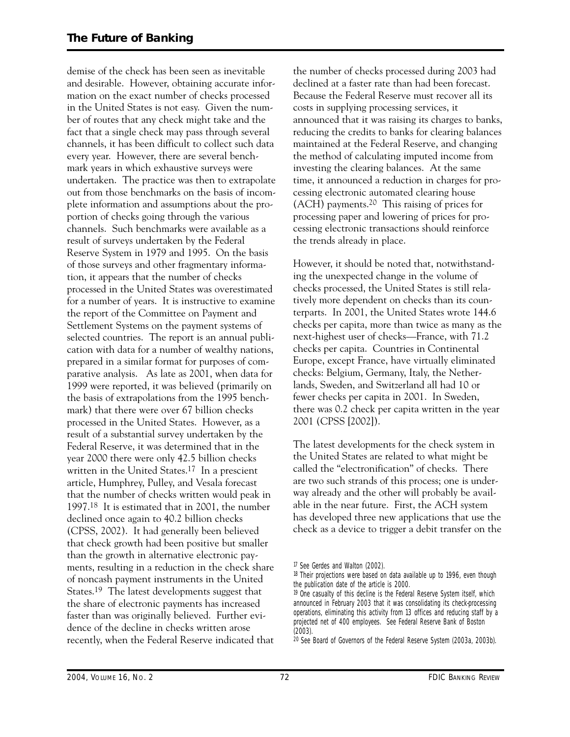demise of the check has been seen as inevitable and desirable. However, obtaining accurate information on the exact number of checks processed in the United States is not easy. Given the number of routes that any check might take and the fact that a single check may pass through several channels, it has been difficult to collect such data every year. However, there are several benchmark years in which exhaustive surveys were undertaken. The practice was then to extrapolate out from those benchmarks on the basis of incomplete information and assumptions about the proportion of checks going through the various channels. Such benchmarks were available as a result of surveys undertaken by the Federal Reserve System in 1979 and 1995. On the basis of those surveys and other fragmentary information, it appears that the number of checks processed in the United States was overestimated for a number of years. It is instructive to examine the report of the Committee on Payment and Settlement Systems on the payment systems of selected countries. The report is an annual publication with data for a number of wealthy nations, prepared in a similar format for purposes of comparative analysis. As late as 2001, when data for 1999 were reported, it was believed (primarily on the basis of extrapolations from the 1995 benchmark) that there were over 67 billion checks processed in the United States. However, as a result of a substantial survey undertaken by the Federal Reserve, it was determined that in the year 2000 there were only 42.5 billion checks written in the United States.[17] In a prescient article, Humphrey, Pulley, and Vesala forecast that the number of checks written would peak in 1997.[18] It is estimated that in 2001, the number declined once again to 40.2 billion checks (CPSS, 2002). It had generally been believed that check growth had been positive but smaller than the growth in alternative electronic payments, resulting in a reduction in the check share of noncash payment instruments in the United States.[19] The latest developments suggest that the share of electronic payments has increased faster than was originally believed. Further evidence of the decline in checks written arose recently, when the Federal Reserve indicated that the number of checks processed during 2003 had declined at a faster rate than had been forecast. Because the Federal Reserve must recover all its costs in supplying processing services, it announced that it was raising its charges to banks, reducing the credits to banks for clearing balances maintained at the Federal Reserve, and changing the method of calculating imputed income from investing the clearing balances. At the same time, it announced a reduction in charges for processing electronic automated clearing house (ACH) payments.[20] This raising of prices for processing paper and lowering of prices for processing electronic transactions should reinforce the trends already in place.

However, it should be noted that, notwithstanding the unexpected change in the volume of checks processed, the United States is still relatively more dependent on checks than its counterparts. In 2001, the United States wrote 144.6 checks per capita, more than twice as many as the next-highest user of checks—France, with 71.2 checks per capita. Countries in Continental Europe, except France, have virtually eliminated checks: Belgium, Germany, Italy, the Netherlands, Sweden, and Switzerland all had 10 or fewer checks per capita in 2001. In Sweden, there was 0.2 check per capita written in the year 2001 (CPSS [2002]).

The latest developments for the check system in the United States are related to what might be called the "electronification" of checks. There are two such strands of this process; one is underway already and the other will probably be available in the near future. First, the ACH system has developed three new applications that use the check as a device to trigger a debit transfer on the

---

[17] See Gerdes and Walton (2002).

[18] Their projections were based on data available up to 1996, even though the publication date of the article is 2000.

[19] One casualty of this decline is the Federal Reserve System itself, which announced in February 2003 that it was consolidating its check-processing operations, eliminating this activity from 13 offices and reducing staff by a projected net of 400 employees. See Federal Reserve Bank of Boston (2003).

[20] See Board of Governors of the Federal Reserve System (2003a, 2003b).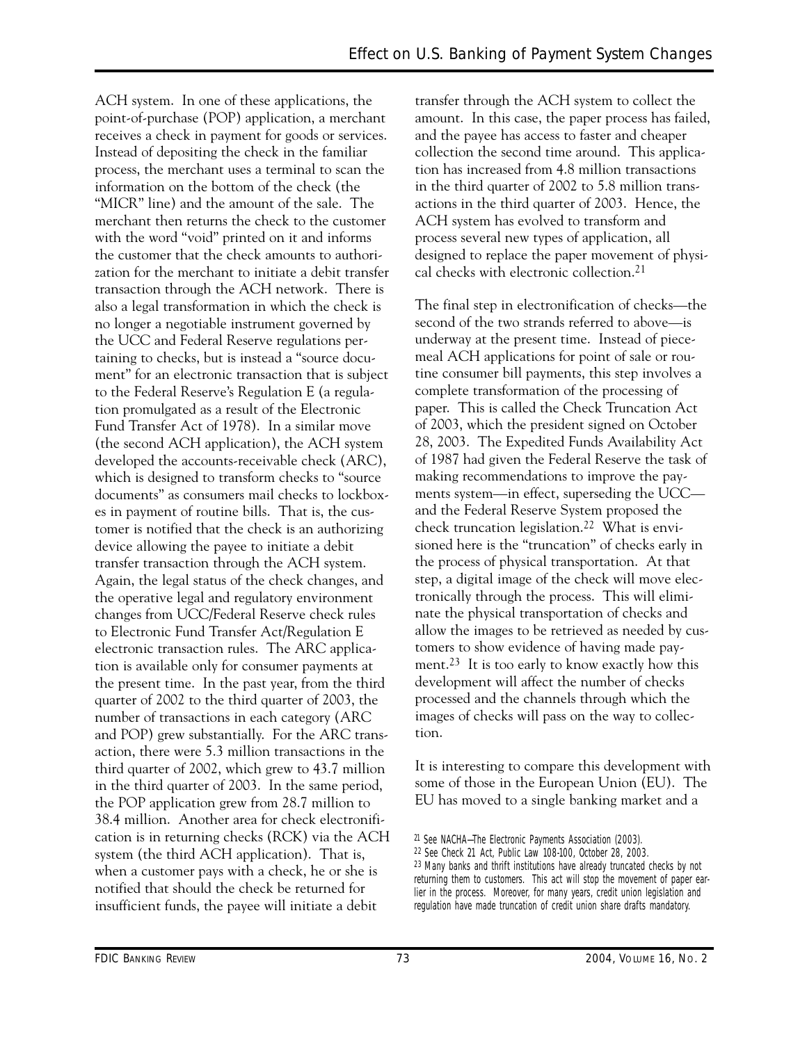ACH system. In one of these applications, the point-of-purchase (POP) application, a merchant receives a check in payment for goods or services. Instead of depositing the check in the familiar process, the merchant uses a terminal to scan the information on the bottom of the check (the "MICR" line) and the amount of the sale. The merchant then returns the check to the customer with the word "void" printed on it and informs the customer that the check amounts to authorization for the merchant to initiate a debit transfer transaction through the ACH network. There is also a legal transformation in which the check is no longer a negotiable instrument governed by the UCC and Federal Reserve regulations pertaining to checks, but is instead a "source document" for an electronic transaction that is subject to the Federal Reserve's Regulation E (a regulation promulgated as a result of the Electronic Fund Transfer Act of 1978). In a similar move (the second ACH application), the ACH system developed the accounts-receivable check (ARC), which is designed to transform checks to "source documents" as consumers mail checks to lockboxes in payment of routine bills. That is, the customer is notified that the check is an authorizing device allowing the payee to initiate a debit transfer transaction through the ACH system. Again, the legal status of the check changes, and the operative legal and regulatory environment changes from UCC/Federal Reserve check rules to Electronic Fund Transfer Act/Regulation E electronic transaction rules. The ARC application is available only for consumer payments at the present time. In the past year, from the third quarter of 2002 to the third quarter of 2003, the number of transactions in each category (ARC and POP) grew substantially. For the ARC transaction, there were 5.3 million transactions in the third quarter of 2002, which grew to 43.7 million in the third quarter of 2003. In the same period, the POP application grew from 28.7 million to 38.4 million. Another area for check electronification is in returning checks (RCK) via the ACH system (the third ACH application). That is, when a customer pays with a check, he or she is notified that should the check be returned for insufficient funds, the payee will initiate a debit transfer through the ACH system to collect the amount. In this case, the paper process has failed, and the payee has access to faster and cheaper collection the second time around. This application has increased from 4.8 million transactions in the third quarter of 2002 to 5.8 million transactions in the third quarter of 2003. Hence, the ACH system has evolved to transform and process several new types of application, all designed to replace the paper movement of physical checks with electronic collection.[21]

The final step in electronification of checks—the second of the two strands referred to above—is underway at the present time. Instead of piecemeal ACH applications for point of sale or routine consumer bill payments, this step involves a complete transformation of the processing of paper. This is called the Check Truncation Act of 2003, which the president signed on October 28, 2003. The Expedited Funds Availability Act of 1987 had given the Federal Reserve the task of making recommendations to improve the payments system—in effect, superseding the UCC—and the Federal Reserve System proposed the check truncation legislation.[22] What is envisioned here is the "truncation" of checks early in the process of physical transportation. At that step, a digital image of the check will move electronically through the process. This will eliminate the physical transportation of checks and allow the images to be retrieved as needed by customers to show evidence of having made payment.[23] It is too early to know exactly how this development will affect the number of checks processed and the channels through which the images of checks will pass on the way to collection.

It is interesting to compare this development with some of those in the European Union (EU). The EU has moved to a single banking market and a

[21] See NACHA—The Electronic Payments Association (2003).

[22] See Check 21 Act, Public Law 108-100, October 28, 2003.

[23] Many banks and thrift institutions have already truncated checks by not returning them to customers. This act will stop the movement of paper earlier in the process. Moreover, for many years, credit union legislation and regulation have made truncation of credit union share drafts mandatory.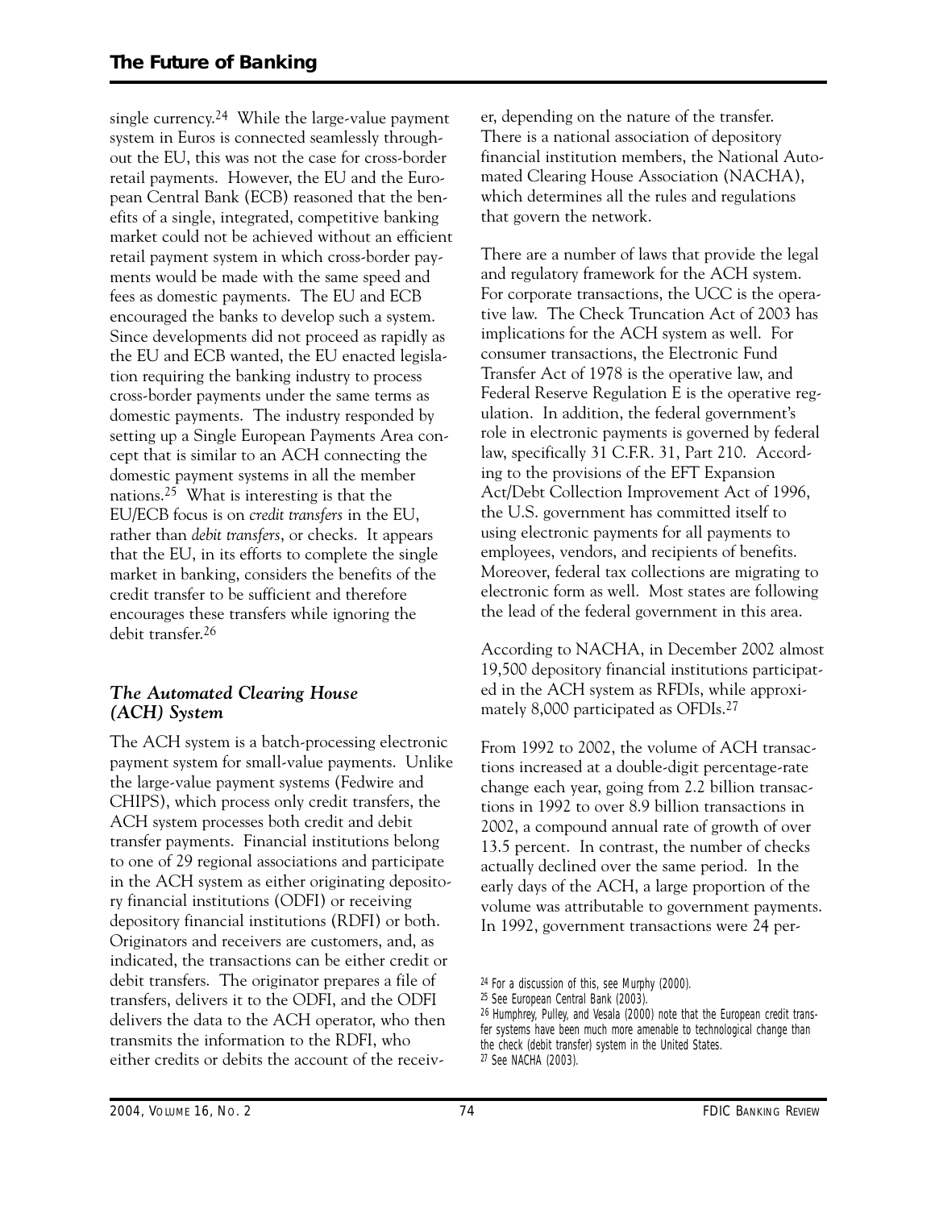single currency.[24] While the large-value payment system in Euros is connected seamlessly throughout the EU, this was not the case for cross-border retail payments. However, the EU and the European Central Bank (ECB) reasoned that the benefits of a single, integrated, competitive banking market could not be achieved without an efficient retail payment system in which cross-border payments would be made with the same speed and fees as domestic payments. The EU and ECB encouraged the banks to develop such a system. Since developments did not proceed as rapidly as the EU and ECB wanted, the EU enacted legislation requiring the banking industry to process cross-border payments under the same terms as domestic payments. The industry responded by setting up a Single European Payments Area concept that is similar to an ACH connecting the domestic payment systems in all the member nations.[25] What is interesting is that the EU/ECB focus is on *credit transfers* in the EU, rather than *debit transfers*, or checks. It appears that the EU, in its efforts to complete the single market in banking, considers the benefits of the credit transfer to be sufficient and therefore encourages these transfers while ignoring the debit transfer.[26]

### *The Automated Clearing House (ACH) System*

The ACH system is a batch-processing electronic payment system for small-value payments. Unlike the large-value payment systems (Fedwire and CHIPS), which process only credit transfers, the ACH system processes both credit and debit transfer payments. Financial institutions belong to one of 29 regional associations and participate in the ACH system as either originating depository financial institutions (ODFI) or receiving depository financial institutions (RDFI) or both. Originators and receivers are customers, and, as indicated, the transactions can be either credit or debit transfers. The originator prepares a file of transfers, delivers it to the ODFI, and the ODFI delivers the data to the ACH operator, who then transmits the information to the RDFI, who either credits or debits the account of the receiver, depending on the nature of the transfer. There is a national association of depository financial institution members, the National Automated Clearing House Association (NACHA), which determines all the rules and regulations that govern the network.

There are a number of laws that provide the legal and regulatory framework for the ACH system. For corporate transactions, the UCC is the operative law. The Check Truncation Act of 2003 has implications for the ACH system as well. For consumer transactions, the Electronic Fund Transfer Act of 1978 is the operative law, and Federal Reserve Regulation E is the operative regulation. In addition, the federal government's role in electronic payments is governed by federal law, specifically 31 C.F.R. 31, Part 210. According to the provisions of the EFT Expansion Act/Debt Collection Improvement Act of 1996, the U.S. government has committed itself to using electronic payments for all payments to employees, vendors, and recipients of benefits. Moreover, federal tax collections are migrating to electronic form as well. Most states are following the lead of the federal government in this area.

According to NACHA, in December 2002 almost 19,500 depository financial institutions participated in the ACH system as RFDIs, while approximately 8,000 participated as OFDIs.[27]

From 1992 to 2002, the volume of ACH transactions increased at a double-digit percentage-rate change each year, going from 2.2 billion transactions in 1992 to over 8.9 billion transactions in 2002, a compound annual rate of growth of over 13.5 percent. In contrast, the number of checks actually declined over the same period. In the early days of the ACH, a large proportion of the volume was attributable to government payments. In 1992, government transactions were 24 per-

[24] For a discussion of this, see Murphy (2000).

[25] See European Central Bank (2003).

[26] Humphrey, Pulley, and Vesala (2000) note that the European credit transfer systems have been much more amenable to technological change than the check (debit transfer) system in the United States.

[27] See NACHA (2003).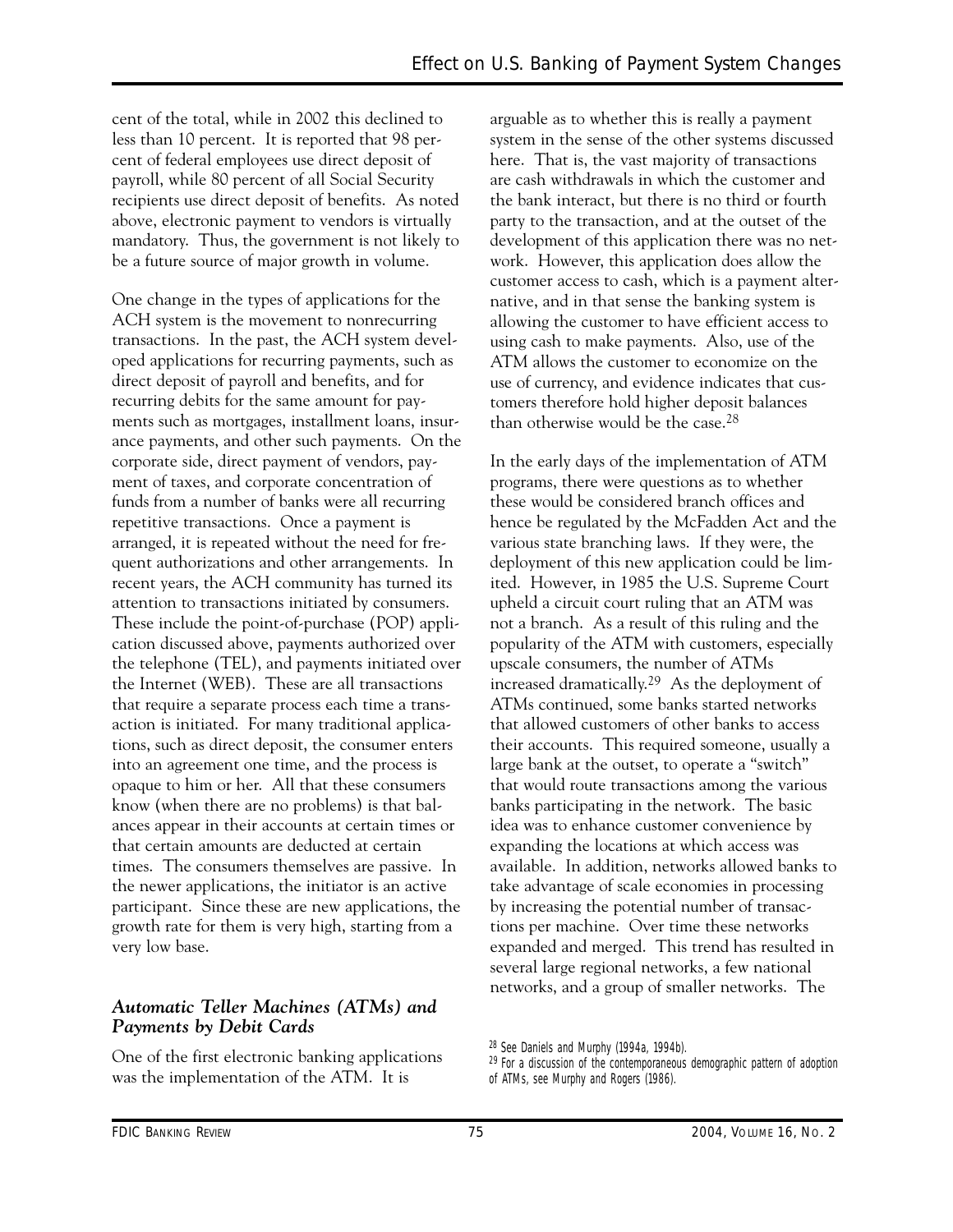cent of the total, while in 2002 this declined to less than 10 percent. It is reported that 98 percent of federal employees use direct deposit of payroll, while 80 percent of all Social Security recipients use direct deposit of benefits. As noted above, electronic payment to vendors is virtually mandatory. Thus, the government is not likely to be a future source of major growth in volume.

One change in the types of applications for the ACH system is the movement to nonrecurring transactions. In the past, the ACH system developed applications for recurring payments, such as direct deposit of payroll and benefits, and for recurring debits for the same amount for payments such as mortgages, installment loans, insurance payments, and other such payments. On the corporate side, direct payment of vendors, payment of taxes, and corporate concentration of funds from a number of banks were all recurring repetitive transactions. Once a payment is arranged, it is repeated without the need for frequent authorizations and other arrangements. In recent years, the ACH community has turned its attention to transactions initiated by consumers. These include the point-of-purchase (POP) application discussed above, payments authorized over the telephone (TEL), and payments initiated over the Internet (WEB). These are all transactions that require a separate process each time a transaction is initiated. For many traditional applications, such as direct deposit, the consumer enters into an agreement one time, and the process is opaque to him or her. All that these consumers know (when there are no problems) is that balances appear in their accounts at certain times or that certain amounts are deducted at certain times. The consumers themselves are passive. In the newer applications, the initiator is an active participant. Since these are new applications, the growth rate for them is very high, starting from a very low base.

### *Automatic Teller Machines (ATMs) and Payments by Debit Cards*

One of the first electronic banking applications was the implementation of the ATM. It is arguable as to whether this is really a payment system in the sense of the other systems discussed here. That is, the vast majority of transactions are cash withdrawals in which the customer and the bank interact, but there is no third or fourth party to the transaction, and at the outset of the development of this application there was no network. However, this application does allow the customer access to cash, which is a payment alternative, and in that sense the banking system is allowing the customer to have efficient access to using cash to make payments. Also, use of the ATM allows the customer to economize on the use of currency, and evidence indicates that customers therefore hold higher deposit balances than otherwise would be the case.[28]

In the early days of the implementation of ATM programs, there were questions as to whether these would be considered branch offices and hence be regulated by the McFadden Act and the various state branching laws. If they were, the deployment of this new application could be limited. However, in 1985 the U.S. Supreme Court upheld a circuit court ruling that an ATM was not a branch. As a result of this ruling and the popularity of the ATM with customers, especially upscale consumers, the number of ATMs increased dramatically.[29] As the deployment of ATMs continued, some banks started networks that allowed customers of other banks to access their accounts. This required someone, usually a large bank at the outset, to operate a "switch" that would route transactions among the various banks participating in the network. The basic idea was to enhance customer convenience by expanding the locations at which access was available. In addition, networks allowed banks to take advantage of scale economies in processing by increasing the potential number of transactions per machine. Over time these networks expanded and merged. This trend has resulted in several large regional networks, a few national networks, and a group of smaller networks. The

[28] See Daniels and Murphy (1994a, 1994b).

[29] For a discussion of the contemporaneous demographic pattern of adoption of ATMs, see Murphy and Rogers (1986).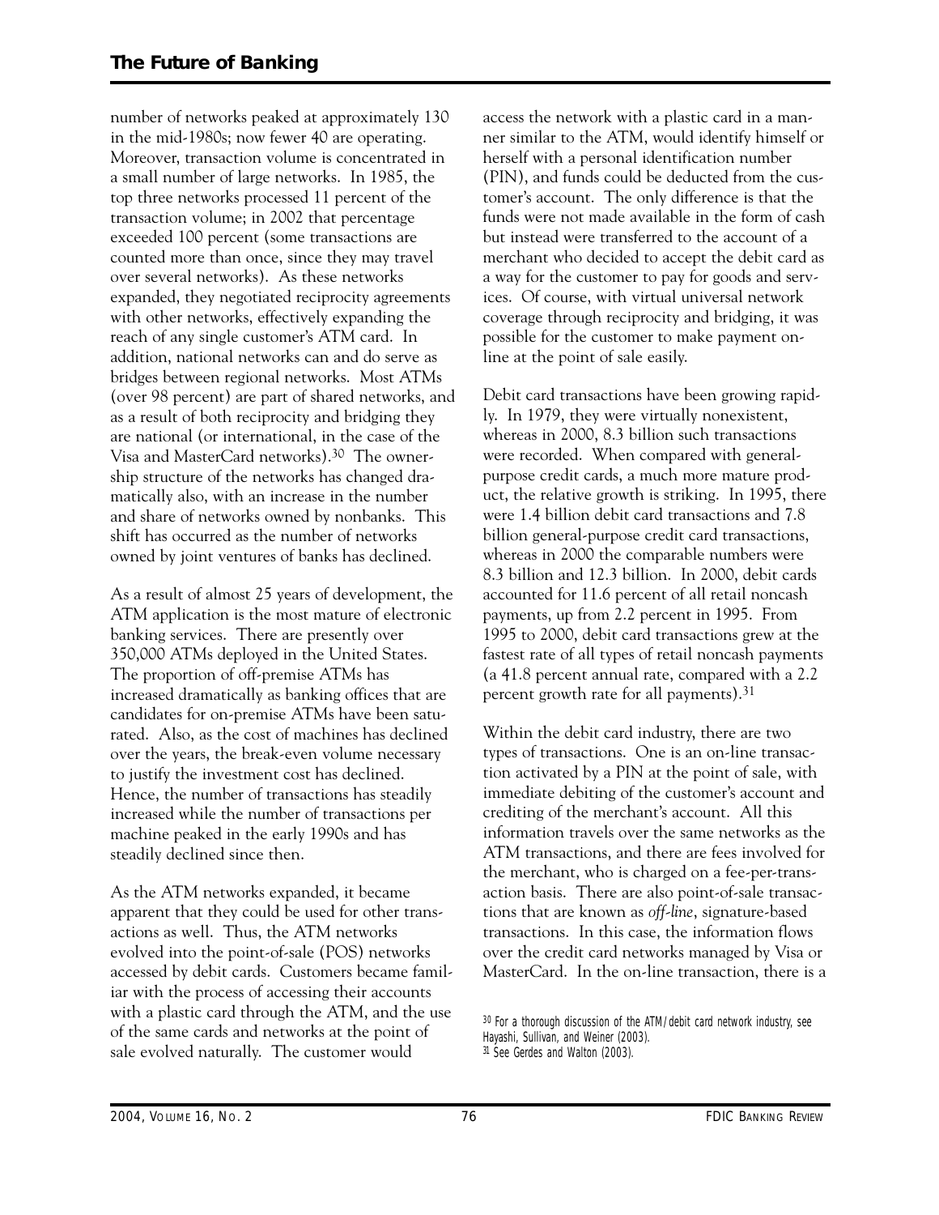number of networks peaked at approximately 130 in the mid-1980s; now fewer 40 are operating. Moreover, transaction volume is concentrated in a small number of large networks. In 1985, the top three networks processed 11 percent of the transaction volume; in 2002 that percentage exceeded 100 percent (some transactions are counted more than once, since they may travel over several networks). As these networks expanded, they negotiated reciprocity agreements with other networks, effectively expanding the reach of any single customer's ATM card. In addition, national networks can and do serve as bridges between regional networks. Most ATMs (over 98 percent) are part of shared networks, and as a result of both reciprocity and bridging they are national (or international, in the case of the Visa and MasterCard networks).[30] The ownership structure of the networks has changed dramatically also, with an increase in the number and share of networks owned by nonbanks. This shift has occurred as the number of networks owned by joint ventures of banks has declined.

As a result of almost 25 years of development, the ATM application is the most mature of electronic banking services. There are presently over 350,000 ATMs deployed in the United States. The proportion of off-premise ATMs has increased dramatically as banking offices that are candidates for on-premise ATMs have been saturated. Also, as the cost of machines has declined over the years, the break-even volume necessary to justify the investment cost has declined. Hence, the number of transactions has steadily increased while the number of transactions per machine peaked in the early 1990s and has steadily declined since then.

As the ATM networks expanded, it became apparent that they could be used for other transactions as well. Thus, the ATM networks evolved into the point-of-sale (POS) networks accessed by debit cards. Customers became familiar with the process of accessing their accounts with a plastic card through the ATM, and the use of the same cards and networks at the point of sale evolved naturally. The customer would access the network with a plastic card in a manner similar to the ATM, would identify himself or herself with a personal identification number (PIN), and funds could be deducted from the customer's account. The only difference is that the funds were not made available in the form of cash but instead were transferred to the account of a merchant who decided to accept the debit card as a way for the customer to pay for goods and services. Of course, with virtual universal network coverage through reciprocity and bridging, it was possible for the customer to make payment online at the point of sale easily.

Debit card transactions have been growing rapidly. In 1979, they were virtually nonexistent, whereas in 2000, 8.3 billion such transactions were recorded. When compared with general-purpose credit cards, a much more mature product, the relative growth is striking. In 1995, there were 1.4 billion debit card transactions and 7.8 billion general-purpose credit card transactions, whereas in 2000 the comparable numbers were 8.3 billion and 12.3 billion. In 2000, debit cards accounted for 11.6 percent of all retail noncash payments, up from 2.2 percent in 1995. From 1995 to 2000, debit card transactions grew at the fastest rate of all types of retail noncash payments (a 41.8 percent annual rate, compared with a 2.2 percent growth rate for all payments).[31]

Within the debit card industry, there are two types of transactions. One is an on-line transaction activated by a PIN at the point of sale, with immediate debiting of the customer's account and crediting of the merchant's account. All this information travels over the same networks as the ATM transactions, and there are fees involved for the merchant, who is charged on a fee-per-transaction basis. There are also point-of-sale transactions that are known as *off-line*, signature-based transactions. In this case, the information flows over the credit card networks managed by Visa or MasterCard. In the on-line transaction, there is a

[30] For a thorough discussion of the ATM/debit card network industry, see Hayashi, Sullivan, and Weiner (2003).

[31] See Gerdes and Walton (2003).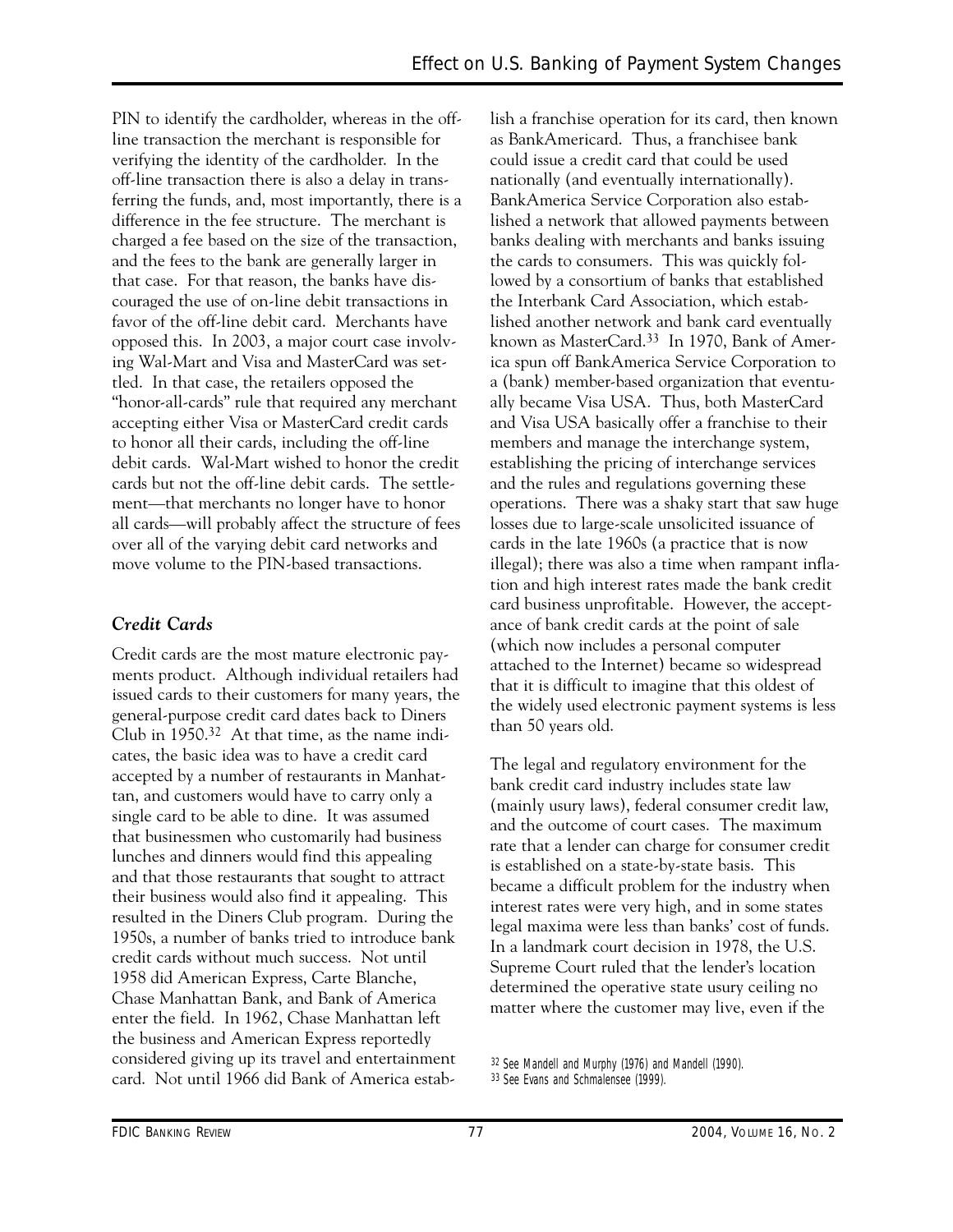PIN to identify the cardholder, whereas in the off-line transaction the merchant is responsible for verifying the identity of the cardholder. In the off-line transaction there is also a delay in transferring the funds, and, most importantly, there is a difference in the fee structure. The merchant is charged a fee based on the size of the transaction, and the fees to the bank are generally larger in that case. For that reason, the banks have discouraged the use of on-line debit transactions in favor of the off-line debit card. Merchants have opposed this. In 2003, a major court case involving Wal-Mart and Visa and MasterCard was settled. In that case, the retailers opposed the "honor-all-cards" rule that required any merchant accepting either Visa or MasterCard credit cards to honor all their cards, including the off-line debit cards. Wal-Mart wished to honor the credit cards but not the off-line debit cards. The settlement—that merchants no longer have to honor all cards—will probably affect the structure of fees over all of the varying debit card networks and move volume to the PIN-based transactions.

### *Credit Cards*

Credit cards are the most mature electronic payments product. Although individual retailers had issued cards to their customers for many years, the general-purpose credit card dates back to Diners Club in 1950.[32] At that time, as the name indicates, the basic idea was to have a credit card accepted by a number of restaurants in Manhattan, and customers would have to carry only a single card to be able to dine. It was assumed that businessmen who customarily had business lunches and dinners would find this appealing and that those restaurants that sought to attract their business would also find it appealing. This resulted in the Diners Club program. During the 1950s, a number of banks tried to introduce bank credit cards without much success. Not until 1958 did American Express, Carte Blanche, Chase Manhattan Bank, and Bank of America enter the field. In 1962, Chase Manhattan left the business and American Express reportedly considered giving up its travel and entertainment card. Not until 1966 did Bank of America establish a franchise operation for its card, then known as BankAmericard. Thus, a franchisee bank could issue a credit card that could be used nationally (and eventually internationally). BankAmerica Service Corporation also established a network that allowed payments between banks dealing with merchants and banks issuing the cards to consumers. This was quickly followed by a consortium of banks that established the Interbank Card Association, which established another network and bank card eventually known as MasterCard.[33] In 1970, Bank of America spun off BankAmerica Service Corporation to a (bank) member-based organization that eventually became Visa USA. Thus, both MasterCard and Visa USA basically offer a franchise to their members and manage the interchange system, establishing the pricing of interchange services and the rules and regulations governing these operations. There was a shaky start that saw huge losses due to large-scale unsolicited issuance of cards in the late 1960s (a practice that is now illegal); there was also a time when rampant inflation and high interest rates made the bank credit card business unprofitable. However, the acceptance of bank credit cards at the point of sale (which now includes a personal computer attached to the Internet) became so widespread that it is difficult to imagine that this oldest of the widely used electronic payment systems is less than 50 years old.

The legal and regulatory environment for the bank credit card industry includes state law (mainly usury laws), federal consumer credit law, and the outcome of court cases. The maximum rate that a lender can charge for consumer credit is established on a state-by-state basis. This became a difficult problem for the industry when interest rates were very high, and in some states legal maxima were less than banks' cost of funds. In a landmark court decision in 1978, the U.S. Supreme Court ruled that the lender's location determined the operative state usury ceiling no matter where the customer may live, even if the

[32] See Mandell and Murphy (1976) and Mandell (1990).
[33] See Evans and Schmalensee (1999).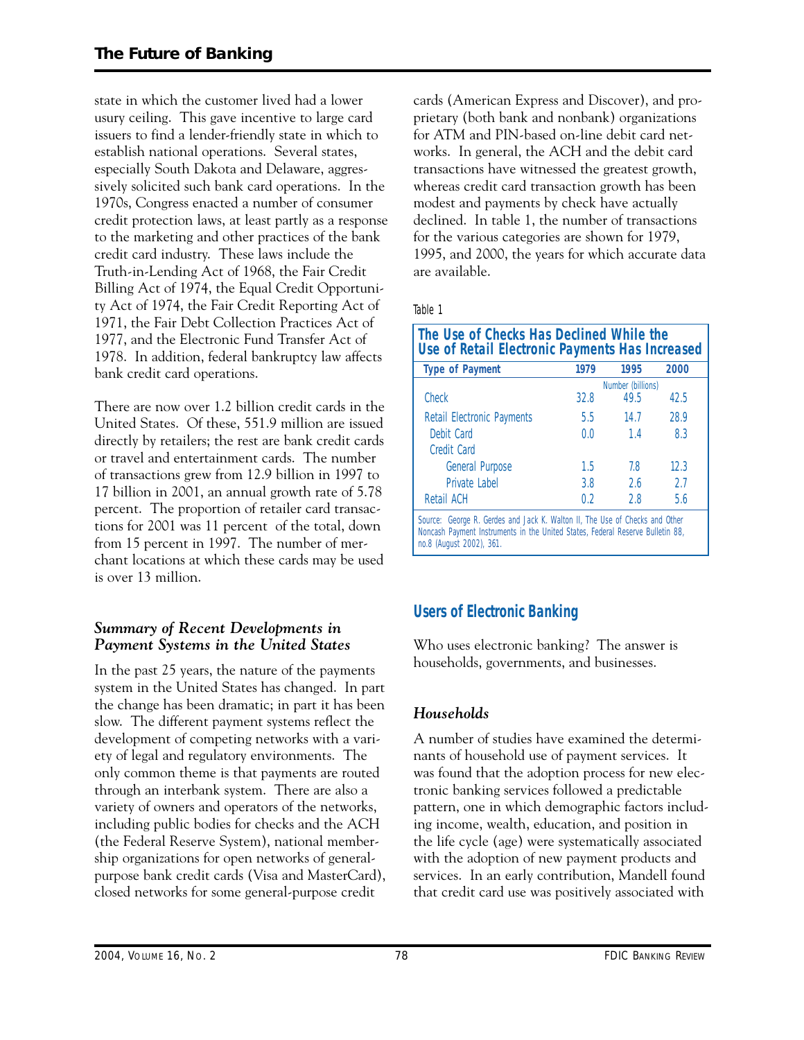state in which the customer lived had a lower usury ceiling. This gave incentive to large card issuers to find a lender-friendly state in which to establish national operations. Several states, especially South Dakota and Delaware, aggressively solicited such bank card operations. In the 1970s, Congress enacted a number of consumer credit protection laws, at least partly as a response to the marketing and other practices of the bank credit card industry. These laws include the Truth-in-Lending Act of 1968, the Fair Credit Billing Act of 1974, the Equal Credit Opportunity Act of 1974, the Fair Credit Reporting Act of 1971, the Fair Debt Collection Practices Act of 1977, and the Electronic Fund Transfer Act of 1978. In addition, federal bankruptcy law affects bank credit card operations.

There are now over 1.2 billion credit cards in the United States. Of these, 551.9 million are issued directly by retailers; the rest are bank credit cards or travel and entertainment cards. The number of transactions grew from 12.9 billion in 1997 to 17 billion in 2001, an annual growth rate of 5.78 percent. The proportion of retailer card transactions for 2001 was 11 percent of the total, down from 15 percent in 1997. The number of merchant locations at which these cards may be used is over 13 million.

### *Summary of Recent Developments in Payment Systems in the United States*

In the past 25 years, the nature of the payments system in the United States has changed. In part the change has been dramatic; in part it has been slow. The different payment systems reflect the development of competing networks with a variety of legal and regulatory environments. The only common theme is that payments are routed through an interbank system. There are also a variety of owners and operators of the networks, including public bodies for checks and the ACH (the Federal Reserve System), national membership organizations for open networks of general-purpose bank credit cards (Visa and MasterCard), closed networks for some general-purpose credit cards (American Express and Discover), and proprietary (both bank and nonbank) organizations for ATM and PIN-based on-line debit card networks. In general, the ACH and the debit card transactions have witnessed the greatest growth, whereas credit card transaction growth has been modest and payments by check have actually declined. In table 1, the number of transactions for the various categories are shown for 1979, 1995, and 2000, the years for which accurate data are available.

Table 1

**The Use of Checks Has Declined While the Use of Retail Electronic Payments Has Increased**

| Type of Payment | 1979 | 1995 | 2000 |
|---|---|---|---|
| | Number (billions) | | |
| Check | 32.8 | 49.5 | 42.5 |
| Retail Electronic Payments | 5.5 | 14.7 | 28.9 |
| Debit Card | 0.0 | 1.4 | 8.3 |
| Credit Card | | | |
| General Purpose | 1.5 | 7.8 | 12.3 |
| Private Label | 3.8 | 2.6 | 2.7 |
| Retail ACH | 0.2 | 2.8 | 5.6 |

Source: George R. Gerdes and Jack K. Walton II, The Use of Checks and Other Noncash Payment Instruments in the United States, Federal Reserve Bulletin 88, no.8 (August 2002), 361.

## Users of Electronic Banking

Who uses electronic banking? The answer is households, governments, and businesses.

### *Households*

A number of studies have examined the determinants of household use of payment services. It was found that the adoption process for new electronic banking services followed a predictable pattern, one in which demographic factors including income, wealth, education, and position in the life cycle (age) were systematically associated with the adoption of new payment products and services. In an early contribution, Mandell found that credit card use was positively associated with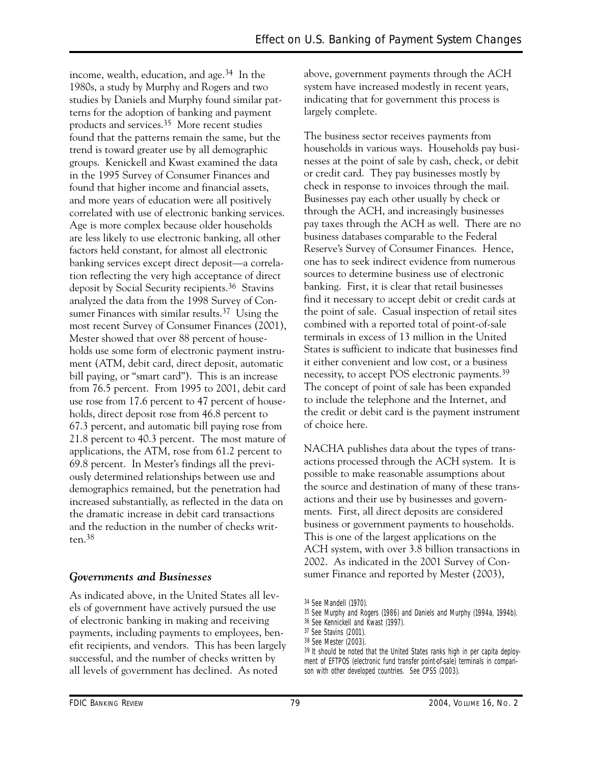income, wealth, education, and age.[34] In the 1980s, a study by Murphy and Rogers and two studies by Daniels and Murphy found similar patterns for the adoption of banking and payment products and services.[35] More recent studies found that the patterns remain the same, but the trend is toward greater use by all demographic groups. Kenickell and Kwast examined the data in the 1995 Survey of Consumer Finances and found that higher income and financial assets, and more years of education were all positively correlated with use of electronic banking services. Age is more complex because older households are less likely to use electronic banking, all other factors held constant, for almost all electronic banking services except direct deposit—a correlation reflecting the very high acceptance of direct deposit by Social Security recipients.[36] Stavins analyzed the data from the 1998 Survey of Consumer Finances with similar results.[37] Using the most recent Survey of Consumer Finances (2001), Mester showed that over 88 percent of households use some form of electronic payment instrument (ATM, debit card, direct deposit, automatic bill paying, or "smart card"). This is an increase from 76.5 percent. From 1995 to 2001, debit card use rose from 17.6 percent to 47 percent of households, direct deposit rose from 46.8 percent to 67.3 percent, and automatic bill paying rose from 21.8 percent to 40.3 percent. The most mature of applications, the ATM, rose from 61.2 percent to 69.8 percent. In Mester's findings all the previously determined relationships between use and demographics remained, but the penetration had increased substantially, as reflected in the data on the dramatic increase in debit card transactions and the reduction in the number of checks written.[38]

### *Governments and Businesses*

As indicated above, in the United States all levels of government have actively pursued the use of electronic banking in making and receiving payments, including payments to employees, benefit recipients, and vendors. This has been largely successful, and the number of checks written by all levels of government has declined. As noted above, government payments through the ACH system have increased modestly in recent years, indicating that for government this process is largely complete.

The business sector receives payments from households in various ways. Households pay businesses at the point of sale by cash, check, or debit or credit card. They pay businesses mostly by check in response to invoices through the mail. Businesses pay each other usually by check or through the ACH, and increasingly businesses pay taxes through the ACH as well. There are no business databases comparable to the Federal Reserve's Survey of Consumer Finances. Hence, one has to seek indirect evidence from numerous sources to determine business use of electronic banking. First, it is clear that retail businesses find it necessary to accept debit or credit cards at the point of sale. Casual inspection of retail sites combined with a reported total of point-of-sale terminals in excess of 13 million in the United States is sufficient to indicate that businesses find it either convenient and low cost, or a business necessity, to accept POS electronic payments.[39] The concept of point of sale has been expanded to include the telephone and the Internet, and the credit or debit card is the payment instrument of choice here.

NACHA publishes data about the types of transactions processed through the ACH system. It is possible to make reasonable assumptions about the source and destination of many of these transactions and their use by businesses and governments. First, all direct deposits are considered business or government payments to households. This is one of the largest applications on the ACH system, with over 3.8 billion transactions in 2002. As indicated in the 2001 Survey of Consumer Finance and reported by Mester (2003),

[34] See Mandell (1970).

[35] See Murphy and Rogers (1986) and Daniels and Murphy (1994a, 1994b).

[36] See Kennickell and Kwast (1997).

[37] See Stavins (2001).

[38] See Mester (2003).

[39] It should be noted that the United States ranks high in per capita deployment of EFTPOS (electronic fund transfer point-of-sale) terminals in comparison with other developed countries. See CPSS (2003).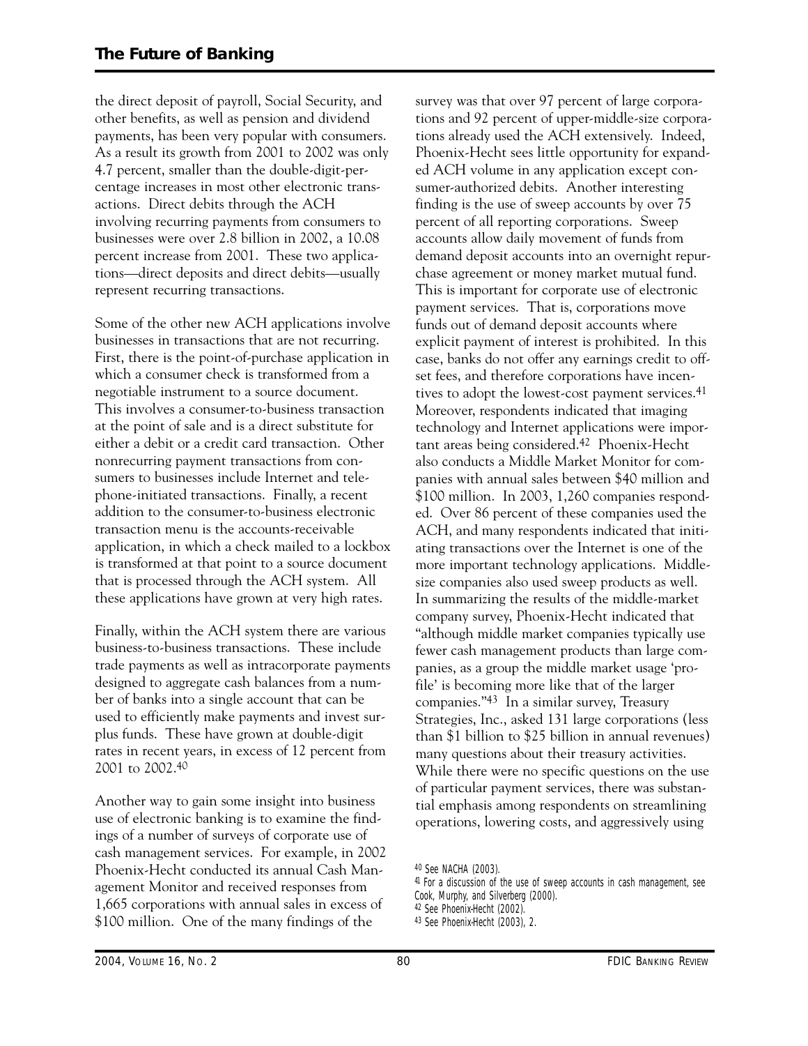the direct deposit of payroll, Social Security, and other benefits, as well as pension and dividend payments, has been very popular with consumers. As a result its growth from 2001 to 2002 was only 4.7 percent, smaller than the double-digit-percentage increases in most other electronic transactions. Direct debits through the ACH involving recurring payments from consumers to businesses were over 2.8 billion in 2002, a 10.08 percent increase from 2001. These two applications—direct deposits and direct debits—usually represent recurring transactions.

Some of the other new ACH applications involve businesses in transactions that are not recurring. First, there is the point-of-purchase application in which a consumer check is transformed from a negotiable instrument to a source document. This involves a consumer-to-business transaction at the point of sale and is a direct substitute for either a debit or a credit card transaction. Other nonrecurring payment transactions from consumers to businesses include Internet and telephone-initiated transactions. Finally, a recent addition to the consumer-to-business electronic transaction menu is the accounts-receivable application, in which a check mailed to a lockbox is transformed at that point to a source document that is processed through the ACH system. All these applications have grown at very high rates.

Finally, within the ACH system there are various business-to-business transactions. These include trade payments as well as intracorporate payments designed to aggregate cash balances from a number of banks into a single account that can be used to efficiently make payments and invest surplus funds. These have grown at double-digit rates in recent years, in excess of 12 percent from 2001 to 2002.[40]

Another way to gain some insight into business use of electronic banking is to examine the findings of a number of surveys of corporate use of cash management services. For example, in 2002 Phoenix-Hecht conducted its annual Cash Management Monitor and received responses from 1,665 corporations with annual sales in excess of $100 million. One of the many findings of the survey was that over 97 percent of large corporations and 92 percent of upper-middle-size corporations already used the ACH extensively. Indeed, Phoenix-Hecht sees little opportunity for expanded ACH volume in any application except consumer-authorized debits. Another interesting finding is the use of sweep accounts by over 75 percent of all reporting corporations. Sweep accounts allow daily movement of funds from demand deposit accounts into an overnight repurchase agreement or money market mutual fund. This is important for corporate use of electronic payment services. That is, corporations move funds out of demand deposit accounts where explicit payment of interest is prohibited. In this case, banks do not offer any earnings credit to offset fees, and therefore corporations have incentives to adopt the lowest-cost payment services.[41] Moreover, respondents indicated that imaging technology and Internet applications were important areas being considered.[42] Phoenix-Hecht also conducts a Middle Market Monitor for companies with annual sales between $40 million and $100 million. In 2003, 1,260 companies responded. Over 86 percent of these companies used the ACH, and many respondents indicated that initiating transactions over the Internet is one of the more important technology applications. Middle-size companies also used sweep products as well. In summarizing the results of the middle-market company survey, Phoenix-Hecht indicated that "although middle market companies typically use fewer cash management products than large companies, as a group the middle market usage 'profile' is becoming more like that of the larger companies."[43] In a similar survey, Treasury Strategies, Inc., asked 131 large corporations (less than $1 billion to $25 billion in annual revenues) many questions about their treasury activities. While there were no specific questions on the use of particular payment services, there was substantial emphasis among respondents on streamlining operations, lowering costs, and aggressively using

[40] See NACHA (2003).
[41] For a discussion of the use of sweep accounts in cash management, see Cook, Murphy, and Silverberg (2000).
[42] See Phoenix-Hecht (2002).
[43] See Phoenix-Hecht (2003), 2.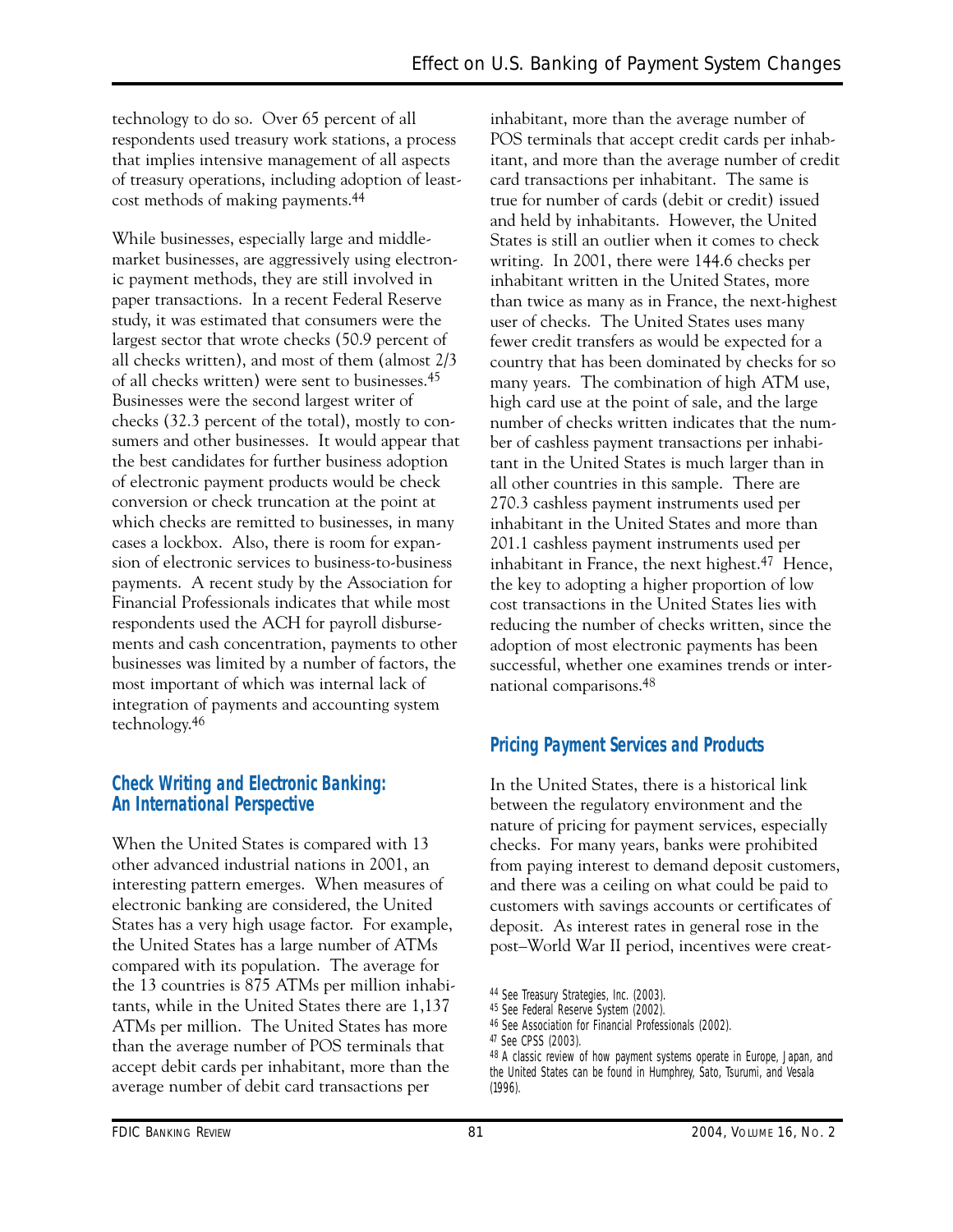technology to do so. Over 65 percent of all respondents used treasury work stations, a process that implies intensive management of all aspects of treasury operations, including adoption of least-cost methods of making payments.[44]

While businesses, especially large and middle-market businesses, are aggressively using electronic payment methods, they are still involved in paper transactions. In a recent Federal Reserve study, it was estimated that consumers were the largest sector that wrote checks (50.9 percent of all checks written), and most of them (almost 2/3 of all checks written) were sent to businesses.[45] Businesses were the second largest writer of checks (32.3 percent of the total), mostly to consumers and other businesses. It would appear that the best candidates for further business adoption of electronic payment products would be check conversion or check truncation at the point at which checks are remitted to businesses, in many cases a lockbox. Also, there is room for expansion of electronic services to business-to-business payments. A recent study by the Association for Financial Professionals indicates that while most respondents used the ACH for payroll disbursements and cash concentration, payments to other businesses was limited by a number of factors, the most important of which was internal lack of integration of payments and accounting system technology.[46]

## Check Writing and Electronic Banking: An International Perspective

When the United States is compared with 13 other advanced industrial nations in 2001, an interesting pattern emerges. When measures of electronic banking are considered, the United States has a very high usage factor. For example, the United States has a large number of ATMs compared with its population. The average for the 13 countries is 875 ATMs per million inhabitants, while in the United States there are 1,137 ATMs per million. The United States has more than the average number of POS terminals that accept debit cards per inhabitant, more than the average number of debit card transactions per inhabitant, more than the average number of POS terminals that accept credit cards per inhabitant, and more than the average number of credit card transactions per inhabitant. The same is true for number of cards (debit or credit) issued and held by inhabitants. However, the United States is still an outlier when it comes to check writing. In 2001, there were 144.6 checks per inhabitant written in the United States, more than twice as many as in France, the next-highest user of checks. The United States uses many fewer credit transfers as would be expected for a country that has been dominated by checks for so many years. The combination of high ATM use, high card use at the point of sale, and the large number of checks written indicates that the number of cashless payment transactions per inhabitant in the United States is much larger than in all other countries in this sample. There are 270.3 cashless payment instruments used per inhabitant in the United States and more than 201.1 cashless payment instruments used per inhabitant in France, the next highest.[47] Hence, the key to adopting a higher proportion of low cost transactions in the United States lies with reducing the number of checks written, since the adoption of most electronic payments has been successful, whether one examines trends or international comparisons.[48]

## Pricing Payment Services and Products

In the United States, there is a historical link between the regulatory environment and the nature of pricing for payment services, especially checks. For many years, banks were prohibited from paying interest to demand deposit customers, and there was a ceiling on what could be paid to customers with savings accounts or certificates of deposit. As interest rates in general rose in the post–World War II period, incentives were creat-

[44] See Treasury Strategies, Inc. (2003).

[45] See Federal Reserve System (2002).

[46] See Association for Financial Professionals (2002).

[47] See CPSS (2003).

[48] A classic review of how payment systems operate in Europe, Japan, and the United States can be found in Humphrey, Sato, Tsurumi, and Vesala (1996).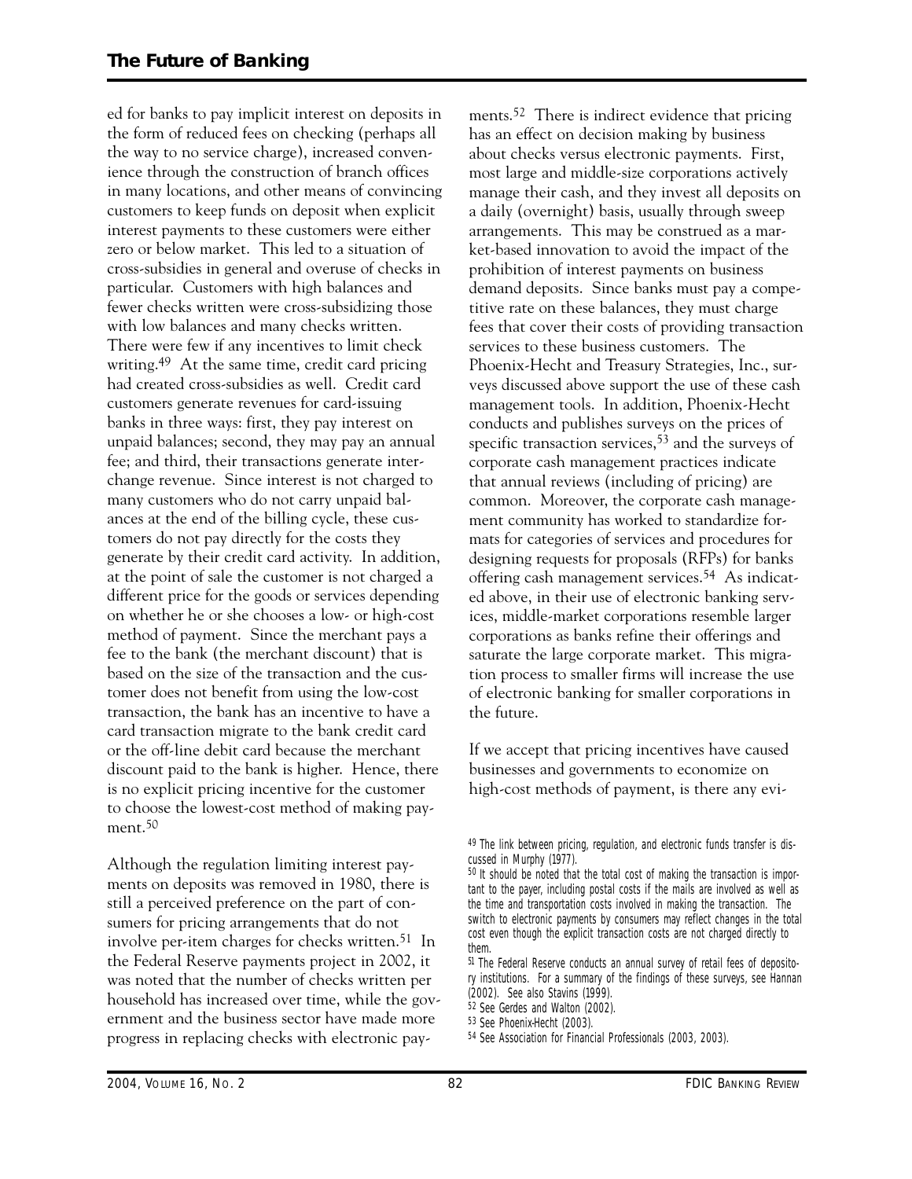ed for banks to pay implicit interest on deposits in the form of reduced fees on checking (perhaps all the way to no service charge), increased convenience through the construction of branch offices in many locations, and other means of convincing customers to keep funds on deposit when explicit interest payments to these customers were either zero or below market. This led to a situation of cross-subsidies in general and overuse of checks in particular. Customers with high balances and fewer checks written were cross-subsidizing those with low balances and many checks written. There were few if any incentives to limit check writing.[49] At the same time, credit card pricing had created cross-subsidies as well. Credit card customers generate revenues for card-issuing banks in three ways: first, they pay interest on unpaid balances; second, they may pay an annual fee; and third, their transactions generate interchange revenue. Since interest is not charged to many customers who do not carry unpaid balances at the end of the billing cycle, these customers do not pay directly for the costs they generate by their credit card activity. In addition, at the point of sale the customer is not charged a different price for the goods or services depending on whether he or she chooses a low- or high-cost method of payment. Since the merchant pays a fee to the bank (the merchant discount) that is based on the size of the transaction and the customer does not benefit from using the low-cost transaction, the bank has an incentive to have a card transaction migrate to the bank credit card or the off-line debit card because the merchant discount paid to the bank is higher. Hence, there is no explicit pricing incentive for the customer to choose the lowest-cost method of making payment.[50]

Although the regulation limiting interest payments on deposits was removed in 1980, there is still a perceived preference on the part of consumers for pricing arrangements that do not involve per-item charges for checks written.[51] In the Federal Reserve payments project in 2002, it was noted that the number of checks written per household has increased over time, while the government and the business sector have made more progress in replacing checks with electronic payments.[52] There is indirect evidence that pricing has an effect on decision making by business about checks versus electronic payments. First, most large and middle-size corporations actively manage their cash, and they invest all deposits on a daily (overnight) basis, usually through sweep arrangements. This may be construed as a market-based innovation to avoid the impact of the prohibition of interest payments on business demand deposits. Since banks must pay a competitive rate on these balances, they must charge fees that cover their costs of providing transaction services to these business customers. The Phoenix-Hecht and Treasury Strategies, Inc., surveys discussed above support the use of these cash management tools. In addition, Phoenix-Hecht conducts and publishes surveys on the prices of specific transaction services,[53] and the surveys of corporate cash management practices indicate that annual reviews (including of pricing) are common. Moreover, the corporate cash management community has worked to standardize formats for categories of services and procedures for designing requests for proposals (RFPs) for banks offering cash management services.[54] As indicated above, in their use of electronic banking services, middle-market corporations resemble larger corporations as banks refine their offerings and saturate the large corporate market. This migration process to smaller firms will increase the use of electronic banking for smaller corporations in the future.

If we accept that pricing incentives have caused businesses and governments to economize on high-cost methods of payment, is there any evi-

---

[49] The link between pricing, regulation, and electronic funds transfer is discussed in Murphy (1977).

[50] It should be noted that the total cost of making the transaction is important to the payer, including postal costs if the mails are involved as well as the time and transportation costs involved in making the transaction. The switch to electronic payments by consumers may reflect changes in the total cost even though the explicit transaction costs are not charged directly to them.

[51] The Federal Reserve conducts an annual survey of retail fees of depository institutions. For a summary of the findings of these surveys, see Hannan (2002). See also Stavins (1999).

[52] See Gerdes and Walton (2002).

[53] See Phoenix-Hecht (2003).

[54] See Association for Financial Professionals (2003, 2003).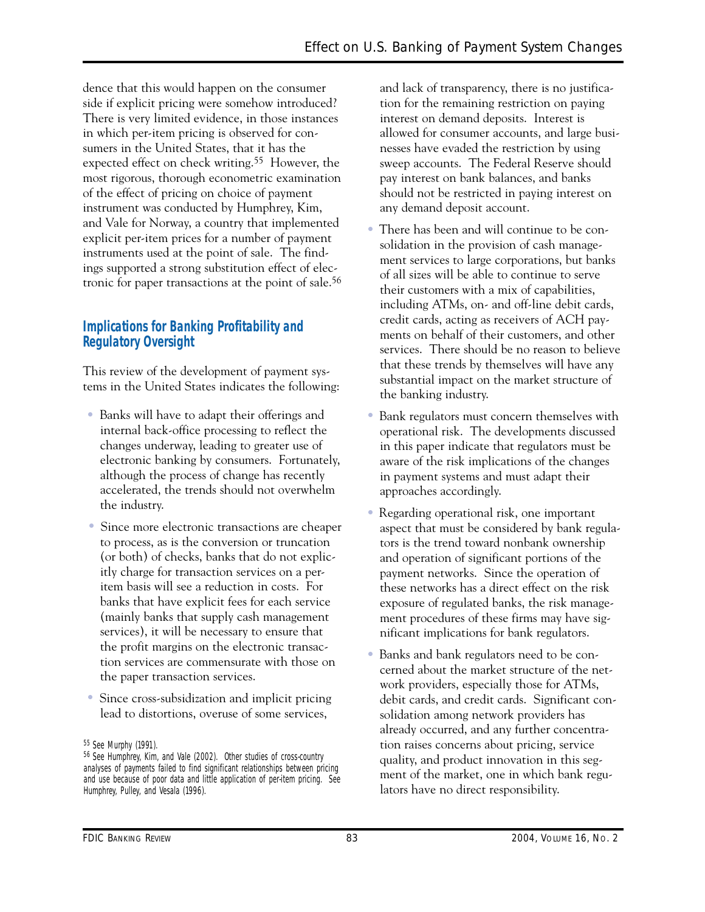dence that this would happen on the consumer side if explicit pricing were somehow introduced? There is very limited evidence, in those instances in which per-item pricing is observed for consumers in the United States, that it has the expected effect on check writing.[55] However, the most rigorous, thorough econometric examination of the effect of pricing on choice of payment instrument was conducted by Humphrey, Kim, and Vale for Norway, a country that implemented explicit per-item prices for a number of payment instruments used at the point of sale. The findings supported a strong substitution effect of electronic for paper transactions at the point of sale.[56]

## Implications for Banking Profitability and Regulatory Oversight

This review of the development of payment systems in the United States indicates the following:

- Banks will have to adapt their offerings and internal back-office processing to reflect the changes underway, leading to greater use of electronic banking by consumers. Fortunately, although the process of change has recently accelerated, the trends should not overwhelm the industry.
- Since more electronic transactions are cheaper to process, as is the conversion or truncation (or both) of checks, banks that do not explicitly charge for transaction services on a per-item basis will see a reduction in costs. For banks that have explicit fees for each service (mainly banks that supply cash management services), it will be necessary to ensure that the profit margins on the electronic transaction services are commensurate with those on the paper transaction services.
- Since cross-subsidization and implicit pricing lead to distortions, overuse of some services, and lack of transparency, there is no justification for the remaining restriction on paying interest on demand deposits. Interest is allowed for consumer accounts, and large businesses have evaded the restriction by using sweep accounts. The Federal Reserve should pay interest on bank balances, and banks should not be restricted in paying interest on any demand deposit account.
- There has been and will continue to be consolidation in the provision of cash management services to large corporations, but banks of all sizes will be able to continue to serve their customers with a mix of capabilities, including ATMs, on- and off-line debit cards, credit cards, acting as receivers of ACH payments on behalf of their customers, and other services. There should be no reason to believe that these trends by themselves will have any substantial impact on the market structure of the banking industry.
- Bank regulators must concern themselves with operational risk. The developments discussed in this paper indicate that regulators must be aware of the risk implications of the changes in payment systems and must adapt their approaches accordingly.
- Regarding operational risk, one important aspect that must be considered by bank regulators is the trend toward nonbank ownership and operation of significant portions of the payment networks. Since the operation of these networks has a direct effect on the risk exposure of regulated banks, the risk management procedures of these firms may have significant implications for bank regulators.
- Banks and bank regulators need to be concerned about the market structure of the network providers, especially those for ATMs, debit cards, and credit cards. Significant consolidation among network providers has already occurred, and any further concentration raises concerns about pricing, service quality, and product innovation in this segment of the market, one in which bank regulators have no direct responsibility.

[55] See Murphy (1991).

[56] See Humphrey, Kim, and Vale (2002). Other studies of cross-country analyses of payments failed to find significant relationships between pricing and use because of poor data and little application of per-item pricing. See Humphrey, Pulley, and Vesala (1996).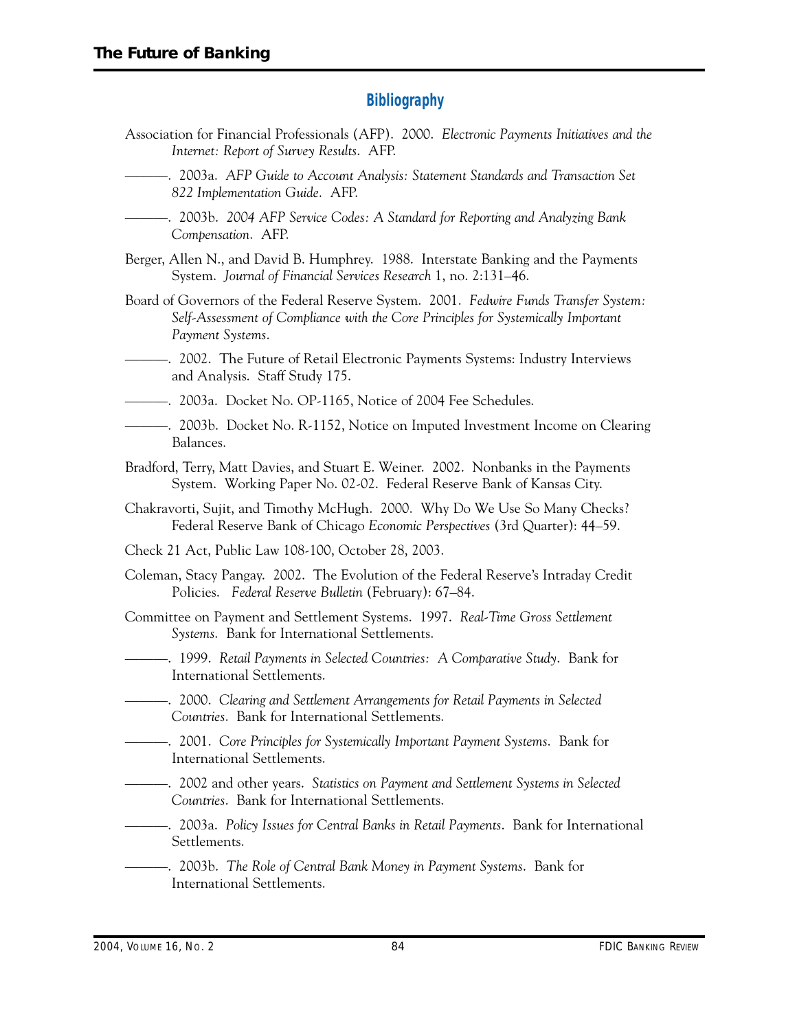## Bibliography

Association for Financial Professionals (AFP). 2000. *Electronic Payments Initiatives and the Internet: Report of Survey Results*. AFP.

———. 2003a. *AFP Guide to Account Analysis: Statement Standards and Transaction Set 822 Implementation Guide*. AFP.

———. 2003b. *2004 AFP Service Codes: A Standard for Reporting and Analyzing Bank Compensation*. AFP.

Berger, Allen N., and David B. Humphrey. 1988. Interstate Banking and the Payments System. *Journal of Financial Services Research* 1, no. 2:131–46.

Board of Governors of the Federal Reserve System. 2001. *Fedwire Funds Transfer System: Self-Assessment of Compliance with the Core Principles for Systemically Important Payment Systems*.

———. 2002. The Future of Retail Electronic Payments Systems: Industry Interviews and Analysis. Staff Study 175.

———. 2003a. Docket No. OP-1165, Notice of 2004 Fee Schedules.

———. 2003b. Docket No. R-1152, Notice on Imputed Investment Income on Clearing Balances.

Bradford, Terry, Matt Davies, and Stuart E. Weiner. 2002. Nonbanks in the Payments System. Working Paper No. 02-02. Federal Reserve Bank of Kansas City.

Chakravorti, Sujit, and Timothy McHugh. 2000. Why Do We Use So Many Checks? Federal Reserve Bank of Chicago *Economic Perspectives* (3rd Quarter): 44–59.

Check 21 Act, Public Law 108-100, October 28, 2003.

Coleman, Stacy Pangay. 2002. The Evolution of the Federal Reserve's Intraday Credit Policies. *Federal Reserve Bulletin* (February): 67–84.

Committee on Payment and Settlement Systems. 1997. *Real-Time Gross Settlement Systems*. Bank for International Settlements.

———. 1999. *Retail Payments in Selected Countries: A Comparative Study*. Bank for International Settlements.

———. 2000. *Clearing and Settlement Arrangements for Retail Payments in Selected Countries*. Bank for International Settlements.

———. 2001. *Core Principles for Systemically Important Payment Systems*. Bank for International Settlements.

———. 2002 and other years. *Statistics on Payment and Settlement Systems in Selected Countries*. Bank for International Settlements.

———. 2003a. *Policy Issues for Central Banks in Retail Payments*. Bank for International Settlements.

———. 2003b. *The Role of Central Bank Money in Payment Systems*. Bank for International Settlements.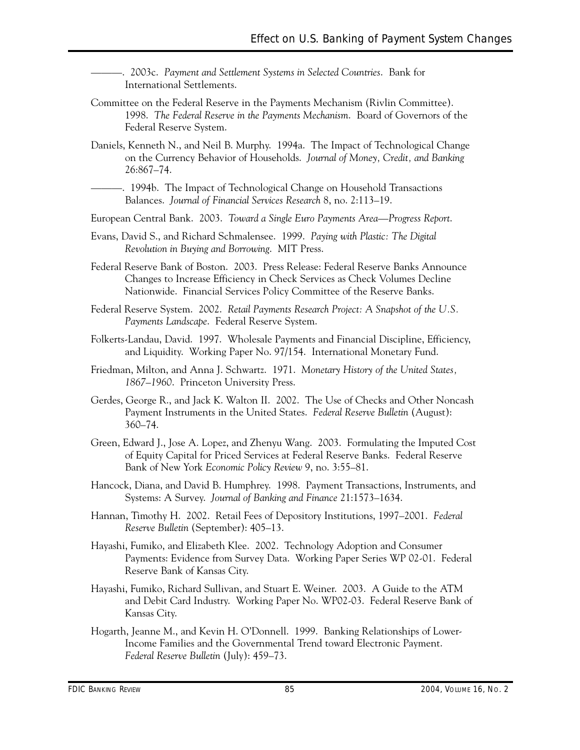———. 2003c. *Payment and Settlement Systems in Selected Countries*. Bank for International Settlements.

Committee on the Federal Reserve in the Payments Mechanism (Rivlin Committee). 1998. *The Federal Reserve in the Payments Mechanism*. Board of Governors of the Federal Reserve System.

Daniels, Kenneth N., and Neil B. Murphy. 1994a. The Impact of Technological Change on the Currency Behavior of Households. *Journal of Money, Credit, and Banking* 26:867–74.

———. 1994b. The Impact of Technological Change on Household Transactions Balances. *Journal of Financial Services Research* 8, no. 2:113–19.

European Central Bank. 2003. *Toward a Single Euro Payments Area—Progress Report*.

Evans, David S., and Richard Schmalensee. 1999. *Paying with Plastic: The Digital Revolution in Buying and Borrowing*. MIT Press.

Federal Reserve Bank of Boston. 2003. Press Release: Federal Reserve Banks Announce Changes to Increase Efficiency in Check Services as Check Volumes Decline Nationwide. Financial Services Policy Committee of the Reserve Banks.

Federal Reserve System. 2002. *Retail Payments Research Project: A Snapshot of the U.S. Payments Landscape*. Federal Reserve System.

Folkerts-Landau, David. 1997. Wholesale Payments and Financial Discipline, Efficiency, and Liquidity. Working Paper No. 97/154. International Monetary Fund.

Friedman, Milton, and Anna J. Schwartz. 1971. *Monetary History of the United States, 1867–1960*. Princeton University Press.

Gerdes, George R., and Jack K. Walton II. 2002. The Use of Checks and Other Noncash Payment Instruments in the United States. *Federal Reserve Bulletin* (August): 360–74.

Green, Edward J., Jose A. Lopez, and Zhenyu Wang. 2003. Formulating the Imputed Cost of Equity Capital for Priced Services at Federal Reserve Banks. Federal Reserve Bank of New York *Economic Policy Review* 9, no. 3:55–81.

Hancock, Diana, and David B. Humphrey. 1998. Payment Transactions, Instruments, and Systems: A Survey. *Journal of Banking and Finance* 21:1573–1634.

Hannan, Timothy H. 2002. Retail Fees of Depository Institutions, 1997–2001. *Federal Reserve Bulletin* (September): 405–13.

Hayashi, Fumiko, and Elizabeth Klee. 2002. Technology Adoption and Consumer Payments: Evidence from Survey Data. Working Paper Series WP 02-01. Federal Reserve Bank of Kansas City.

Hayashi, Fumiko, Richard Sullivan, and Stuart E. Weiner. 2003. A Guide to the ATM and Debit Card Industry. Working Paper No. WP02-03. Federal Reserve Bank of Kansas City.

Hogarth, Jeanne M., and Kevin H. O'Donnell. 1999. Banking Relationships of Lower-Income Families and the Governmental Trend toward Electronic Payment. *Federal Reserve Bulletin* (July): 459–73.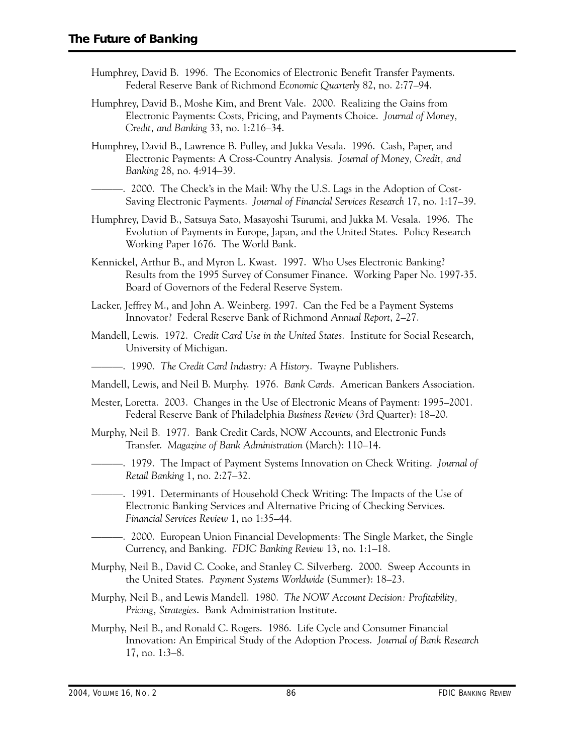Humphrey, David B. 1996. The Economics of Electronic Benefit Transfer Payments. Federal Reserve Bank of Richmond *Economic Quarterly* 82, no. 2:77–94.

Humphrey, David B., Moshe Kim, and Brent Vale. 2000. Realizing the Gains from Electronic Payments: Costs, Pricing, and Payments Choice. *Journal of Money, Credit, and Banking* 33, no. 1:216–34.

Humphrey, David B., Lawrence B. Pulley, and Jukka Vesala. 1996. Cash, Paper, and Electronic Payments: A Cross-Country Analysis. *Journal of Money, Credit, and Banking* 28, no. 4:914–39.

———. 2000. The Check's in the Mail: Why the U.S. Lags in the Adoption of Cost-Saving Electronic Payments. *Journal of Financial Services Research* 17, no. 1:17–39.

Humphrey, David B., Satsuya Sato, Masayoshi Tsurumi, and Jukka M. Vesala. 1996. The Evolution of Payments in Europe, Japan, and the United States. Policy Research Working Paper 1676. The World Bank.

Kennickel, Arthur B., and Myron L. Kwast. 1997. Who Uses Electronic Banking? Results from the 1995 Survey of Consumer Finance. Working Paper No. 1997-35. Board of Governors of the Federal Reserve System.

Lacker, Jeffrey M., and John A. Weinberg. 1997. Can the Fed be a Payment Systems Innovator? Federal Reserve Bank of Richmond *Annual Report*, 2–27.

Mandell, Lewis. 1972. *Credit Card Use in the United States*. Institute for Social Research, University of Michigan.

———. 1990. *The Credit Card Industry: A History*. Twayne Publishers.

Mandell, Lewis, and Neil B. Murphy. 1976. *Bank Cards*. American Bankers Association.

Mester, Loretta. 2003. Changes in the Use of Electronic Means of Payment: 1995–2001. Federal Reserve Bank of Philadelphia *Business Review* (3rd Quarter): 18–20.

Murphy, Neil B. 1977. Bank Credit Cards, NOW Accounts, and Electronic Funds Transfer. *Magazine of Bank Administration* (March): 110–14.

———. 1979. The Impact of Payment Systems Innovation on Check Writing. *Journal of Retail Banking* 1, no. 2:27–32.

———. 1991. Determinants of Household Check Writing: The Impacts of the Use of Electronic Banking Services and Alternative Pricing of Checking Services. *Financial Services Review* 1, no 1:35–44.

———. 2000. European Union Financial Developments: The Single Market, the Single Currency, and Banking. *FDIC Banking Review* 13, no. 1:1–18.

Murphy, Neil B., David C. Cooke, and Stanley C. Silverberg. 2000. Sweep Accounts in the United States. *Payment Systems Worldwide* (Summer): 18–23.

Murphy, Neil B., and Lewis Mandell. 1980. *The NOW Account Decision: Profitability, Pricing, Strategies*. Bank Administration Institute.

Murphy, Neil B., and Ronald C. Rogers. 1986. Life Cycle and Consumer Financial Innovation: An Empirical Study of the Adoption Process. *Journal of Bank Research* 17, no. 1:3–8.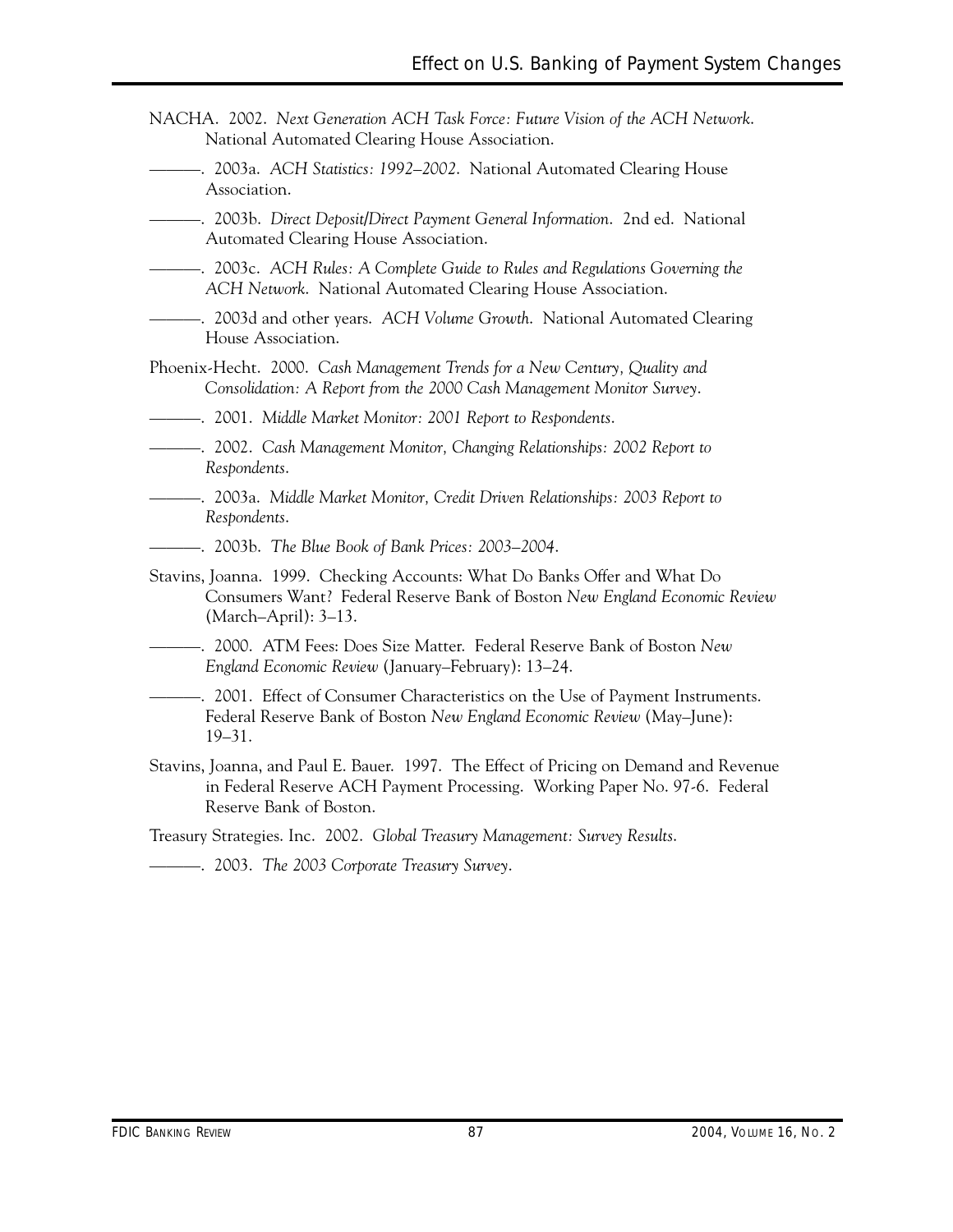NACHA. 2002. *Next Generation ACH Task Force: Future Vision of the ACH Network*. National Automated Clearing House Association.

———. 2003a. *ACH Statistics: 1992–2002*. National Automated Clearing House Association.

———. 2003b. *Direct Deposit/Direct Payment General Information*. 2nd ed. National Automated Clearing House Association.

———. 2003c. *ACH Rules: A Complete Guide to Rules and Regulations Governing the ACH Network*. National Automated Clearing House Association.

———. 2003d and other years. *ACH Volume Growth*. National Automated Clearing House Association.

Phoenix-Hecht. 2000. *Cash Management Trends for a New Century, Quality and Consolidation: A Report from the 2000 Cash Management Monitor Survey*.

———. 2001. *Middle Market Monitor: 2001 Report to Respondents*.

———. 2002. *Cash Management Monitor, Changing Relationships: 2002 Report to Respondents*.

———. 2003a. *Middle Market Monitor, Credit Driven Relationships: 2003 Report to Respondents*.

———. 2003b. *The Blue Book of Bank Prices: 2003–2004*.

Stavins, Joanna. 1999. Checking Accounts: What Do Banks Offer and What Do Consumers Want? Federal Reserve Bank of Boston *New England Economic Review* (March–April): 3–13.

———. 2000. ATM Fees: Does Size Matter. Federal Reserve Bank of Boston *New England Economic Review* (January–February): 13–24.

———. 2001. Effect of Consumer Characteristics on the Use of Payment Instruments. Federal Reserve Bank of Boston *New England Economic Review* (May–June): 19–31.

Stavins, Joanna, and Paul E. Bauer. 1997. The Effect of Pricing on Demand and Revenue in Federal Reserve ACH Payment Processing. Working Paper No. 97-6. Federal Reserve Bank of Boston.

Treasury Strategies. Inc. 2002. *Global Treasury Management: Survey Results*.

———. 2003. *The 2003 Corporate Treasury Survey*.